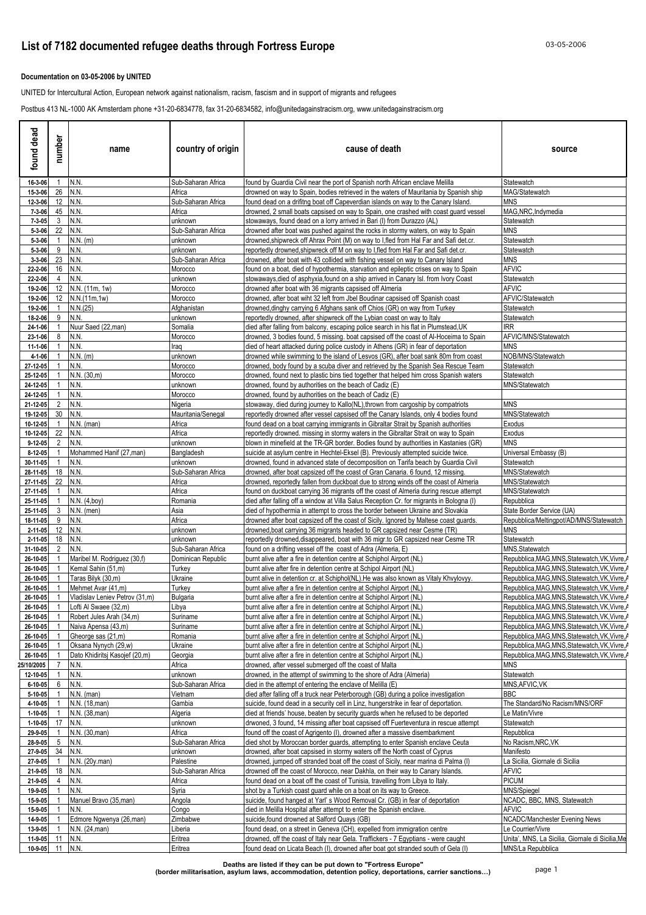# List of 7182 documented refugee deaths through Fortress Europe

**Documentation on 03-05-2006 by UNITED**

UNITED for Intercultural Action, European network against nationalism, racism, fascism and in support of migrants and refugees

Postbus 413 NL-1000 AK Amsterdam phone +31-20-6834778, fax 31-20-6834582, info@unitedagainstracism.org, www.unitedagainstracism.org

| found dead | number | name | country of origin | cause of death | source |
|---|---|---|---|---|---|
| 16-3-06 | 1 | N.N. | Sub-Saharan Africa | found by Guardia Civil near the port of Spanish north African enclave Melilla | Statewatch |
| 15-3-06 | 26 | N.N. | Africa | drowned on way to Spain, bodies retrieved in the waters of Mauritania by Spanish ship | MAG/Statewatch |
| 12-3-06 | 12 | N.N. | Sub-Saharan Africa | found dead on a drifitng boat off Capeverdian islands on way to the Canary Island. | MNS |
| 7-3-06 | 45 | N.N. | Africa | drowned, 2 small boats capsised on way to Spain, one crashed with coast guard vessel | MAG,NRC,Indymedia |
| 7-3-05 | 3 | N.N. | unknown | stowaways, found dead on a lorry arrived in Bari (I) from Durazzo (AL) | Statewatch |
| 5-3-06 | 22 | N.N. | Sub-Saharan Africa | drowned after boat was pushed against the rocks in stormy waters, on way to Spain | MNS |
| 5-3-06 | 1 | N.N. (m) | unknown | drowned,shipwreck off Ahrax Point (M) on way to I,fled from Hal Far and Safi det.cr. | Statewatch |
| 5-3-06 | 9 | N.N. | unknown | reportedly drowned,shipwreck off M on way to I,fled from Hal Far and Safi det.cr. | Statewatch |
| 3-3-06 | 23 | N.N. | Sub-Saharan Africa | drowned, after boat with 43 collided with fishing vessel on way to Canary Island | MNS |
| 22-2-06 | 16 | N.N. | Morocco | found on a boat, died of hypothermia, starvation and epileptic crises on way to Spain | AFVIC |
| 22-2-06 | 4 | N.N. | unknown | stowaways,died of asphyxia,found on a ship arrived in Canary Isl. from Ivory Coast | Statewatch |
| 19-2-06 | 12 | N.N. (11m, 1w) | Morocco | drowned after boat with 36 migrants capsised off Almeria | AFVIC |
| 19-2-06 | 12 | N.N.(11m,1w) | Morocco | drowned, after boat wiht 32 left from Jbel Boudinar capsised off Spanish coast | AFVIC/Statewatch |
| 19-2-06 | 1 | N.N.(25) | Afghanistan | drowned,dinghy carrying 6 Afghans sank off Chios (GR) on way from Turkey | Statewatch |
| 18-2-06 | 9 | N.N. | unknown | reportedly drowned, after shipwreck off the Lybian coast on way to Italy | Statewatch |
| 24-1-06 | 1 | Nuur Saed (22,man) | Somalia | died after falling from balcony, escaping police search in his flat in Plumstead,UK | IRR |
| 23-1-06 | 8 | N.N. | Morocco | drowned, 3 bodies found, 5 missing. boat capsised off the coast of Al-Hoceima to Spain | AFVIC/MNS/Statewatch |
| 11-1-06 | 1 | N.N. | Iraq | died of heart attacked during police custody in Athens (GR) in fear of deportation | MNS |
| 4-1-06 | 1 | N.N. (m) | unknown | drowned while swimming to the island of Lesvos (GR), after boat sank 80m from coast | NOB/MNS/Statewatch |
| 27-12-05 | 1 | N.N. | Morocco | drowned, body found by a scuba diver and retrieved by the Spanish Sea Rescue Team | Statewatch |
| 25-12-05 | 1 | N.N. (30,m) | Morocco | drowned, found next to plastic bins tied together that helped him cross Spanish waters | Statewatch |
| 24-12-05 | 1 | N.N. | unknown | drowned, found by authorities on the beach of Cadiz (E) | MNS/Statewatch |
| 24-12-05 | 1 | N.N. | Morocco | drowned, found by authorities on the beach of Cadiz (E) | |
| 21-12-05 | 2 | N.N. | Nigeria | stowaway, died during journey to Kallo(NL),thrown from cargoship by compatriots | MNS |
| 19-12-05 | 30 | N.N. | Mauritania/Senegal | reportedly drowned after vessel capsised off the Canary Islands, only 4 bodies found | MNS/Statewatch |
| 10-12-05 | 1 | N.N. (man) | Africa | found dead on a boat carrying immigrants in Gibraltar Strait by Spanish authorities | Exodus |
| 10-12-05 | 22 | N.N. | Africa | reportedly drowned. missing in stormy waters in the Gibraltar Strait on way to Spain | Exodus |
| 9-12-05 | 2 | N.N. | unknown | blown in minefield at the TR-GR border. Bodies found by authorities in Kastanies (GR) | MNS |
| 8-12-05 | 1 | Mohammed Hanif (27,man) | Bangladesh | suicide at asylum centre in Hechtel-Eksel (B). Previously attempted suicide twice. | Universal Embassy (B) |
| 30-11-05 | 1 | N.N. | unknown | drowned, found in advanced state of decomposition on Tarifa beach by Guardia Civil | Statewatch |
| 28-11-05 | 18 | N.N. | Sub-Saharan Africa | drowned, after boat capsized off the coast of Gran Canaria. 6 found, 12 missing. | MNS/Statewatch |
| 27-11-05 | 22 | N.N. | Africa | drowned, reportedly fallen from duckboat due to strong winds off the coast of Almeria | MNS/Statewatch |
| 27-11-05 | 1 | N.N. | Africa | found on duckboat carrying 36 migrants off the coast of Almeria during rescue attempt | MNS/Statewatch |
| 25-11-05 | 1 | N.N. (4,boy) | Romania | died after falling off a window at Villa Salus Reception Cr. for migrants in Bologna (I) | Repubblica |
| 25-11-05 | 3 | N.N. (men) | Asia | died of hypothermia in attempt to cross the border between Ukraine and Slovakia | State Border Service (UA) |
| 18-11-05 | 9 | N.N. | Africa | drowned after boat capsized off the coast of Sicily. Ignored by Maltese coast guards. | Repubblica/Meltingpot/AD/MNS/Statewatch |
| 2-11-05 | 12 | N.N. | unknown | drowned,boat carrying 36 migrants headed to GR capsized near Cesme (TR) | MNS |
| 2-11-05 | 18 | N.N. | unknown | reportedly drowned,disappeared, boat with 36 migr.to GR capsized near Cesme TR | Statewatch |
| 31-10-05 | 2 | N.N. | Sub-Saharan Africa | found on a drifting vessel off the coast of Adra (Almeria, E) | MNS,Statewatch |
| 26-10-05 | 1 | Maribel M. Rodriguez (30,f) | Dominican Republic | burnt alive after a fire in detention centre at Schiphol Airport (NL) | Repubblica,MAG,MNS,Statewatch,VK,Vivre,A |
| 26-10-05 | 1 | Kemal Sahin (51,m) | Turkey | burnt alive after fire in detention centre at Schipol Airport (NL) | Repubblica,MAG,MNS,Statewatch,VK,Vivre,A |
| 26-10-05 | 1 | Taras Bilyk (30,m) | Ukraine | burnt alive in detention cr. at Schiphol(NL).He was also known as Vitaly Khvylovyy. | Repubblica,MAG,MNS,Statewatch,VK,Vivre,A |
| 26-10-05 | 1 | Mehmet Avar (41,m) | Turkey | burnt alive after a fire in detention centre at Schiphol Airport (NL) | Repubblica,MAG,MNS,Statewatch,VK,Vivre,A |
| 26-10-05 | 1 | Vladislav Leniev Petrov (31,m) | Bulgaria | burnt alive after a fire in detention centre at Schiphol Airport (NL) | Repubblica,MAG,MNS,Statewatch,VK,Vivre,A |
| 26-10-05 | 1 | Lofti Al Swaee (32,m) | Libya | burnt alive after a fire in detention centre at Schiphol Airport (NL) | Repubblica,MAG,MNS,Statewatch,VK,Vivre,A |
| 26-10-05 | 1 | Robert Jules Arah (34,m) | Suriname | burnt alive after a fire in detention centre at Schiphol Airport (NL) | Repubblica,MAG,MNS,Statewatch,VK,Vivre,A |
| 26-10-05 | 1 | Naiva Apensa (43,m) | Suriname | burnt alive after a fire in detention centre at Schiphol Airport (NL) | Repubblica,MAG,MNS,Statewatch,VK,Vivre,A |
| 26-10-05 | 1 | Gheorge sas (21,m) | Romania | burnt alive after a fire in detention centre at Schiphol Airport (NL) | Repubblica,MAG,MNS,Statewatch,VK,Vivre,A |
| 26-10-05 | 1 | Oksana Nynych (29,w) | Ukraine | burnt alive after a fire in detention centre at Schiphol Airport (NL) | Repubblica,MAG,MNS,Statewatch,VK,Vivre,A |
| 26-10-05 | 1 | Dato Khidiritsj Kasojef (20,m) | Georgia | burnt alive after a fire in detention centre at Schiphol Airport (NL) | Repubblica,MAG,MNS,Statewatch,VK,Vivre,A |
| 25/10/2005 | 7 | N.N. | Africa | drowned, after vessel submerged off the coast of Malta | MNS |
| 12-10-05 | 1 | N.N. | unknown | drowned, in the attempt of swimming to the shore of Adra (Almeria) | Statewatch |
| 6-10-05 | 6 | N.N. | Sub-Saharan Africa | died in the attempt of entering the enclave of Melilla (E) | MNS,AFVIC,VK |
| 5-10-05 | 1 | N.N. (man) | Vietnam | died after falling off a truck near Peterborough (GB) during a police investigation | BBC |
| 4-10-05 | 1 | N.N. (18,man) | Gambia | suicide, found dead in a security cell in Linz, hungerstrike in fear of deportation. | The Standard/No Racism/MNS/ORF |
| 1-10-05 | 1 | N.N. (38,man) | Algeria | died at friends' house, beaten by security guards when he refused to be deported | Le Matin/Vivre |
| 1-10-05 | 17 | N.N. | unknown | drwoned, 3 found, 14 missing after boat capsised off Fuerteventura in rescue attempt | Statewatch |
| 29-9-05 | 1 | N.N. (30,man) | Africa | found off the coast of Agrigento (I), drowned after a massive disembarkment | Repubblica |
| 28-9-05 | 5 | N.N. | Sub-Saharan Africa | died shot by Moroccan border guards, attempting to enter Spanish enclave Ceuta | No Racism,NRC,VK |
| 27-9-05 | 34 | N.N. | unknown | drowned, after boat capsised in stormy waters off the North coast of Cyprus | Manifesto |
| 27-9-05 | 1 | N.N. (20y.man) | Palestine | drowned, jumped off stranded boat off the coast of Sicily, near marina di Palma (I) | La Sicilia, Giornale di Sicilia |
| 21-9-05 | 18 | N.N. | Sub-Saharan Africa | drowned off the coast of Morocco, near Dakhla, on their way to Canary Islands. | AFVIC |
| 21-9-05 | 4 | N.N. | Africa | found dead on a boat off the coast of Tunisia, travelling from Libya to Italy. | PICUM |
| 19-9-05 | 1 | N.N. | Syria | shot by a Turkish coast guard while on a boat on its way to Greece. | MNS/Spiegel |
| 15-9-05 | 1 | Manuel Bravo (35,man) | Angola | suicide, found hanged at Yarl' s Wood Removal Cr. (GB) in fear of deportation | NCADC, BBC, MNS, Statewatch |
| 15-9-05 | 1 | N.N. | Congo | died in Melilla Hospital after attempt to enter the Spanish enclave. | AFVIC |
| 14-9-05 | 1 | Edmore Ngwenya (26,man) | Zimbabwe | suicide,found drowned at Salford Quays (GB) | NCADC/Manchester Evening News |
| 13-9-05 | 1 | N.N. (24,man) | Liberia | found dead, on a street in Geneva (CH), expelled from immigration centre | Le Courrier/Vivre |
| 11-9-05 | 11 | N.N. | Eritrea | drowned, off the coast of Italy near Gela. Traffickers - 7 Egyptians - were caught | Unita', MNS, La Sicilia, Giornale di Sicilia,Me |
| 10-9-05 | 11 | N.N. | Eritrea | found dead on Licata Beach (I), drowned after boat got stranded south of Gela (I) | MNS/La Repubblica |

**Deaths are listed if they can be put down to "Fortress Europe"**
**(border militarisation, asylum laws, accommodation, detention policy, deportations, carrier sanctions…)**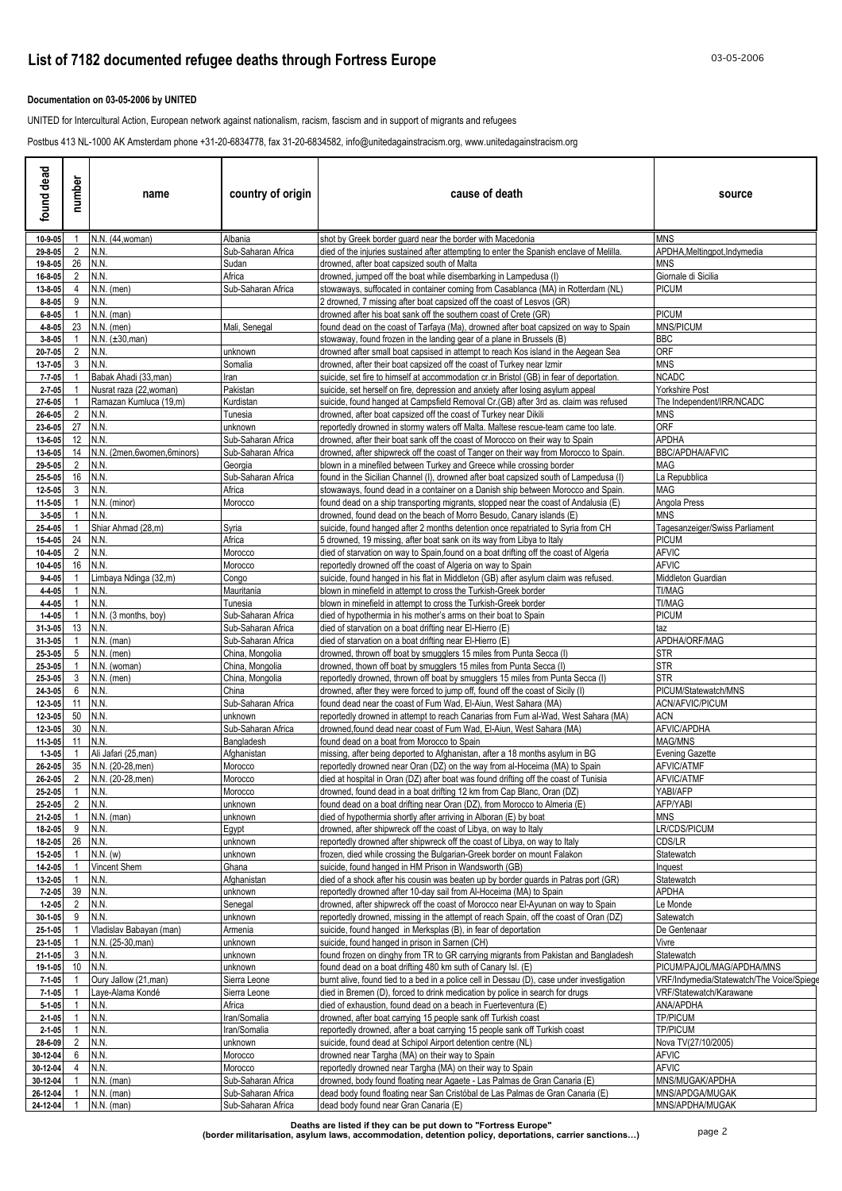# List of 7182 documented refugee deaths through Fortress Europe

**Documentation on 03-05-2006 by UNITED**

UNITED for Intercultural Action, European network against nationalism, racism, fascism and in support of migrants and refugees

Postbus 413 NL-1000 AK Amsterdam phone +31-20-6834778, fax 31-20-6834582, info@unitedagainstracism.org, www.unitedagainstracism.org

| found dead | number | name | country of origin | cause of death | source |
|---|---|---|---|---|---|
| 10-9-05 | 1 | N.N. (44,woman) | Albania | shot by Greek border guard near the border with Macedonia | MNS |
| 29-8-05 | 2 | N.N. | Sub-Saharan Africa | died of the injuries sustained after attempting to enter the Spanish enclave of Melilla. | APDHA,Meltingpot,Indymedia |
| 19-8-05 | 26 | N.N. | Sudan | drowned, after boat capsized south of Malta | MNS |
| 16-8-05 | 2 | N.N. | Africa | drowned, jumped off the boat while disembarking in Lampedusa (I) | Giornale di Sicilia |
| 13-8-05 | 4 | N.N. (men) | Sub-Saharan Africa | stowaways, suffocated in container coming from Casablanca (MA) in Rotterdam (NL) | PICUM |
| 8-8-05 | 9 | N.N. | | 2 drowned, 7 missing after boat capsized off the coast of Lesvos (GR) | |
| 6-8-05 | 1 | N.N. (man) | | drowned after his boat sank off the southern coast of Crete (GR) | PICUM |
| 4-8-05 | 23 | N.N. (men) | Mali, Senegal | found dead on the coast of Tarfaya (Ma), drowned after boat capsized on way to Spain | MNS/PICUM |
| 3-8-05 | 1 | N.N. (±30,man) | | stowaway, found frozen in the landing gear of a plane in Brussels (B) | BBC |
| 20-7-05 | 2 | N.N. | unknown | drowned after small boat capsised in attempt to reach Kos island in the Aegean Sea | ORF |
| 13-7-05 | 3 | N.N. | Somalia | drowned, after their boat capsized off the coast of Turkey near Izmir | MNS |
| 7-7-05 | 1 | Babak Ahadi (33,man) | Iran | suicide, set fire to himself at accommodation cr.in Bristol (GB) in fear of deportation. | NCADC |
| 2-7-05 | 1 | Nusrat raza (22,woman) | Pakistan | suicide, set herself on fire, depression and anxiety after losing asylum appeal | Yorkshire Post |
| 27-6-05 | 1 | Ramazan Kumluca (19,m) | Kurdistan | suicide, found hanged at Campsfield Removal Cr.(GB) after 3rd as. claim was refused | The Independent/IRR/NCADC |
| 26-6-05 | 2 | N.N. | Tunesia | drowned, after boat capsized off the coast of Turkey near Dikili | MNS |
| 23-6-05 | 27 | N.N. | unknown | reportedly drowned in stormy waters off Malta. Maltese rescue-team came too late. | ORF |
| 13-6-05 | 12 | N.N. | Sub-Saharan Africa | drowned, after their boat sank off the coast of Morocco on their way to Spain | APDHA |
| 13-6-05 | 14 | N.N. (2men,6women,6minors) | Sub-Saharan Africa | drowned, after shipwreck off the coast of Tanger on their way from Morocco to Spain. | BBC/APDHA/AFVIC |
| 29-5-05 | 2 | N.N. | Georgia | blown in a minefiled between Turkey and Greece while crossing border | MAG |
| 25-5-05 | 16 | N.N. | Sub-Saharan Africa | found in the Sicilian Channel (I), drowned after boat capsized south of Lampedusa (I) | La Repubblica |
| 12-5-05 | 3 | N.N. | Africa | stowaways, found dead in a container on a Danish ship between Morocco and Spain. | MAG |
| 11-5-05 | 1 | N.N. (minor) | Morocco | found dead on a ship transporting migrants, stopped near the coast of Andalusia (E) | Angola Press |
| 3-5-05 | 1 | N.N. | | drowned, found dead on the beach of Morro Besudo, Canary islands (E) | MNS |
| 25-4-05 | 1 | Shiar Ahmad (28,m) | Syria | suicide, found hanged after 2 months detention once repatriated to Syria from CH | Tagesanzeiger/Swiss Parliament |
| 15-4-05 | 24 | N.N. | Africa | 5 drowned, 19 missing, after boat sank on its way from Libya to Italy | PICUM |
| 10-4-05 | 2 | N.N. | Morocco | died of starvation on way to Spain,found on a boat drifting off the coast of Algeria | AFVIC |
| 10-4-05 | 16 | N.N. | Morocco | reportedly drowned off the coast of Algeria on way to Spain | AFVIC |
| 9-4-05 | 1 | Limbaya Ndinga (32,m) | Congo | suicide, found hanged in his flat in Middleton (GB) after asylum claim was refused. | Middleton Guardian |
| 4-4-05 | 1 | N.N. | Mauritania | blown in minefield in attempt to cross the Turkish-Greek border | TI/MAG |
| 4-4-05 | 1 | N.N. | Tunesia | blown in minefield in attempt to cross the Turkish-Greek border | TI/MAG |
| 1-4-05 | 1 | N.N. (3 months, boy) | Sub-Saharan Africa | died of hypothermia in his mother's arms on their boat to Spain | PICUM |
| 31-3-05 | 13 | N.N. | Sub-Saharan Africa | died of starvation on a boat drifting near El-Hierro (E) | taz |
| 31-3-05 | 1 | N.N. (man) | Sub-Saharan Africa | died of starvation on a boat drifting near El-Hierro (E) | APDHA/ORF/MAG |
| 25-3-05 | 5 | N.N. (men) | China, Mongolia | drowned, thrown off boat by smugglers 15 miles from Punta Secca (I) | STR |
| 25-3-05 | 1 | N.N. (woman) | China, Mongolia | drowned, thown off boat by smugglers 15 miles from Punta Secca (I) | STR |
| 25-3-05 | 3 | N.N. (men) | China, Mongolia | reportedly drowned, thrown off boat by smugglers 15 miles from Punta Secca (I) | STR |
| 24-3-05 | 6 | N.N. | China | drowned, after they were forced to jump off, found off the coast of Sicily (I) | PICUM/Statewatch/MNS |
| 12-3-05 | 11 | N.N. | Sub-Saharan Africa | found dead near the coast of Fum Wad, El-Aiun, West Sahara (MA) | ACN/AFVIC/PICUM |
| 12-3-05 | 50 | N.N. | unknown | reportedly drowned in attempt to reach Canarias from Fum al-Wad, West Sahara (MA) | ACN |
| 12-3-05 | 30 | N.N. | Sub-Saharan Africa | drowned,found dead near coast of Fum Wad, El-Aiun, West Sahara (MA) | AFVIC/APDHA |
| 11-3-05 | 11 | N.N. | Bangladesh | found dead on a boat from Morocco to Spain | MAG/MNS |
| 1-3-05 | 1 | Ali Jafari (25,man) | Afghanistan | missing, after being deported to Afghanistan, after a 18 months asylum in BG | Evening Gazette |
| 26-2-05 | 35 | N.N. (20-28,men) | Morocco | reportedly drowned near Oran (DZ) on the way from al-Hoceima (MA) to Spain | AFVIC/ATMF |
| 26-2-05 | 2 | N.N. (20-28,men) | Morocco | died at hospital in Oran (DZ) after boat was found drifting off the coast of Tunisia | AFVIC/ATMF |
| 25-2-05 | 1 | N.N. | Morocco | drowned, found dead in a boat drifting 12 km from Cap Blanc, Oran (DZ) | YABI/AFP |
| 25-2-05 | 2 | N.N. | unknown | found dead on a boat drifting near Oran (DZ), from Morocco to Almeria (E) | AFP/YABI |
| 21-2-05 | 1 | N.N. (man) | unknown | died of hypothermia shortly after arriving in Alboran (E) by boat | MNS |
| 18-2-05 | 9 | N.N. | Egypt | drowned, after shipwreck off the coast of Libya, on way to Italy | LR/CDS/PICUM |
| 18-2-05 | 26 | N.N. | unknown | reportedly drowned after shipwreck off the coast of Libya, on way to Italy | CDS/LR |
| 15-2-05 | 1 | N.N. (w) | unknown | frozen, died while crossing the Bulgarian-Greek border on mount Falakon | Statewatch |
| 14-2-05 | 1 | Vincent Shem | Ghana | suicide, found hanged in HM Prison in Wandsworth (GB) | Inquest |
| 13-2-05 | 1 | N.N. | Afghanistan | died of a shock after his cousin was beaten up by border guards in Patras port (GR) | Statewatch |
| 7-2-05 | 39 | N.N. | unknown | reportedly drowned after 10-day sail from Al-Hoceima (MA) to Spain | APDHA |
| 1-2-05 | 2 | N.N. | Senegal | drowned, after shipwreck off the coast of Morocco near El-Ayunan on way to Spain | Le Monde |
| 30-1-05 | 9 | N.N. | unknown | reportedly drowned, missing in the attempt of reach Spain, off the coast of Oran (DZ) | Satewatch |
| 25-1-05 | 1 | Vladislav Babayan (man) | Armenia | suicide, found hanged in Merksplas (B), in fear of deportation | De Gentenaar |
| 23-1-05 | 1 | N.N. (25-30,man) | unknown | suicide, found hanged in prison in Sarnen (CH) | Vivre |
| 21-1-05 | 3 | N.N. | unknown | found frozen on dinghy from TR to GR carrying migrants from Pakistan and Bangladesh | Statewatch |
| 19-1-05 | 10 | N.N. | unknown | found dead on a boat drifting 480 km suth of Canary Isl. (E) | PICUM/PAJOL/MAG/APDHA/MNS |
| 7-1-05 | 1 | Oury Jallow (21,man) | Sierra Leone | burnt alive, found tied to a bed in a police cell in Dessau (D), case under investigation | VRF/Indymedia/Statewatch/The Voice/Spiege |
| 7-1-05 | 1 | Laye-Alama Kondé | Sierra Leone | died in Bremen (D), forced to drink medication by police in search for drugs | VRF/Statewatch/Karawane |
| 5-1-05 | 1 | N.N. | Africa | died of exhaustion, found dead on a beach in Fuerteventura (E) | ANA/APDHA |
| 2-1-05 | 1 | N.N. | Iran/Somalia | drowned, after boat carrying 15 people sank off Turkish coast | TP/PICUM |
| 2-1-05 | 1 | N.N. | Iran/Somalia | reportedly drowned, after a boat carrying 15 people sank off Turkish coast | TP/PICUM |
| 28-6-09 | 2 | N.N. | unknown | suicide, found dead at Schipol Airport detention centre (NL) | Nova TV(27/10/2005) |
| 30-12-04 | 6 | N.N. | Morocco | drowned near Targha (MA) on their way to Spain | AFVIC |
| 30-12-04 | 4 | N.N. | Morocco | reportedly drowned near Targha (MA) on their way to Spain | AFVIC |
| 30-12-04 | 1 | N.N. (man) | Sub-Saharan Africa | drowned, body found floating near Agaete - Las Palmas de Gran Canaria (E) | MNS/MUGAK/APDHA |
| 26-12-04 | 1 | N.N. (man) | Sub-Saharan Africa | dead body found floating near San Cristóbal de Las Palmas de Gran Canaria (E) | MNS/APDGA/MUGAK |
| 24-12-04 | 1 | N.N. (man) | Sub-Saharan Africa | dead body found near Gran Canaria (E) | MNS/APDHA/MUGAK |

**Deaths are listed if they can be put down to "Fortress Europe"**
**(border militarisation, asylum laws, accommodation, detention policy, deportations, carrier sanctions…)**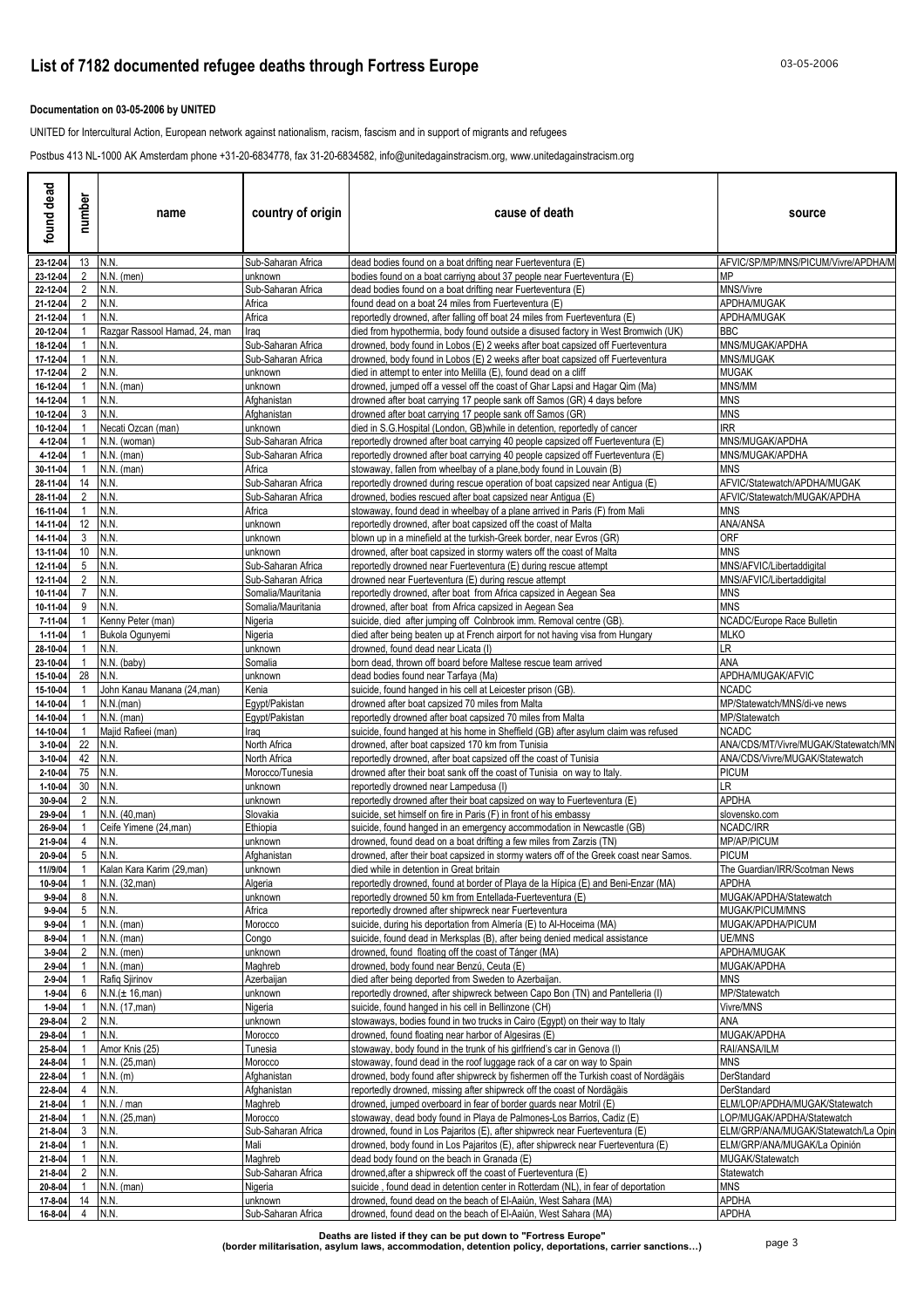# List of 7182 documented refugee deaths through Fortress Europe

**Documentation on 03-05-2006 by UNITED**

UNITED for Intercultural Action, European network against nationalism, racism, fascism and in support of migrants and refugees

Postbus 413 NL-1000 AK Amsterdam phone +31-20-6834778, fax 31-20-6834582, info@unitedagainstracism.org, www.unitedagainstracism.org

| found dead | number | name | country of origin | cause of death | source |
|---|---|---|---|---|---|
| 23-12-04 | 13 | N.N. | Sub-Saharan Africa | dead bodies found on a boat drifting near Fuerteventura (E) | AFVIC/SP/MP/MNS/PICUM/Vivre/APDHA/M |
| 23-12-04 | 2 | N.N. (men) | unknown | bodies found on a boat carriyng about 37 people near Fuerteventura (E) | MP |
| 22-12-04 | 2 | N.N. | Sub-Saharan Africa | dead bodies found on a boat drifting near Fuerteventura (E) | MNS/Vivre |
| 21-12-04 | 2 | N.N. | Africa | found dead on a boat 24 miles from Fuerteventura (E) | APDHA/MUGAK |
| 21-12-04 | 1 | N.N. | Africa | reportedly drowned, after falling off boat 24 miles from Fuerteventura (E) | APDHA/MUGAK |
| 20-12-04 | 1 | Razgar Rassool Hamad, 24, man | Iraq | died from hypothermia, body found outside a disused factory in West Bromwich (UK) | BBC |
| 18-12-04 | 1 | N.N. | Sub-Saharan Africa | drowned, body found in Lobos (E) 2 weeks after boat capsized off Fuerteventura | MNS/MUGAK/APDHA |
| 17-12-04 | 1 | N.N. | Sub-Saharan Africa | drowned, body found in Lobos (E) 2 weeks after boat capsized off Fuerteventura | MNS/MUGAK |
| 17-12-04 | 2 | N.N. | unknown | died in attempt to enter into Melilla (E), found dead on a cliff | MUGAK |
| 16-12-04 | 1 | N.N. (man) | unknown | drowned, jumped off a vessel off the coast of Ghar Lapsi and Hagar Qim (Ma) | MNS/MM |
| 14-12-04 | 1 | N.N. | Afghanistan | drowned after boat carrying 17 people sank off Samos (GR) 4 days before | MNS |
| 10-12-04 | 3 | N.N. | Afghanistan | drowned after boat carrying 17 people sank off Samos (GR) | MNS |
| 10-12-04 | 1 | Necati Ozcan (man) | unknown | died in S.G.Hospital (London, GB)while in detention, reportedly of cancer | IRR |
| 4-12-04 | 1 | N.N. (woman) | Sub-Saharan Africa | reportedly drowned after boat carrying 40 people capsized off Fuerteventura (E) | MNS/MUGAK/APDHA |
| 4-12-04 | 1 | N.N. (man) | Sub-Saharan Africa | reportedly drowned after boat carrying 40 people capsized off Fuerteventura (E) | MNS/MUGAK/APDHA |
| 30-11-04 | 1 | N.N. (man) | Africa | stowaway, fallen from wheelbay of a plane,body found in Louvain (B) | MNS |
| 28-11-04 | 14 | N.N. | Sub-Saharan Africa | reportedly drowned during rescue operation of boat capsized near Antigua (E) | AFVIC/Statewatch/APDHA/MUGAK |
| 28-11-04 | 2 | N.N. | Sub-Saharan Africa | drowned, bodies rescued after boat capsized near Antigua (E) | AFVIC/Statewatch/MUGAK/APDHA |
| 16-11-04 | 1 | N.N. | Africa | stowaway, found dead in wheelbay of a plane arrived in Paris (F) from Mali | MNS |
| 14-11-04 | 12 | N.N. | unknown | reportedly drowned, after boat capsized off the coast of Malta | ANA/ANSA |
| 14-11-04 | 3 | N.N. | unknown | blown up in a minefield at the turkish-Greek border, near Evros (GR) | ORF |
| 13-11-04 | 10 | N.N. | unknown | drowned, after boat capsized in stormy waters off the coast of Malta | MNS |
| 12-11-04 | 5 | N.N. | Sub-Saharan Africa | reportedly drowned near Fuerteventura (E) during rescue attempt | MNS/AFVIC/Libertaddigital |
| 12-11-04 | 2 | N.N. | Sub-Saharan Africa | drowned near Fuerteventura (E) during rescue attempt | MNS/AFVIC/Libertaddigital |
| 10-11-04 | 7 | N.N. | Somalia/Mauritania | reportedly drowned, after boat from Africa capsized in Aegean Sea | MNS |
| 10-11-04 | 9 | N.N. | Somalia/Mauritania | drowned, after boat from Africa capsized in Aegean Sea | MNS |
| 7-11-04 | 1 | Kenny Peter (man) | Nigeria | suicide, died after jumping off Colnbrook imm. Removal centre (GB). | NCADC/Europe Race Bulletin |
| 1-11-04 | 1 | Bukola Ogunyemi | Nigeria | died after being beaten up at French airport for not having visa from Hungary | MLKO |
| 28-10-04 | 1 | N.N. | unknown | drowned, found dead near Licata (I) | LR |
| 23-10-04 | 1 | N.N. (baby) | Somalia | born dead, thrown off board before Maltese rescue team arrived | ANA |
| 15-10-04 | 28 | N.N. | unknown | dead bodies found near Tarfaya (Ma) | APDHA/MUGAK/AFVIC |
| 15-10-04 | 1 | John Kanau Manana (24,man) | Kenia | suicide, found hanged in his cell at Leicester prison (GB). | NCADC |
| 14-10-04 | 1 | N.N.(man) | Egypt/Pakistan | drowned after boat capsized 70 miles from Malta | MP/Statewatch/MNS/di-ve news |
| 14-10-04 | 1 | N.N. (man) | Egypt/Pakistan | reportedly drowned after boat capsized 70 miles from Malta | MP/Statewatch |
| 14-10-04 | 1 | Majid Rafieei (man) | Iraq | suicide, found hanged at his home in Sheffield (GB) after asylum claim was refused | NCADC |
| 3-10-04 | 22 | N.N. | North Africa | drowned, after boat capsized 170 km from Tunisia | ANA/CDS/MT/Vivre/MUGAK/Statewatch/MN |
| 3-10-04 | 42 | N.N. | North Africa | reportedly drowned, after boat capsized off the coast of Tunisia | ANA/CDS/Vivre/MUGAK/Statewatch |
| 2-10-04 | 75 | N.N. | Morocco/Tunesia | drowned after their boat sank off the coast of Tunisia on way to Italy. | PICUM |
| 1-10-04 | 30 | N.N. | unknown | reportedly drowned near Lampedusa (I) | LR |
| 30-9-04 | 2 | N.N. | unknown | reportedly drowned after their boat capsized on way to Fuerteventura (E) | APDHA |
| 29-9-04 | 1 | N.N. (40,man) | Slovakia | suicide, set himself on fire in Paris (F) in front of his embassy | slovensko.com |
| 26-9-04 | 1 | Ceife Yimene (24,man) | Ethiopia | suicide, found hanged in an emergency accommodation in Newcastle (GB) | NCADC/IRR |
| 21-9-04 | 4 | N.N. | unknown | drowned, found dead on a boat drifting a few miles from Zarzis (TN) | MP/AP/PICUM |
| 20-9-04 | 5 | N.N. | Afghanistan | drowned, after their boat capsized in stormy waters off of the Greek coast near Samos. | PICUM |
| 11/9/04 | 1 | Kalan Kara Karim (29,man) | unknown | died while in detention in Great britain | The Guardian/IRR/Scotman News |
| 10-9-04 | 1 | N.N. (32,man) | Algeria | reportedly drowned, found at border of Playa de la Hípica (E) and Beni-Enzar (MA) | APDHA |
| 9-9-04 | 8 | N.N. | unknown | reportedly drowned 50 km from Entellada-Fuerteventura (E) | MUGAK/APDHA/Statewatch |
| 9-9-04 | 5 | N.N. | Africa | reportedly drowned after shipwreck near Fuerteventura | MUGAK/PICUM/MNS |
| 9-9-04 | 1 | N.N. (man) | Morocco | suicide, during his deportation from Almería (E) to Al-Hoceima (MA) | MUGAK/APDHA/PICUM |
| 8-9-04 | 1 | N.N. (man) | Congo | suicide, found dead in Merksplas (B), after being denied medical assistance | UE/MNS |
| 3-9-04 | 2 | N.N. (men) | unknown | drowned, found floating off the coast of Tánger (MA) | APDHA/MUGAK |
| 2-9-04 | 1 | N.N. (man) | Maghreb | drowned, body found near Benzú, Ceuta (E) | MUGAK/APDHA |
| 2-9-04 | 1 | Rafiq Sjirinov | Azerbaijan | died after being deported from Sweden to Azerbaijan. | MNS |
| 1-9-04 | 6 | N.N.(± 16,man) | unknown | reportedly drowned, after shipwreck between Capo Bon (TN) and Pantelleria (I) | MP/Statewatch |
| 1-9-04 | 1 | N.N. (17,man) | Nigeria | suicide, found hanged in his cell in Bellinzone (CH) | Vivre/MNS |
| 29-8-04 | 2 | N.N. | unknown | stowaways, bodies found in two trucks in Cairo (Egypt) on their way to Italy | ANA |
| 29-8-04 | 1 | N.N. | Morocco | drowned, found floating near harbor of Algesiras (E) | MUGAK/APDHA |
| 25-8-04 | 1 | Amor Knis (25) | Tunesia | stowaway, body found in the trunk of his girlfriend's car in Genova (I) | RAI/ANSA/ILM |
| 24-8-04 | 1 | N.N. (25,man) | Morocco | stowaway, found dead in the roof luggage rack of a car on way to Spain | MNS |
| 22-8-04 | 1 | N.N. (m) | Afghanistan | drowned, body found after shipwreck by fishermen off the Turkish coast of Nordägäis | DerStandard |
| 22-8-04 | 4 | N.N. | Afghanistan | reportedly drowned, missing after shipwreck off the coast of Nordägäis | DerStandard |
| 21-8-04 | 1 | N.N. / man | Maghreb | drowned, jumped overboard in fear of border guards near Motril (E) | ELM/LOP/APDHA/MUGAK/Statewatch |
| 21-8-04 | 1 | N.N. (25,man) | Morocco | stowaway, dead body found in Playa de Palmones-Los Barrios, Cadiz (E) | LOP/MUGAK/APDHA/Statewatch |
| 21-8-04 | 3 | N.N. | Sub-Saharan Africa | drowned, found in Los Pajaritos (E), after shipwreck near Fuerteventura (E) | ELM/GRP/ANA/MUGAK/Statewatch/La Opin |
| 21-8-04 | 1 | N.N. | Mali | drowned, body found in Los Pajaritos (E), after shipwreck near Fuerteventura (E) | ELM/GRP/ANA/MUGAK/La Opinión |
| 21-8-04 | 1 | N.N. | Maghreb | dead body found on the beach in Granada (E) | MUGAK/Statewatch |
| 21-8-04 | 2 | N.N. | Sub-Saharan Africa | drowned,after a shipwreck off the coast of Fuerteventura (E) | Statewatch |
| 20-8-04 | 1 | N.N. (man) | Nigeria | suicide , found dead in detention center in Rotterdam (NL), in fear of deportation | MNS |
| 17-8-04 | 14 | N.N. | unknown | drowned, found dead on the beach of El-Aaiún, West Sahara (MA) | APDHA |
| 16-8-04 | 4 | N.N. | Sub-Saharan Africa | drowned, found dead on the beach of El-Aaiún, West Sahara (MA) | APDHA |

**Deaths are listed if they can be put down to "Fortress Europe"**
**(border militarisation, asylum laws, accommodation, detention policy, deportations, carrier sanctions…)**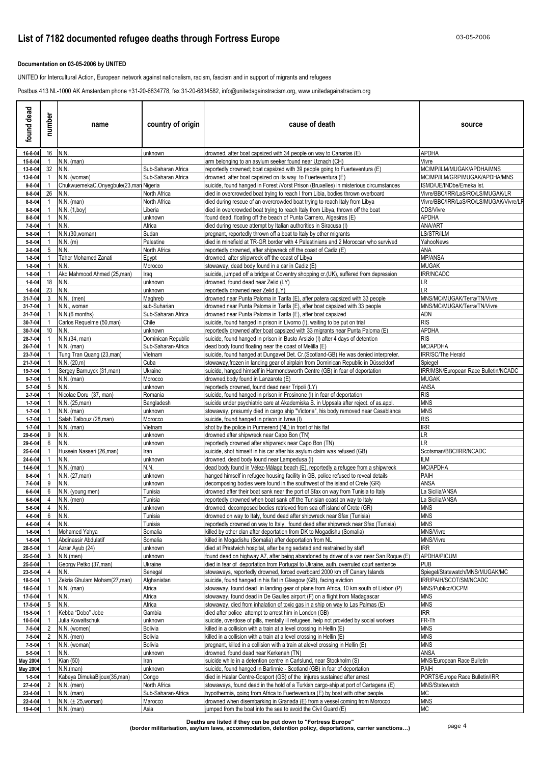# List of 7182 documented refugee deaths through Fortress Europe

**Documentation on 03-05-2006 by UNITED**

UNITED for Intercultural Action, European network against nationalism, racism, fascism and in support of migrants and refugees

Postbus 413 NL-1000 AK Amsterdam phone +31-20-6834778, fax 31-20-6834582, info@unitedagainstracism.org, www.unitedagainstracism.org

| found dead | number | name | country of origin | cause of death | source |
|---|---|---|---|---|---|
| 16-8-04 | 16 | N.N. | unknown | drowned, after boat capsized with 34 people on way to Canarias (E) | APDHA |
| 15-8-04 | 1 | N.N. (man) | | arm belonging to an asylum seeker found near Uznach (CH) | Vivre |
| 13-8-04 | 32 | N.N. | Sub-Saharan Africa | reportedly drowned; boat capsized with 39 people going to Fuerteventura (E) | MC/MP/ILM/MUGAK/APDHA/MNS |
| 13-8-04 | 1 | N.N. (woman) | Sub-Saharan Africa | drowned, after boat capsized on its way to Fuerteventura (E) | MC/MP/ILM/GRP/MUGAK/APDHA/MNS |
| 9-8-04 | 1 | ChukwuemekaC.Onyegbule(23,man | Nigeria | suicide, found hanged in Forest /Vorst Prison (Bruxelles) in misterious circumstances | ISMD/UE/INDbe/Emeka Ist. |
| 8-8-04 | 26 | N.N. | North Africa | died in overcrowded boat trying to reach I from Libia, bodies thrown overboard | Vivre/BBC/IRR/LaS/RO/LS/MUGAK/LR |
| 8-8-04 | 1 | N.N. (man) | North Africa | died during rescue of an overcrowded boat trying to reach Italy from Libya | Vivre/BBC/IRR/LaS/RO/LS/MUGAK/Vivre/LR |
| 8-8-04 | 1 | N.N. (1,boy) | Liberia | died in overcrowded boat trying to reach Italy from Libya, thrown off the boat | CDS/Vivre |
| 8-8-04 | 1 | N.N. | unknown | found dead, floating off the beach of Punta Carnero, Algesiras (E) | APDHA |
| 7-8-04 | 1 | N.N. | Africa | died during rescue attempt by Italian authorities in Siracusa (I) | ANA/ART |
| 5-8-04 | 1 | N.N.(30,woman) | Sudan | pregnant, reportedly thrown off a boat to Italy by other migrants | LS/STR/ILM |
| 5-8-04 | 1 | N.N. (m) | Palestine | died in minefield at TR-GR border with 4 Palestinians and 2 Moroccan who survived | YahooNews |
| 2-8-04 | 5 | N.N. | North Africa | reportedly drowned, after shipwreck off the coast of Cadiz (E) | ANA |
| 1-8-04 | 1 | Taher Mohamed Zanati | Egypt | drowned, after shipwreck off the coast of Libya | MP/ANSA |
| 1-8-04 | 1 | N.N. | Morocco | stowaway, dead body found in a car in Cadiz (E) | MUGAK |
| 1-8-04 | 1 | Ako Mahmood Ahmed (25,man) | Iraq | suicide, jumped off a bridge at Coventry shopping cr.(UK), suffered from depression | IRR/NCADC |
| 1-8-04 | 18 | N.N. | unknown | drowned, found dead near Zelid (LY) | LR |
| 1-8-04 | 23 | N.N. | unknown | reportedly drowned near Zelid (LY) | LR |
| 31-7-04 | 3 | N.N. (men) | Maghreb | drowned near Punta Paloma in Tarifa (E), after patera capsized with 33 people | MNS/MC/MUGAK/Terra/TN/Vivre |
| 31-7-04 | 1 | N.N., woman | sub-Suharian | drowned near Punta Paloma in Tarifa (E), after boat capsized with 33 people | MNS/MC/MUGAK/Terra/TN/Vivre |
| 31-7-04 | 1 | N.N.(6 months) | Sub-Saharan Africa | drowned near Punta Paloma in Tarifa (E), after boat capsized | ADN |
| 30-7-04 | 1 | Carlos Requelme (50,man) | Chile | suicide, found hanged in prison in Livorno (I), waiting to be put on trial | RIS |
| 30-7-04 | 10 | N.N. | unknown | reportedly drowned after boat capsized with 33 migrants near Punta Paloma (E) | APDHA |
| 28-7-04 | 1 | N.N.(34, man) | Dominican Republic | suicide, found hanged in prison in Busto Arsizio (I) after 4 days of detention | RIS |
| 26-7-04 | 1 | N.N. (man) | Sub-Saharan-Africa | dead body found floating near the coast of Melilla (E) | MC/APDHA |
| 23-7-04 | 1 | Tung Tran Quang (23,man) | Vietnam | suicide, found hanged at Dungavel Det. Cr.(Scotland-GB).He was denied interpreter. | IRR/SC/The Herald |
| 21-7-04 | 1 | N.N. (20,m) | Cuba | stowaway,frozen in landing gear of airplain from Dominican Republic in Düsseldorf | Spiegel |
| 19-7-04 | 1 | Sergey Barnuyck (31,man) | Ukraine | suicide, hanged himself in Harmondsworth Centre (GB) in fear of deportation | IRR/MSN/European Race Bulletin/NCADC |
| 9-7-04 | 1 | N.N. (man) | Morocco | drowned,body found in Lanzarote (E) | MUGAK |
| 5-7-04 | 5 | N.N. | unknown | reportedly drowned, found dead near Tripoli (LY) | ANSA |
| 2-7-04 | 1 | Nicolae Doru (37, man) | Romania | suicide, found hanged in prison in Frosinone (I) in fear of deportation | RIS |
| 1-7-04 | 1 | N.N. (25,man) | Bangladesh | suicide under psychiatric care at Akademiska S. in Uppsala after reject. of as.appl. | MNS |
| 1-7-04 | 1 | N.N. (man) | unknown | stowaway, presumly died in cargo ship "Victoria", his body removed near Casablanca | MNS |
| 1-7-04 | 1 | Salah Talbouz (28,man) | Morocco | suicide, found hanged in prison in Ivrea (I) | RIS |
| 1-7-04 | 1 | N.N. (man) | Vietnam | shot by the police in Purmerend (NL) in front of his flat | IRR |
| 29-6-04 | 9 | N.N. | unknown | drowned after shipwreck near Capo Bon (TN) | LR |
| 29-6-04 | 6 | N.N. | unknown | reportedly drowned after shipwreck near Capo Bon (TN) | LR |
| 25-6-04 | 1 | Hussein Nasseri (26,man) | Iran | suicide, shot himself in his car after his asylum claim was refused (GB) | Scotsman/BBC/IRR/NCADC |
| 24-6-04 | 1 | N.N. | unknown | drowned, dead body found near Lampedusa (I) | ILM |
| 14-6-04 | 1 | N.N. (man) | N.N. | dead body found in Vélez-Málaga beach (E), reportedly a refugee from a shipwreck | MC/APDHA |
| 8-6-04 | 1 | N.N. (27,man) | unknown | hanged himself in refugee housing facility in GB, police refused to reveal details | PAIH |
| 7-6-04 | 9 | N.N. | unknown | decomposing bodies were found in the southwest of the island of Crete (GR) | ANSA |
| 6-6-04 | 6 | N.N. (young men) | Tunisia | drowned after their boat sank near the port of Sfax on way from Tunisia to Italy | La Sicilia/ANSA |
| 6-6-04 | 4 | N.N. (men) | Tunisia | reportedly drowned when boat sank off the Tunisian coast on way to Italy | La Sicilia/ANSA |
| 5-6-04 | 4 | N.N. | unknown | drowned, decomposed bodies retrieved from sea off island of Crete (GR) | MNS |
| 4-6-04 | 6 | N.N. | Tunisia | drowned on way to Italy, found dead after shipwreck near Sfax (Tunisia) | MNS |
| 4-6-04 | 4 | N.N. | Tunisia | reportedly drowned on way to Italy, found dead after shipwreck near Sfax (Tunisia) | MNS |
| 1-6-04 | 1 | Mohamed Yahya | Somalia | killed by other clan after deportation from DK to Mogadishu (Somalia) | MNS/Vivre |
| 1-6-04 | 1 | Abdinassir Abdulatif | Somalia | killed in Mogadishu (Somalia) after deportation from NL | MNS/Vivre |
| 28-5-04 | 1 | Azrar Ayub (24) | unknown | died at Prestwich hospital, after being sedated and restrained by staff | IRR |
| 25-5-04 | 3 | N.N.(men) | unknown | found dead on highway A7, after being abandoned by driver of a van near San Roque (E) | APDHA/PICUM |
| 25-5-04 | 1 | Georgy Petko (37,man) | Ukraine | died in fear of deportation from Portugal to Ukraine, auth. overruled court sentence | PUB |
| 23-5-04 | 4 | N.N. | Senegal | stowaways, reportedly drowned, forced overboard 2000 km off Canary Islands | Spiegel/Statewatch/MNS/MUGAK/MC |
| 18-5-04 | 1 | Zekria Ghulam Moham(27,man) | Afghanistan | suicide, found hanged in his flat in Glasgow (GB), facing eviction | IRR/PAIH/SCOT/SM/NCADC |
| 18-5-04 | 1 | N.N. (man) | Africa | stowaway, found dead in landing gear of plane from Africa, 10 km south of Lisbon (P) | MNS/Publico/OCPM |
| 17-5-04 | 1 | N.N. | Africa | stowaway, found dead in De Gaulles airport (F) on a flight from Madagascar | MNS |
| 17-5-04 | 5 | N.N. | Africa | stowaway, died from inhalation of toxic gas in a ship on way to Las Palmas (E) | MNS |
| 15-5-04 | 1 | Kebba "Dobo" Jobe | Gambia | died after police attempt to arrest him in London (GB) | IRR |
| 10-5-04 | 1 | Julia Kowaltschuk | unknown | suicide, overdose of pills, mentally ill refugees, help not provided by social workers | FR-Th |
| 7-5-04 | 2 | N.N. (women) | Bolivia | killed in a collision with a train at a level crossing in Hellin (E) | MNS |
| 7-5-04 | 2 | N.N. (men) | Bolivia | killed in a collision with a train at a level crossing in Hellin (E) | MNS |
| 7-5-04 | 1 | N.N. (woman) | Bolivia | pregnant, killed in a collision with a train at alevel crossing in Hellin (E) | MNS |
| 5-5-04 | 1 | N.N. | unknown | drowned, found dead near Kerkenah (TN) | ANSA |
| May 2004 | 1 | Kian (50) | Iran | suicide while in a detention centre in Carlslund, near Stockholm (S) | MNS/European Race Bulletin |
| May 2004 | 1 | N.N.(man) | unknown | suicide, found hanged in Barlinnie - Scotland (GB) in fear of deportation | PAIH |
| 1-5-04 | 1 | Kabeya DimukaBijoux(35,man) | Congo | died in Haslar Centre-Gosport (GB) of the injures sustained after arrest | PORTS/Europe Race Bulletin/IRR |
| 27-4-04 | 2 | N.N. (men) | North Africa | stowaways, found dead in the hold of a Turkish cargo-ship at port of Cartagena (E) | MNS/Statewatch |
| 23-4-04 | 1 | N.N. (man) | Sub-Saharan-Africa | hypothermia, going from Africa to Fuerteventura (E) by boat with other people. | MC |
| 22-4-04 | 1 | N.N. (± 25,woman) | Marocco | drowned when disembarking in Granada (E) from a vessel coming from Morocco | MNS |
| 19-4-04 | 1 | N.N. (man) | Asia | jumped from the boat into the sea to avoid the Civil Guard (E) | MC |

**Deaths are listed if they can be put down to "Fortress Europe"**
**(border militarisation, asylum laws, accommodation, detention policy, deportations, carrier sanctions…)**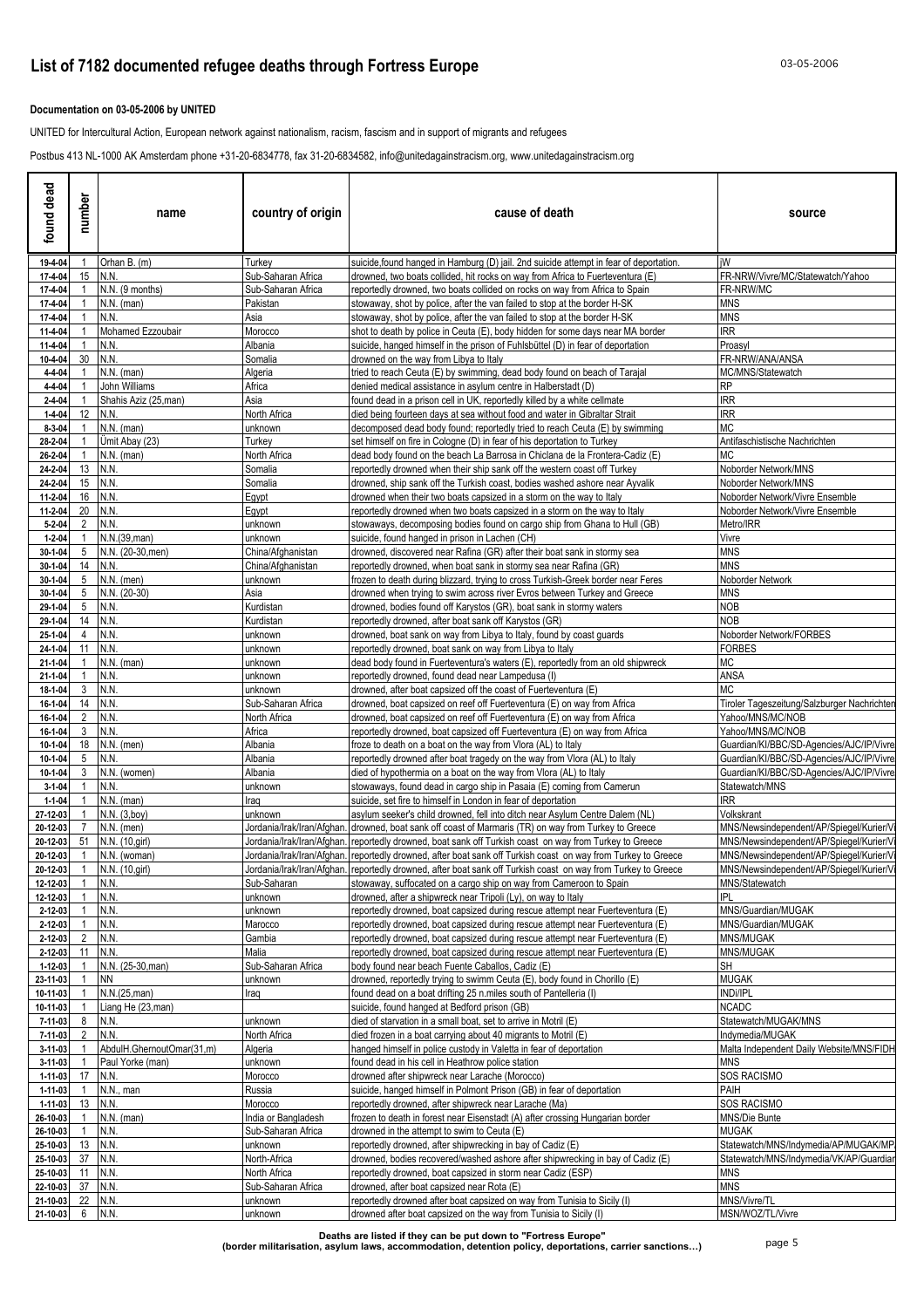# List of 7182 documented refugee deaths through Fortress Europe

03-05-2006

**Documentation on 03-05-2006 by UNITED**

UNITED for Intercultural Action, European network against nationalism, racism, fascism and in support of migrants and refugees

Postbus 413 NL-1000 AK Amsterdam phone +31-20-6834778, fax 31-20-6834582, info@unitedagainstracism.org, www.unitedagainstracism.org

| found dead | number | name | country of origin | cause of death | source |
|---|---|---|---|---|---|
| 19-4-04 | 1 | Orhan B. (m) | Turkey | suicide,found hanged in Hamburg (D) jail. 2nd suicide attempt in fear of deportation. | jW |
| 17-4-04 | 15 | N.N. | Sub-Saharan Africa | drowned, two boats collided, hit rocks on way from Africa to Fuerteventura (E) | FR-NRW/Vivre/MC/Statewatch/Yahoo |
| 17-4-04 | 1 | N.N. (9 months) | Sub-Saharan Africa | reportedly drowned, two boats collided on rocks on way from Africa to Spain | FR-NRW/MC |
| 17-4-04 | 1 | N.N. (man) | Pakistan | stowaway, shot by police, after the van failed to stop at the border H-SK | MNS |
| 17-4-04 | 1 | N.N. | Asia | stowaway, shot by police, after the van failed to stop at the border H-SK | MNS |
| 11-4-04 | 1 | Mohamed Ezzoubair | Morocco | shot to death by police in Ceuta (E), body hidden for some days near MA border | IRR |
| 11-4-04 | 1 | N.N. | Albania | suicide, hanged himself in the prison of Fuhlsbüttel (D) in fear of deportation | Proasyl |
| 10-4-04 | 30 | N.N. | Somalia | drowned on the way from Libya to Italy | FR-NRW/ANA/ANSA |
| 4-4-04 | 1 | N.N. (man) | Algeria | tried to reach Ceuta (E) by swimming, dead body found on beach of Tarajal | MC/MNS/Statewatch |
| 4-4-04 | 1 | John Williams | Africa | denied medical assistance in asylum centre in Halberstadt (D) | RP |
| 2-4-04 | 1 | Shahis Aziz (25,man) | Asia | found dead in a prison cell in UK, reportedly killed by a white cellmate | IRR |
| 1-4-04 | 12 | N.N. | North Africa | died being fourteen days at sea without food and water in Gibraltar Strait | IRR |
| 8-3-04 | 1 | N.N. (man) | unknown | decomposed dead body found; reportedly tried to reach Ceuta (E) by swimming | MC |
| 28-2-04 | 1 | Ümit Abay (23) | Turkey | set himself on fire in Cologne (D) in fear of his deportation to Turkey | Antifaschistische Nachrichten |
| 26-2-04 | 1 | N.N. (man) | North Africa | dead body found on the beach La Barrosa in Chiclana de la Frontera-Cadiz (E) | MC |
| 24-2-04 | 13 | N.N. | Somalia | reportedly drowned when their ship sank off the western coast off Turkey | Noborder Network/MNS |
| 24-2-04 | 15 | N.N. | Somalia | drowned, ship sank off the Turkish coast, bodies washed ashore near Ayvalik | Noborder Network/MNS |
| 11-2-04 | 16 | N.N. | Egypt | drowned when their two boats capsized in a storm on the way to Italy | Noborder Network/Vivre Ensemble |
| 11-2-04 | 20 | N.N. | Egypt | reportedly drowned when two boats capsized in a storm on the way to Italy | Noborder Network/Vivre Ensemble |
| 5-2-04 | 2 | N.N. | unknown | stowaways, decomposing bodies found on cargo ship from Ghana to Hull (GB) | Metro/IRR |
| 1-2-04 | 1 | N.N.(39,man) | unknown | suicide, found hanged in prison in Lachen (CH) | Vivre |
| 30-1-04 | 5 | N.N. (20-30,men) | China/Afghanistan | drowned, discovered near Rafina (GR) after their boat sank in stormy sea | MNS |
| 30-1-04 | 14 | N.N. | China/Afghanistan | reportedly drowned, when boat sank in stormy sea near Rafina (GR) | MNS |
| 30-1-04 | 5 | N.N. (men) | unknown | frozen to death during blizzard, trying to cross Turkish-Greek border near Feres | Noborder Network |
| 30-1-04 | 5 | N.N. (20-30) | Asia | drowned when trying to swim across river Evros between Turkey and Greece | MNS |
| 29-1-04 | 5 | N.N. | Kurdistan | drowned, bodies found off Karystos (GR), boat sank in stormy waters | NOB |
| 29-1-04 | 14 | N.N. | Kurdistan | reportedly drowned, after boat sank off Karystos (GR) | NOB |
| 25-1-04 | 4 | N.N. | unknown | drowned, boat sank on way from Libya to Italy, found by coast guards | Noborder Network/FORBES |
| 24-1-04 | 11 | N.N. | unknown | reportedly drowned, boat sank on way from Libya to Italy | FORBES |
| 21-1-04 | 1 | N.N. (man) | unknown | dead body found in Fuerteventura's waters (E), reportedly from an old shipwreck | MC |
| 21-1-04 | 1 | N.N. | unknown | reportedly drowned, found dead near Lampedusa (I) | ANSA |
| 18-1-04 | 3 | N.N. | unknown | drowned, after boat capsized off the coast of Fuerteventura (E) | MC |
| 16-1-04 | 14 | N.N. | Sub-Saharan Africa | drowned, boat capsized on reef off Fuerteventura (E) on way from Africa | Tiroler Tageszeitung/Salzburger Nachrichten |
| 16-1-04 | 2 | N.N. | North Africa | drowned, boat capsized on reef off Fuerteventura (E) on way from Africa | Yahoo/MNS/MC/NOB |
| 16-1-04 | 3 | N.N. | Africa | reportedly drowned, boat capsized off Fuerteventura (E) on way from Africa | Yahoo/MNS/MC/NOB |
| 10-1-04 | 18 | N.N. (men) | Albania | froze to death on a boat on the way from Vlora (AL) to Italy | Guardian/KI/BBC/SD-Agencies/AJC/IP/Vivre |
| 10-1-04 | 5 | N.N. | Albania | reportedly drowned after boat tragedy on the way from Vlora (AL) to Italy | Guardian/KI/BBC/SD-Agencies/AJC/IP/Vivre |
| 10-1-04 | 3 | N.N. (women) | Albania | died of hypothermia on a boat on the way from Vlora (AL) to Italy | Guardian/KI/BBC/SD-Agencies/AJC/IP/Vivre |
| 3-1-04 | 1 | N.N. | unknown | stowaways, found dead in a cargo ship in Pasaia (E) coming from Camerun | Statewatch/MNS |
| 1-1-04 | 1 | N.N. (man) | Iraq | suicide, set fire to himself in London in fear of deportation | IRR |
| 27-12-03 | 1 | N.N. (3,boy) | unknown | asylum seeker's child drowned, fell into ditch near Asylum Centre Dalem (NL) | Volkskrant |
| 20-12-03 | 7 | N.N. (men) | Jordania/Irak/Iran/Afghan. | drowned, boat sank off coast of Marmaris (TR) on way from Turkey to Greece | MNS/Newsindependent/AP/Spiegel/Kurier/Vi |
| 20-12-03 | 51 | N.N. (10,girl) | Jordania/Irak/Iran/Afghan. | reportedly drowned, boat sank off Turkish coast on way from Turkey to Greece | MNS/Newsindependent/AP/Spiegel/Kurier/Vi |
| 20-12-03 | 1 | N.N. (woman) | Jordania/Irak/Iran/Afghan. | reportedly drowned, after boat sank off Turkish coast on way from Turkey to Greece | MNS/Newsindependent/AP/Spiegel/Kurier/Vi |
| 20-12-03 | 1 | N.N. (10,girl) | Jordania/Irak/Iran/Afghan. | reportedly drowned, after boat sank off Turkish coast on way from Turkey to Greece | MNS/Newsindependent/AP/Spiegel/Kurier/Vi |
| 12-12-03 | 1 | N.N. | Sub-Saharan | stowaway, suffocated on a cargo ship on way from Cameroon to Spain | MNS/Statewatch |
| 12-12-03 | 1 | N.N. | unknown | drowned, after a shipwreck near Tripoli (Ly), on way to Italy | IPL |
| 2-12-03 | 1 | N.N. | unknown | reportedly drowned, boat capsized during rescue attempt near Fuerteventura (E) | MNS/Guardian/MUGAK |
| 2-12-03 | 1 | N.N. | Marocco | reportedly drowned, boat capsized during rescue attempt near Fuerteventura (E) | MNS/Guardian/MUGAK |
| 2-12-03 | 2 | N.N. | Gambia | reportedly drowned, boat capsized during rescue attempt near Fuerteventura (E) | MNS/MUGAK |
| 2-12-03 | 11 | N.N. | Malia | reportedly drowned, boat capsized during rescue attempt near Fuerteventura (E) | MNS/MUGAK |
| 1-12-03 | 1 | N.N. (25-30,man) | Sub-Saharan Africa | body found near beach Fuente Caballos, Cadiz (E) | SH |
| 23-11-03 | 1 | NN | unknown | drowned, reportedly trying to swimm Ceuta (E), body found in Chorillo (E) | MUGAK |
| 10-11-03 | 1 | N.N.(25,man) | Iraq | found dead on a boat drifting 25 n.miles south of Pantelleria (I) | INDi/IPL |
| 10-11-03 | 1 | Liang He (23,man) | | suicide, found hanged at Bedford prison (GB) | NCADC |
| 7-11-03 | 8 | N.N. | unknown | died of starvation in a small boat, set to arrive in Motril (E) | Statewatch/MUGAK/MNS |
| 7-11-03 | 2 | N.N. | North Africa | died frozen in a boat carrying about 40 migrants to Motril (E) | Indymedia/MUGAK |
| 3-11-03 | 1 | AbdulH.GhernoutOmar(31,m) | Algeria | hanged himself in police custody in Valetta in fear of deportation | Malta Independent Daily Website/MNS/FIDH |
| 3-11-03 | 1 | Paul Yorke (man) | unknown | found dead in his cell in Heathrow police station | MNS |
| 1-11-03 | 17 | N.N. | Morocco | drowned after shipwreck near Larache (Morocco) | SOS RACISMO |
| 1-11-03 | 1 | N.N., man | Russia | suicide, hanged himself in Polmont Prison (GB) in fear of deportation | PAIH |
| 1-11-03 | 13 | N.N. | Morocco | reportedly drowned, after shipwreck near Larache (Ma) | SOS RACISMO |
| 26-10-03 | 1 | N.N. (man) | India or Bangladesh | frozen to death in forest near Eisenstadt (A) after crossing Hungarian border | MNS/Die Bunte |
| 26-10-03 | 1 | N.N. | Sub-Saharan Africa | drowned in the attempt to swim to Ceuta (E) | MUGAK |
| 25-10-03 | 13 | N.N. | unknown | reportedly drowned, after shipwrecking in bay of Cadiz (E) | Statewatch/MNS/Indymedia/AP/MUGAK/MP |
| 25-10-03 | 37 | N.N. | North-Africa | drowned, bodies recovered/washed ashore after shipwrecking in bay of Cadiz (E) | Statewatch/MNS/Indymedia/VK/AP/Guardian |
| 25-10-03 | 11 | N.N. | North Africa | reportedly drowned, boat capsized in storm near Cadiz (ESP) | MNS |
| 22-10-03 | 37 | N.N. | Sub-Saharan Africa | drowned, after boat capsized near Rota (E) | MNS |
| 21-10-03 | 22 | N.N. | unknown | reportedly drowned after boat capsized on way from Tunisia to Sicily (I) | MNS/Vivre/TL |
| 21-10-03 | 6 | N.N. | unknown | drowned after boat capsized on the way from Tunisia to Sicily (I) | MSN/WOZ/TL/Vivre |

**Deaths are listed if they can be put down to "Fortress Europe"**
**(border militarisation, asylum laws, accommodation, detention policy, deportations, carrier sanctions…)**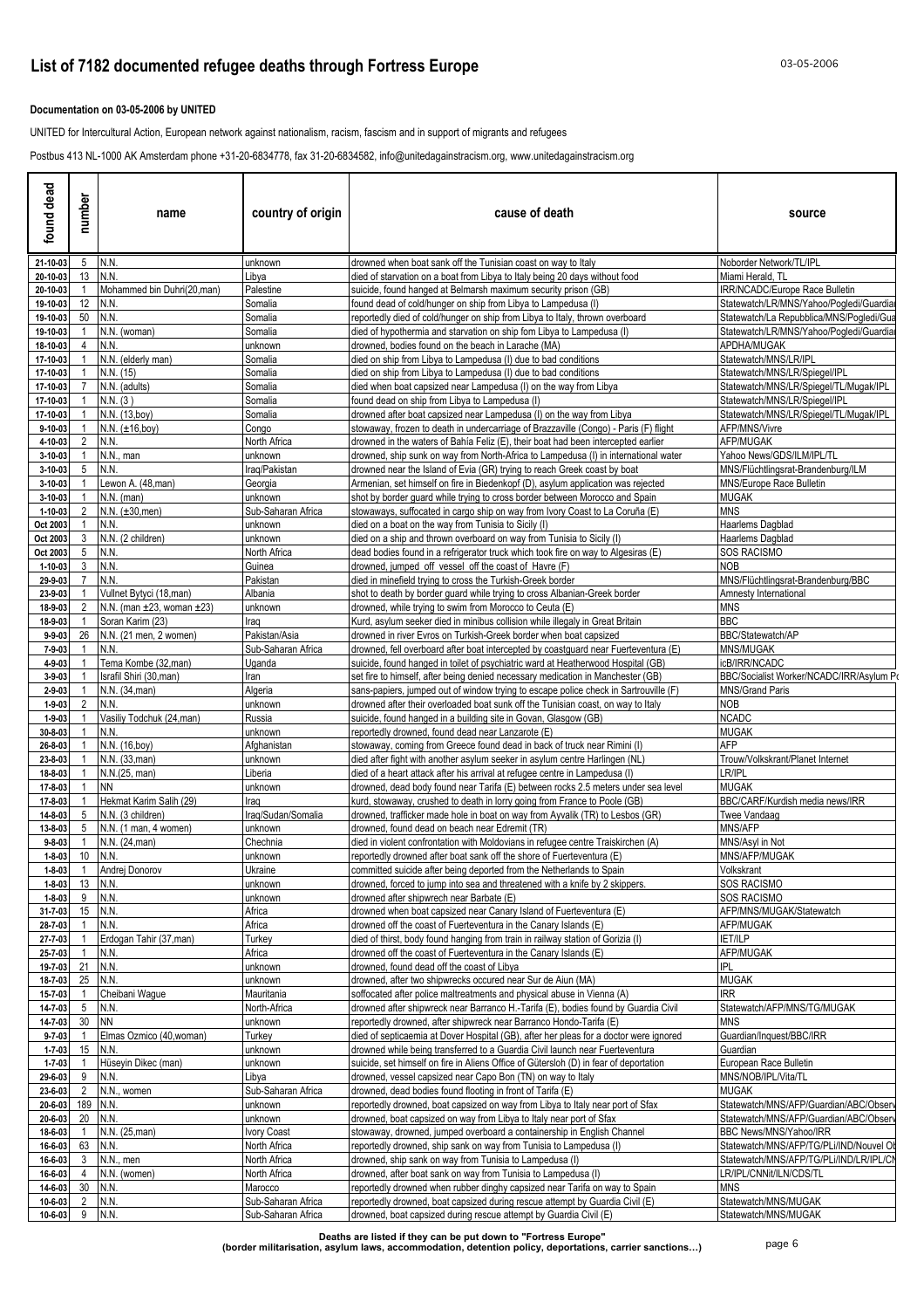# List of 7182 documented refugee deaths through Fortress Europe

03-05-2006

**Documentation on 03-05-2006 by UNITED**

UNITED for Intercultural Action, European network against nationalism, racism, fascism and in support of migrants and refugees

Postbus 413 NL-1000 AK Amsterdam phone +31-20-6834778, fax 31-20-6834582, info@unitedagainstracism.org, www.unitedagainstracism.org

| found dead | number | name | country of origin | cause of death | source |
|---|---|---|---|---|---|
| 21-10-03 | 5 | N.N. | unknown | drowned when boat sank off the Tunisian coast on way to Italy | Noborder Network/TL/IPL |
| 20-10-03 | 13 | N.N. | Libya | died of starvation on a boat from Libya to Italy being 20 days without food | Miami Herald, TL |
| 20-10-03 | 1 | Mohammed bin Duhri(20,man) | Palestine | suicide, found hanged at Belmarsh maximum security prison (GB) | IRR/NCADC/Europe Race Bulletin |
| 19-10-03 | 12 | N.N. | Somalia | found dead of cold/hunger on ship from Libya to Lampedusa (I) | Statewatch/LR/MNS/Yahoo/Pogledi/Guardia |
| 19-10-03 | 50 | N.N. | Somalia | reportedly died of cold/hunger on ship from Libya to Italy, thrown overboard | Statewatch/La Repubblica/MNS/Pogledi/Gua |
| 19-10-03 | 1 | N.N. (woman) | Somalia | died of hypothermia and starvation on ship from Libya to Lampedusa (I) | Statewatch/LR/MNS/Yahoo/Pogledi/Guardia |
| 18-10-03 | 4 | N.N. | unknown | drowned, bodies found on the beach in Larache (MA) | APDHA/MUGAK |
| 17-10-03 | 1 | N.N. (elderly man) | Somalia | died on ship from Libya to Lampedusa (I) due to bad conditions | Statewatch/MNS/LR/IPL |
| 17-10-03 | 1 | N.N. (15) | Somalia | died on ship from Libya to Lampedusa (I) due to bad conditions | Statewatch/MNS/LR/Spiegel/IPL |
| 17-10-03 | 7 | N.N. (adults) | Somalia | died when boat capsized near Lampedusa (I) on the way from Libya | Statewatch/MNS/LR/Spiegel/TL/Mugak/IPL |
| 17-10-03 | 1 | N.N. (3 ) | Somalia | found dead on ship from Libya to Lampedusa (I) | Statewatch/MNS/LR/Spiegel/IPL |
| 17-10-03 | 1 | N.N. (13,boy) | Somalia | drowned after boat capsized near Lampedusa (I) on the way from Libya | Statewatch/MNS/LR/Spiegel/TL/Mugak/IPL |
| 9-10-03 | 1 | N.N. (±16,boy) | Congo | stowaway, frozen to death in undercarriage of Brazzaville (Congo) - Paris (F) flight | AFP/MNS/Vivre |
| 4-10-03 | 2 | N.N. | North Africa | drowned in the waters of Bahía Feliz (E), their boat had been intercepted earlier | AFP/MUGAK |
| 3-10-03 | 1 | N.N., man | unknown | drowned, ship sunk on way from North-Africa to Lampedusa (I) in international water | Yahoo News/GDS/ILM/IPL/TL |
| 3-10-03 | 5 | N.N. | Iraq/Pakistan | drowned near the Island of Evia (GR) trying to reach Greek coast by boat | MNS/Flüchtlingsrat-Brandenburg/ILM |
| 3-10-03 | 1 | Lewon A. (48,man) | Georgia | Armenian, set himself on fire in Biedenkopf (D), asylum application was rejected | MNS/Europe Race Bulletin |
| 3-10-03 | 1 | N.N. (man) | unknown | shot by border guard while trying to cross border between Morocco and Spain | MUGAK |
| 1-10-03 | 2 | N.N. (±30,men) | Sub-Saharan Africa | stowaways, suffocated in cargo ship on way from Ivory Coast to La Coruña (E) | MNS |
| Oct 2003 | 1 | N.N. | unknown | died on a boat on the way from Tunisia to Sicily (I) | Haarlems Dagblad |
| Oct 2003 | 3 | N.N. (2 children) | unknown | died on a ship and thrown overboard on way from Tunisia to Sicily (I) | Haarlems Dagblad |
| Oct 2003 | 5 | N.N. | North Africa | dead bodies found in a refrigerator truck which took fire on way to Algesiras (E) | SOS RACISMO |
| 1-10-03 | 3 | N.N. | Guinea | drowned, jumped off vessel off the coast of Havre (F) | NOB |
| 29-9-03 | 7 | N.N. | Pakistan | died in minefield trying to cross the Turkish-Greek border | MNS/Flüchtlingsrat-Brandenburg/BBC |
| 23-9-03 | 1 | Vullnet Bytyci (18,man) | Albania | shot to death by border guard while trying to cross Albanian-Greek border | Amnesty International |
| 18-9-03 | 2 | N.N. (man ±23, woman ±23) | unknown | drowned, while trying to swim from Morocco to Ceuta (E) | MNS |
| 18-9-03 | 1 | Soran Karim (23) | Iraq | Kurd, asylum seeker died in minibus collision while illegally in Great Britain | BBC |
| 9-9-03 | 26 | N.N. (21 men, 2 women) | Pakistan/Asia | drowned in river Evros on Turkish-Greek border when boat capsized | BBC/Statewatch/AP |
| 7-9-03 | 1 | N.N. | Sub-Saharan Africa | drowned, fell overboard after boat intercepted by coastguard near Fuerteventura (E) | MNS/MUGAK |
| 4-9-03 | 1 | Tema Kombe (32,man) | Uganda | suicide, found hanged in toilet of psychiatric ward at Heatherwood Hospital (GB) | icB/IRR/NCADC |
| 3-9-03 | 1 | Israfil Shiri (30,man) | Iran | set fire to himself, after being denied necessary medication in Manchester (GB) | BBC/Socialist Worker/NCADC/IRR/Asylum P |
| 2-9-03 | 1 | N.N. (34,man) | Algeria | sans-papiers, jumped out of window trying to escape police check in Sartrouville (F) | MNS/Grand Paris |
| 1-9-03 | 2 | N.N. | unknown | drowned after their overloaded boat sunk off the Tunisian coast, on way to Italy | NOB |
| 1-9-03 | 1 | Vasiliy Todchuk (24,man) | Russia | suicide, found hanged in a building site in Govan, Glasgow (GB) | NCADC |
| 30-8-03 | 1 | N.N. | unknown | reportedly drowned, found dead near Lanzarote (E) | MUGAK |
| 26-8-03 | 1 | N.N. (16,boy) | Afghanistan | stowaway, coming from Greece found dead in back of truck near Rimini (I) | AFP |
| 23-8-03 | 1 | N.N. (33,man) | unknown | died after fight with another asylum seeker in asylum centre Harlingen (NL) | Trouw/Volkskrant/Planet Internet |
| 18-8-03 | 1 | N.N.(25, man) | Liberia | died of a heart attack after his arrival at refugee centre in Lampedusa (I) | LR/IPL |
| 17-8-03 | 1 | NN | unknown | drowned, dead body found near Tarifa (E) between rocks 2.5 meters under sea level | MUGAK |
| 17-8-03 | 1 | Hekmat Karim Salih (29) | Iraq | kurd, stowaway, crushed to death in lorry going from France to Poole (GB) | BBC/CARF/Kurdish media news/IRR |
| 14-8-03 | 5 | N.N. (3 children) | Iraq/Sudan/Somalia | drowned, trafficker made hole in boat on way from Ayvalik (TR) to Lesbos (GR) | Twee Vandaag |
| 13-8-03 | 5 | N.N. (1 man, 4 women) | unknown | drowned, found dead on beach near Edremit (TR) | MNS/AFP |
| 9-8-03 | 1 | N.N. (24,man) | Chechnia | died in violent confrontation with Moldovians in refugee centre Traiskirchen (A) | MNS/Asyl in Not |
| 1-8-03 | 10 | N.N. | unknown | reportedly drowned after boat sank off the shore of Fuerteventura (E) | MNS/AFP/MUGAK |
| 1-8-03 | 1 | Andrej Donorov | Ukraine | committed suicide after being deported from the Netherlands to Spain | Volkskrant |
| 1-8-03 | 13 | N.N. | unknown | drowned, forced to jump into sea and threatened with a knife by 2 skippers. | SOS RACISMO |
| 1-8-03 | 9 | N.N. | unknown | drowned after shipwreck near Barbate (E) | SOS RACISMO |
| 31-7-03 | 15 | N.N. | Africa | drowned when boat capsized near Canary Island of Fuerteventura (E) | AFP/MNS/MUGAK/Statewatch |
| 28-7-03 | 1 | N.N. | Africa | drowned off the coast of Fuerteventura in the Canary Islands (E) | AFP/MUGAK |
| 27-7-03 | 1 | Erdogan Tahir (37,man) | Turkey | died of thirst, body found hanging from train in railway station of Gorizia (I) | IET/ILP |
| 25-7-03 | 1 | N.N. | Africa | drowned off the coast of Fuerteventura in the Canary Islands (E) | AFP/MUGAK |
| 19-7-03 | 21 | N.N. | unknown | drowned, found dead off the coast of Libya | IPL |
| 18-7-03 | 25 | N.N. | unknown | drowned, after two shipwrecks occured near Sur de Aiun (MA) | MUGAK |
| 15-7-03 | 1 | Cheibani Wague | Mauritania | soffocated after police maltreatments and physical abuse in Vienna (A) | IRR |
| 14-7-03 | 5 | N.N. | North-Africa | drowned after shipwreck near Barranco H.-Tarifa (E), bodies found by Guardia Civil | Statewatch/AFP/MNS/TG/MUGAK |
| 14-7-03 | 30 | NN | unknown | reportedly drowned, after shipwreck near Barranco Hondo-Tarifa (E) | MNS |
| 9-7-03 | 1 | Elmas Ozmico (40,woman) | Turkey | died of septicaemia at Dover Hospital (GB), after her pleas for a doctor were ignored | Guardian/Inquest/BBC/IRR |
| 1-7-03 | 15 | N.N. | unknown | drowned while being transferred to a Guardia Civil launch near Fuerteventura | Guardian |
| 1-7-03 | 1 | Hüseyin Dikec (man) | unknown | suicide, set himself on fire in Aliens Office of Gütersloh (D) in fear of deportation | European Race Bulletin |
| 29-6-03 | 9 | N.N. | Libya | drowned, vessel capsized near Capo Bon (TN) on way to Italy | MNS/NOB/IPL/Vita/TL |
| 23-6-03 | 2 | N.N., women | Sub-Saharan Africa | drowned, dead bodies found flooting in front of Tarifa (E) | MUGAK |
| 20-6-03 | 189 | N.N. | unknown | reportedly drowned, boat capsized on way from Libya to Italy near port of Sfax | Statewatch/MNS/AFP/Guardian/ABC/Observ |
| 20-6-03 | 20 | N.N. | unknown | drowned, boat capsized on way from Libya to Italy near port of Sfax | Statewatch/MNS/AFP/Guardian/ABC/Observ |
| 18-6-03 | 1 | N.N. (25,man) | Ivory Coast | stowaway, drowned, jumped overboard a containership in English Channel | BBC News/MNS/Yahoo/IRR |
| 16-6-03 | 63 | N.N. | North Africa | reportedly drowned, ship sank on way from Tunisia to Lampedusa (I) | Statewatch/MNS/AFP/TG/PLi/IND/Nouvel Ob |
| 16-6-03 | 3 | N.N., men | North Africa | drowned, ship sank on way from Tunisia to Lampedusa (I) | Statewatch/MNS/AFP/TG/PLi/IND/LR/IPL/CN |
| 16-6-03 | 4 | N.N. (women) | North Africa | drowned, after boat sank on way from Tunisia to Lampedusa (I) | LR/IPL/CNNit/ILN/CDS/TL |
| 14-6-03 | 30 | N.N. | Marocco | reportedly drowned when rubber dinghy capsized near Tarifa on way to Spain | MNS |
| 10-6-03 | 2 | N.N. | Sub-Saharan Africa | reportedly drowned, boat capsized during rescue attempt by Guardia Civil (E) | Statewatch/MNS/MUGAK |
| 10-6-03 | 9 | N.N. | Sub-Saharan Africa | drowned, boat capsized during rescue attempt by Guardia Civil (E) | Statewatch/MNS/MUGAK |

**Deaths are listed if they can be put down to "Fortress Europe"**
**(border militarisation, asylum laws, accommodation, detention policy, deportations, carrier sanctions…)**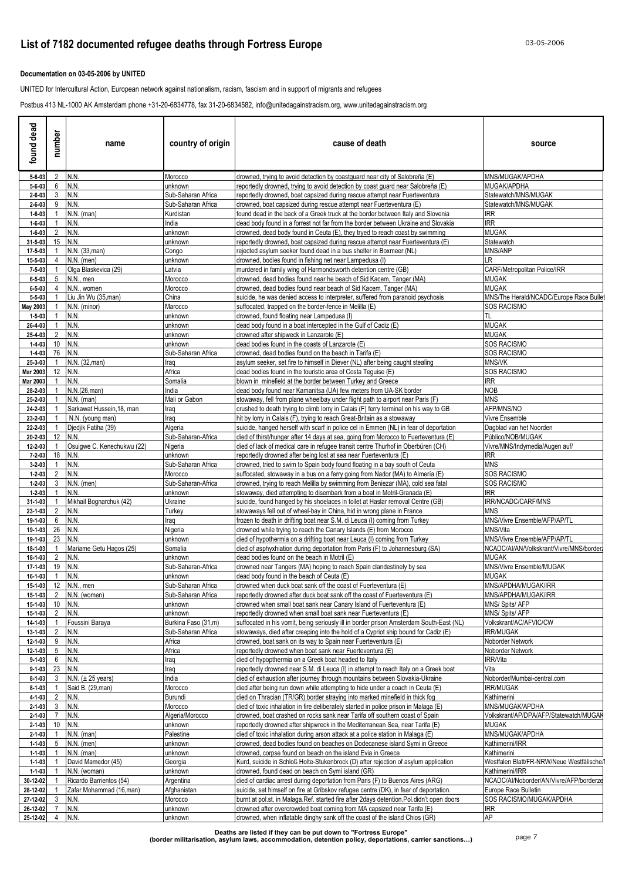# List of 7182 documented refugee deaths through Fortress Europe

**Documentation on 03-05-2006 by UNITED**

UNITED for Intercultural Action, European network against nationalism, racism, fascism and in support of migrants and refugees

Postbus 413 NL-1000 AK Amsterdam phone +31-20-6834778, fax 31-20-6834582, info@unitedagainstracism.org, www.unitedagainstracism.org

| found dead | number | name | country of origin | cause of death | source |
|---|---|---|---|---|---|
| 5-6-03 | 2 | N.N. | Morocco | drowned, trying to avoid detection by coastguard near city of Salobreña (E) | MNS/MUGAK/APDHA |
| 5-6-03 | 6 | N.N. | unknown | reportedly drowned, trying to avoid detection by coast guard near Salobreña (E) | MUGAK/APDHA |
| 2-6-03 | 3 | N.N. | Sub-Saharan Africa | reportedly drowned, boat capsized during rescue attempt near Fuerteventura | Statewatch/MNS/MUGAK |
| 2-6-03 | 9 | N.N. | Sub-Saharan Africa | drowned, boat capsized during rescue attempt near Fuerteventura (E) | Statewatch/MNS/MUGAK |
| 1-6-03 | 1 | N.N. (man) | Kurdistan | found dead in the back of a Greek truck at the border between Italy and Slovenia | IRR |
| 1-6-03 | 1 | N.N. | India | dead body found in a forrest not far from the border between Ukraine and Slovakia | IRR |
| 1-6-03 | 2 | N.N. | unknown | drowned, dead body found in Ceuta (E), they tryed to reach coast by swimming | MUGAK |
| 31-5-03 | 15 | N.N. | unknown | reportedly drowned, boat capsized during rescue attempt near Fuerteventura (E) | Statewatch |
| 17-5-03 | 1 | N.N. (33,man) | Congo | rejected asylum seeker found dead in a bus shelter in Boxmeer (NL) | MNS/ANP |
| 15-5-03 | 4 | N.N. (men) | unknown | drowned, bodies found in fishing net near Lampedusa (I) | LR |
| 7-5-03 | 1 | Olga Blaskevica (29) | Latvia | murdered in family wing of Harmondsworth detention centre (GB) | CARF/Metropolitan Police/IRR |
| 6-5-03 | 5 | N.N., men | Morocco | drowned, dead bodies found near he beach of Sid Kacem, Tanger (MA) | MUGAK |
| 6-5-03 | 4 | N.N., women | Morocco | drowned, dead bodies found near beach of Sid Kacem, Tanger (MA) | MUGAK |
| 5-5-03 | 1 | Liu Jin Wu (35,man) | China | suicide, he was denied access to interpreter, suffered from paranoid psychosis | MNS/The Herald/NCADC/Europe Race Bullet |
| May 2003 | 1 | N.N. (minor) | Marocco | suffocated, trapped on the border-fence in Melilla (E) | SOS RACISMO |
| 1-5-03 | 1 | N.N. | unknown | drowned, found floating near Lampedusa (I) | TL |
| 26-4-03 | 1 | N.N. | unknown | dead body found in a boat intercepted in the Gulf of Cadiz (E) | MUGAK |
| 25-4-03 | 2 | N.N. | unknown | drowned after shipweck in Lanzarote (E) | MUGAK |
| 1-4-03 | 10 | N.N. | unknown | dead bodies found in the coasts of Lanzarote (E) | SOS RACISMO |
| 1-4-03 | 76 | N.N. | Sub-Saharan Africa | drowned, dead bodies found on the beach in Tarifa (E) | SOS RACISMO |
| 25-3-03 | 1 | N.N. (32,man) | Iraq | asylum seeker, set fire to himself in Diever (NL) after being caught stealing | MNS/VK |
| Mar 2003 | 12 | N.N. | Africa | dead bodies found in the touristic area of Costa Teguise (E) | SOS RACISMO |
| Mar 2003 | 1 | N.N. | Somalia | blown in minefield at the border between Turkey and Greece | IRR |
| 28-2-03 | 1 | N.N.(26,man) | India | dead body found near Kamanitsa (UA) few meters from UA-SK border | NOB |
| 25-2-03 | 1 | N.N. (man) | Mali or Gabon | stowaway, fell from plane wheelbay under flight path to airport near Paris (F) | MNS |
| 24-2-03 | 1 | Sarkawat Hussein,18, man | Iraq | crushed to death trying to climb lorry in Calais (F) ferry terminal on his way to GB | AFP/MNS/NO |
| 23-2-03 | 1 | N.N. (young man) | Iraq | hit by lorry in Calais (F), trying to reach Great-Britain as a stowaway | Vivre Ensemble |
| 22-2-03 | 1 | Djedjik Fatiha (39) | Algeria | suicide, hanged herself with scarf in police cel in Emmen (NL) in fear of deportation | Dagblad van het Noorden |
| 20-2-03 | 12 | N.N. | Sub-Saharan-Africa | died of thirst/hunger after 14 days at sea, going from Morocco to Fuerteventura (E) | Público/NOB/MUGAK |
| 12-2-03 | 1 | Osuigwe C. Kenechukwu (22) | Nigeria | died of lack of medical care in refugee transit centre Thurhof in Oberbüren (CH) | Vivre/MNS/Indymedia/Augen auf/ |
| 7-2-03 | 18 | N.N. | unknown | reportedly drowned after being lost at sea near Fuerteventura (E) | IRR |
| 3-2-03 | 1 | N.N. | Sub-Saharan Africa | drowned, tried to swim to Spain body found floating in a bay south of Ceuta | MNS |
| 1-2-03 | 2 | N.N. | Morocco | suffocated, stowaway in a bus on a ferry going from Nador (MA) to Almería (E) | SOS RACISMO |
| 1-2-03 | 3 | N.N. (men) | Sub-Saharan-Africa | drowned, trying to reach Melilla by swimming from Beniezar (MA), cold sea fatal | SOS RACISMO |
| 1-2-03 | 1 | N.N. | unknown | stowaway, died attempting to disembark from a boat in Motril-Granada (E) | IRR |
| 31-1-03 | 1 | Mikhail Bognarchuk (42) | Ukraine | suicide, found hanged by his shoelaces in toilet at Haslar removal Centre (GB) | IRR/NCADC/CARF/MNS |
| 23-1-03 | 2 | N.N. | Turkey | stowaways fell out of wheel-bay in China, hid in wrong plane in France | MNS |
| 19-1-03 | 6 | N.N. | Iraq | frozen to death in drifting boat near S.M. di Leuca (I) coming from Turkey | MNS/Vivre Ensemble/AFP/AP/TL |
| 19-1-03 | 26 | N.N. | Nigeria | drowned while trying to reach the Canary Islands (E) from Morocco | MNS/Vita |
| 19-1-03 | 23 | N.N. | unknown | died of hypothermia on a drifting boat near Leuca (I) coming from Turkey | MNS/Vivre Ensemble/AFP/AP/TL |
| 18-1-03 | 1 | Mariame Getu Hagos (25) | Somalia | died of asphyxhiation during deportation from Paris (F) to Johannesburg (SA) | NCADC/AI/AN/Volkskrant/Vivre/MNS/border |
| 18-1-03 | 2 | N.N. | unknown | dead bodies found on the beach in Motril (E) | MUGAK |
| 17-1-03 | 19 | N.N. | Sub-Saharan-Africa | drowned near Tangers (MA) hoping to reach Spain clandestinely by sea | MNS/Vivre Ensemble/MUGAK |
| 16-1-03 | 1 | N.N. | unknown | dead body found in the beach of Ceuta (E) | MUGAK |
| 15-1-03 | 12 | N.N., men | Sub-Saharan Africa | drowned when duck boat sank off the coast of Fuerteventura (E) | MNS/APDHA/MUGAK/IRR |
| 15-1-03 | 2 | N.N. (women) | Sub-Saharan Africa | reportedly drowned after duck boat sank off the coast of Fuerteventura (E) | MNS/APDHA/MUGAK/IRR |
| 15-1-03 | 10 | N.N. | unknown | drowned when small boat sank near Canary Island of Fuerteventura (E) | MNS/ Spits/ AFP |
| 15-1-03 | 2 | N.N. | unknown | reportedly drowned when small boat sank near Fuerteventura (E) | MNS/ Spits/ AFP |
| 14-1-03 | 1 | Foussini Baraya | Burkina Faso (31,m) | suffocated in his vomit, being seriously ill in border prison Amsterdam South-East (NL) | Volkskrant/AC/AFVIC/CW |
| 13-1-03 | 2 | N.N. | Sub-Saharan Africa | stowaways, died after creeping into the hold of a Cypriot ship bound for Cadiz (E) | IRR/MUGAK |
| 12-1-03 | 9 | N.N. | Africa | drowned, boat sank on its way to Spain near Fuerteventura (E) | Noborder Network |
| 12-1-03 | 5 | N.N. | Africa | reportedly drowned when boat sank near Fuerteventura (E) | Noborder Network |
| 9-1-03 | 6 | N.N. | Iraq | died of hypothermia on a Greek boat headed to Italy | IRR/Vita |
| 9-1-03 | 23 | N.N. | Iraq | reportedly drowned near S.M. di Leuca (I) in attempt to reach Italy on a Greek boat | Vita |
| 8-1-03 | 3 | N.N. (± 25 years) | India | died of exhaustion after journey through mountains between Slovakia-Ukraine | Noborder/Mumbai-central.com |
| 8-1-03 | 1 | Said B. (29,man) | Morocco | died after being run down while attempting to hide under a coach in Ceuta (E) | IRR/MUGAK |
| 4-1-03 | 2 | N.N. | Burundi | died on Thracian (TR/GR) border straying into marked minefield in thick fog | Kathimerini |
| 2-1-03 | 3 | N.N. | Morocco | died of toxic inhalation in fire deliberately started in police prison in Malaga (E) | MNS/MUGAK/APDHA |
| 2-1-03 | 7 | N.N. | Algeria/Morocco | drowned, boat crashed on rocks sank near Tarifa off southern coast of Spain | Volkskrant/AP/DPA/AFP/Statewatch/MUGAK |
| 2-1-03 | 10 | N.N. | unknown | reportedly drowned after shipwreck in the Mediterranean Sea, near Tarifa (E) | MUGAK |
| 2-1-03 | 1 | N.N. (man) | Palestine | died of toxic inhalation during arson attack at a police station in Malaga (E) | MNS/MUGAK/APDHA |
| 1-1-03 | 5 | N.N. (men) | unknown | drowned, dead bodies found on beaches on Dodecanese island Symi in Greece | Kathimerini/IRR |
| 1-1-03 | 1 | N.N. (man) | unknown | drowned, corpse found on beach on the island Evia in Greece | Kathimerini |
| 1-1-03 | 1 | David Mamedor (45) | Georgia | Kurd, suicide in Schloß Holte-Stukenbrock (D) after rejection of asylum application | Westfalen Blatt/FR-NRW/Neue Westfälische/ |
| 1-1-03 | 1 | N.N. (woman) | unknown | drowned, found dead on beach on Symi island (GR) | Kathimerini/IRR |
| 30-12-02 | 1 | Ricardo Barrientos (54) | Argentina | died of cardiac arrest during deportation from Paris (F) to Buenos Aires (ARG) | NCADC/AI/Noborder/AN/Vivre/AFP/borderze |
| 28-12-02 | 1 | Zafar Mohammad (16,man) | Afghanistan | suicide, set himself on fire at Gribskov refugee centre (DK), in fear of deportation. | Europe Race Bulletin |
| 27-12-02 | 3 | N.N. | Morocco | burnt at pol.st. in Malaga.Ref. started fire after 2days detention.Pol.didn't open doors | SOS RACISMO/MUGAK/APDHA |
| 26-12-02 | 7 | N.N. | unknown | drowned after overcrowded boat coming from MA capsized near Tarifa (E) | IRR |
| 25-12-02 | 4 | N.N. | unknown | drowned, when inflatable dinghy sank off the coast of the island Chios (GR) | AP |

**Deaths are listed if they can be put down to "Fortress Europe"**
**(border militarisation, asylum laws, accommodation, detention policy, deportations, carrier sanctions…)**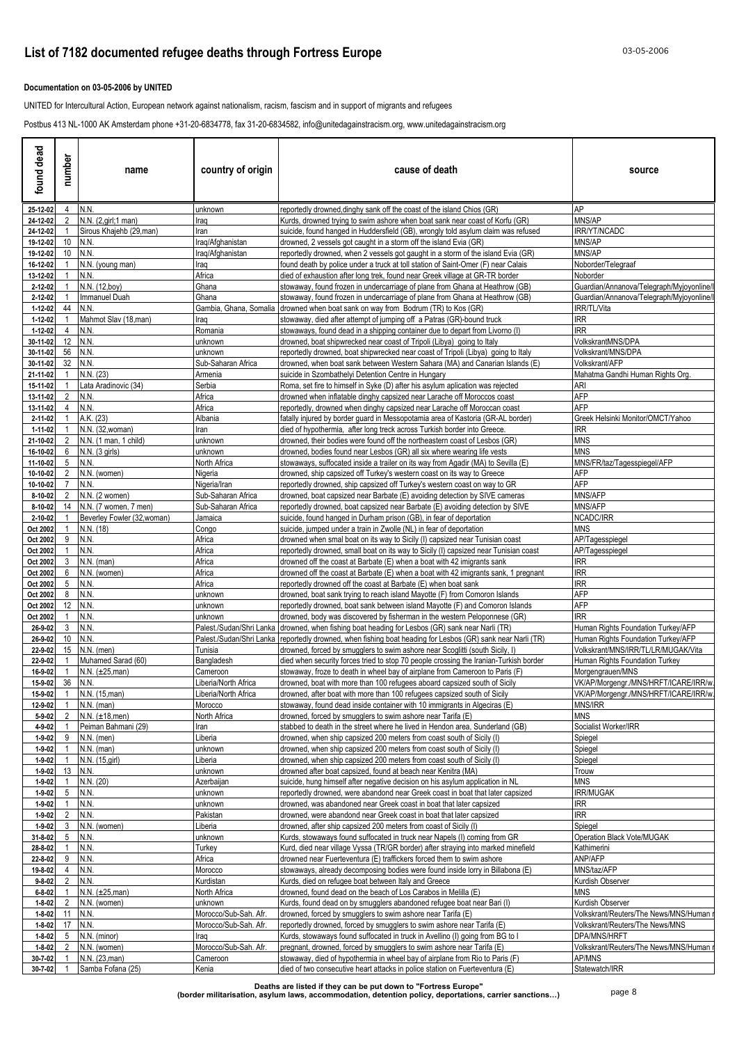# List of 7182 documented refugee deaths through Fortress Europe

**Documentation on 03-05-2006 by UNITED**

UNITED for Intercultural Action, European network against nationalism, racism, fascism and in support of migrants and refugees

Postbus 413 NL-1000 AK Amsterdam phone +31-20-6834778, fax 31-20-6834582, info@unitedagainstracism.org, www.unitedagainstracism.org

| found dead | number | name | country of origin | cause of death | source |
|---|---|---|---|---|---|
| 25-12-02 | 4 | N.N. | unknown | reportedly drowned,dinghy sank off the coast of the island Chios (GR) | AP |
| 24-12-02 | 2 | N.N. (2,girl;1 man) | Iraq | Kurds, drowned trying to swim ashore when boat sank near coast of Korfu (GR) | MNS/AP |
| 24-12-02 | 1 | Sirous Khajehb (29,man) | Iran | suicide, found hanged in Huddersfield (GB), wrongly told asylum claim was refused | IRR/YT/NCADC |
| 19-12-02 | 10 | N.N. | Iraq/Afghanistan | drowned, 2 vessels got caught in a storm off the island Evia (GR) | MNS/AP |
| 19-12-02 | 10 | N.N. | Iraq/Afghanistan | reportedly drowned, when 2 vessels got gaught in a storm of the island Evia (GR) | MNS/AP |
| 16-12-02 | 1 | N.N. (young man) | Iraq | found death by police under a truck at toll station of Saint-Omer (F) near Calais | Noborder/Telegraaf |
| 13-12-02 | 1 | N.N. | Africa | died of exhaustion after long trek, found near Greek village at GR-TR border | Noborder |
| 2-12-02 | 1 | N.N. (12,boy) | Ghana | stowaway, found frozen in undercarriage of plane from Ghana at Heathrow (GB) | Guardian/Annanova/Telegraph/Myjoyonline/I |
| 2-12-02 | 1 | Immanuel Duah | Ghana | stowaway, found frozen in undercarriage of plane from Ghana at Heathrow (GB) | Guardian/Annanova/Telegraph/Myjoyonline/I |
| 1-12-02 | 44 | N.N. | Gambia, Ghana, Somalia | drowned when boat sank on way from Bodrum (TR) to Kos (GR) | IRR/TL/Vita |
| 1-12-02 | 1 | Mahmot Slav (18,man) | Iraq | stowaway, died after attempt of jumping off a Patras (GR)-bound truck | IRR |
| 1-12-02 | 4 | N.N. | Romania | stowaways, found dead in a shipping container due to depart from Livorno (I) | IRR |
| 30-11-02 | 12 | N.N. | unknown | drowned, boat shipwrecked near coast of Tripoli (Libya) going to Italy | VolkskrantMNS/DPA |
| 30-11-02 | 56 | N.N. | unknown | reportedly drowned, boat shipwrecked near coast of Tripoli (Libya) going to Italy | Volkskrant/MNS/DPA |
| 30-11-02 | 32 | N.N. | Sub-Saharan Africa | drowned, when boat sank between Western Sahara (MA) and Canarian Islands (E) | Volkskrant/AFP |
| 21-11-02 | 1 | N.N. (23) | Armenia | suicide in Szombathelyi Detention Centre in Hungary | Mahatma Gandhi Human Rights Org. |
| 15-11-02 | 1 | Lata Aradinovic (34) | Serbia | Roma, set fire to himself in Syke (D) after his asylum aplication was rejected | ARI |
| 13-11-02 | 2 | N.N. | Africa | drowned when inflatable dinghy capsized near Larache off Moroccos coast | AFP |
| 13-11-02 | 4 | N.N. | Africa | reportedly, drowned when dinghy capsized near Larache off Moroccan coast | AFP |
| 2-11-02 | 1 | A.K. (23) | Albania | fatally injured by border guard in Messopotamia area of Kastoria (GR-AL border) | Greek Helsinki Monitor/OMCT/Yahoo |
| 1-11-02 | 1 | N.N. (32,woman) | Iran | died of hypothermia, after long treck across Turkish border into Greece. | IRR |
| 21-10-02 | 2 | N.N. (1 man, 1 child) | unknown | drowned, their bodies were found off the northeastern coast of Lesbos (GR) | MNS |
| 16-10-02 | 6 | N.N. (3 girls) | unknown | drowned, bodies found near Lesbos (GR) all six where wearing life vests | MNS |
| 11-10-02 | 5 | N.N. | North Africa | stowaways, suffocated inside a trailer on its way from Agadir (MA) to Sevilla (E) | MNS/FR/taz/Tagesspiegel/AFP |
| 10-10-02 | 2 | N.N. (women) | Nigeria | drowned, ship capsized off Turkey's western coast on its way to Greece | AFP |
| 10-10-02 | 7 | N.N. | Nigeria/Iran | reportedly drowned, ship capsized off Turkey's western coast on way to GR | AFP |
| 8-10-02 | 2 | N.N. (2 women) | Sub-Saharan Africa | drowned, boat capsized near Barbate (E) avoiding detection by SIVE cameras | MNS/AFP |
| 8-10-02 | 14 | N.N. (7 women, 7 men) | Sub-Saharan Africa | reportedly drowned, boat capsized near Barbate (E) avoiding detection by SIVE | MNS/AFP |
| 2-10-02 | 1 | Beverley Fowler (32,woman) | Jamaica | suicide, found hanged in Durham prison (GB), in fear of deportation | NCADC/IRR |
| Oct 2002 | 1 | N.N. (18) | Congo | suicide, jumped under a train in Zwolle (NL) in fear of deportation | MNS |
| Oct 2002 | 9 | N.N. | Africa | drowned when smal boat on its way to Sicily (I) capsized near Tunisian coast | AP/Tagesspiegel |
| Oct 2002 | 1 | N.N. | Africa | reportedly drowned, small boat on its way to Sicily (I) capsized near Tunisian coast | AP/Tagesspiegel |
| Oct 2002 | 3 | N.N. (man) | Africa | drowned off the coast at Barbate (E) when a boat with 42 imigrants sank | IRR |
| Oct 2002 | 6 | N.N. (women) | Africa | drowned off the coast at Barbate (E) when a boat with 42 imigrants sank, 1 pregnant | IRR |
| Oct 2002 | 5 | N.N. | Africa | reportedly drowned off the coast at Barbate (E) when boat sank | IRR |
| Oct 2002 | 8 | N.N. | unknown | drowned, boat sank trying to reach island Mayotte (F) from Comoron Islands | AFP |
| Oct 2002 | 12 | N.N. | unknown | reportedly drowned, boat sank between island Mayotte (F) and Comoron Islands | AFP |
| Oct 2002 | 1 | N.N. | unknown | drowned, body was discovered by fisherman in the western Peloponnese (GR) | IRR |
| 26-9-02 | 3 | N.N. | Palest./Sudan/Shri Lanka | drowned, when fishing boat heading for Lesbos (GR) sank near Narli (TR) | Human Rights Foundation Turkey/AFP |
| 26-9-02 | 10 | N.N. | Palest./Sudan/Shri Lanka | reportedly drowned, when fishing boat heading for Lesbos (GR) sank near Narli (TR) | Human Rights Foundation Turkey/AFP |
| 22-9-02 | 15 | N.N. (men) | Tunisia | drowned, forced by smugglers to swim ashore near Scoglitti (south Sicily, I) | Volkskrant/MNS/IRR/TL/LR/MUGAK/Vita |
| 22-9-02 | 1 | Muhamed Sarad (60) | Bangladesh | died when security forces tried to stop 70 people crossing the Iranian-Turkish border | Human Rights Foundation Turkey |
| 16-9-02 | 1 | N.N. (±25,man) | Cameroon | stowaway, froze to death in wheel bay of airplane from Cameroon to Paris (F) | Morgengrauen/MNS |
| 15-9-02 | 36 | N.N. | Liberia/North Africa | drowned, boat with more than 100 refugees aboard capsized south of Sicily | VK/AP/Morgengr./MNS/HRFT/ICARE/IRR/w. |
| 15-9-02 | 1 | N.N. (15,man) | Liberia/North Africa | drowned, after boat with more than 100 refugees capsized south of Sicily | VK/AP/Morgengr./MNS/HRFT/ICARE/IRR/w. |
| 12-9-02 | 1 | N.N. (man) | Morocco | stowaway, found dead inside container with 10 immigrants in Algeciras (E) | MNS/IRR |
| 5-9-02 | 2 | N.N. (±18,men) | North Africa | drowned, forced by smugglers to swim ashore near Tarifa (E) | MNS |
| 4-9-02 | 1 | Peiman Bahmani (29) | Iran | stabbed to death in the street where he lived in Hendon area, Sunderland (GB) | Socialist Worker/IRR |
| 1-9-02 | 9 | N.N. (men) | Liberia | drowned, when ship capsized 200 meters from coast south of Sicily (I) | Spiegel |
| 1-9-02 | 1 | N.N. (man) | unknown | drowned, when ship capsized 200 meters from coast south of Sicily (I) | Spiegel |
| 1-9-02 | 1 | N.N. (15,girl) | Liberia | drowned, when ship capsized 200 meters from coast south of Sicily (I) | Spiegel |
| 1-9-02 | 13 | N.N. | unknown | drowned after boat capsized, found at beach near Kenitra (MA) | Trouw |
| 1-9-02 | 1 | N.N. (20) | Azerbaijan | suicide, hung himself after negative decision on his asylum application in NL | MNS |
| 1-9-02 | 5 | N.N. | unknown | reportedly drowned, were abandond near Greek coast in boat that later capsized | IRR/MUGAK |
| 1-9-02 | 1 | N.N. | unknown | drowned, was abandoned near Greek coast in boat that later capsized | IRR |
| 1-9-02 | 2 | N.N. | Pakistan | drowned, were abandoned near Greek coast in boat that later capsized | IRR |
| 1-9-02 | 3 | N.N. (women) | Liberia | drowned, after ship capsized 200 meters from coast of Sicily (I) | Spiegel |
| 31-8-02 | 5 | N.N. | unknown | Kurds, stowaways found suffocated in truck near Napels (I) coming from GR | Operation Black Vote/MUGAK |
| 28-8-02 | 1 | N.N. | Turkey | Kurd, died near village Vyssa (TR/GR border) after straying into marked minefield | Kathimerini |
| 22-8-02 | 9 | N.N. | Africa | drowned near Fuerteventura (E) traffickers forced them to swim ashore | ANP/AFP |
| 19-8-02 | 4 | N.N. | Morocco | stowaways, already decomposing bodies were found inside lorry in Billabona (E) | MNS/taz/AFP |
| 9-8-02 | 2 | N.N. | Kurdistan | Kurds, died on refugee boat between Italy and Greece | Kurdish Observer |
| 6-8-02 | 1 | N.N. (±25,man) | North Africa | drowned, found dead on the beach of Los Carabos in Melilla (E) | MNS |
| 1-8-02 | 2 | N.N. (women) | unknown | Kurds, found dead on by smugglers abandoned refugee boat near Bari (I) | Kurdish Observer |
| 1-8-02 | 11 | N.N. | Morocco/Sub-Sah. Afr. | drowned, forced by smugglers to swim ashore near Tarifa (E) | Volkskrant/Reuters/The News/MNS/Human r |
| 1-8-02 | 17 | N.N. | Morocco/Sub-Sah. Afr. | reportedly drowned, forced by smugglers to swim ashore near Tarifa (E) | Volkskrant/Reuters/The News/MNS |
| 1-8-02 | 5 | N.N. (minor) | Iraq | Kurds, stowaways found suffocated in truck in Avellino (I) going from BG to I | DPA/MNS/HRFT |
| 1-8-02 | 2 | N.N. (women) | Morocco/Sub-Sah. Afr. | pregnant, drowned, forced by smugglers to swim ashore near Tarifa (E) | Volkskrant/Reuters/The News/MNS/Human r |
| 30-7-02 | 1 | N.N. (23,man) | Cameroon | stowaway, died of hypothermia in wheel bay of airplane from Rio to Paris (F) | AP/MNS |
| 30-7-02 | 1 | Samba Fofana (25) | Kenia | died of two consecutive heart attacks in police station on Fuerteventura (E) | Statewatch/IRR |

**Deaths are listed if they can be put down to "Fortress Europe"**
**(border militarisation, asylum laws, accommodation, detention policy, deportations, carrier sanctions…)**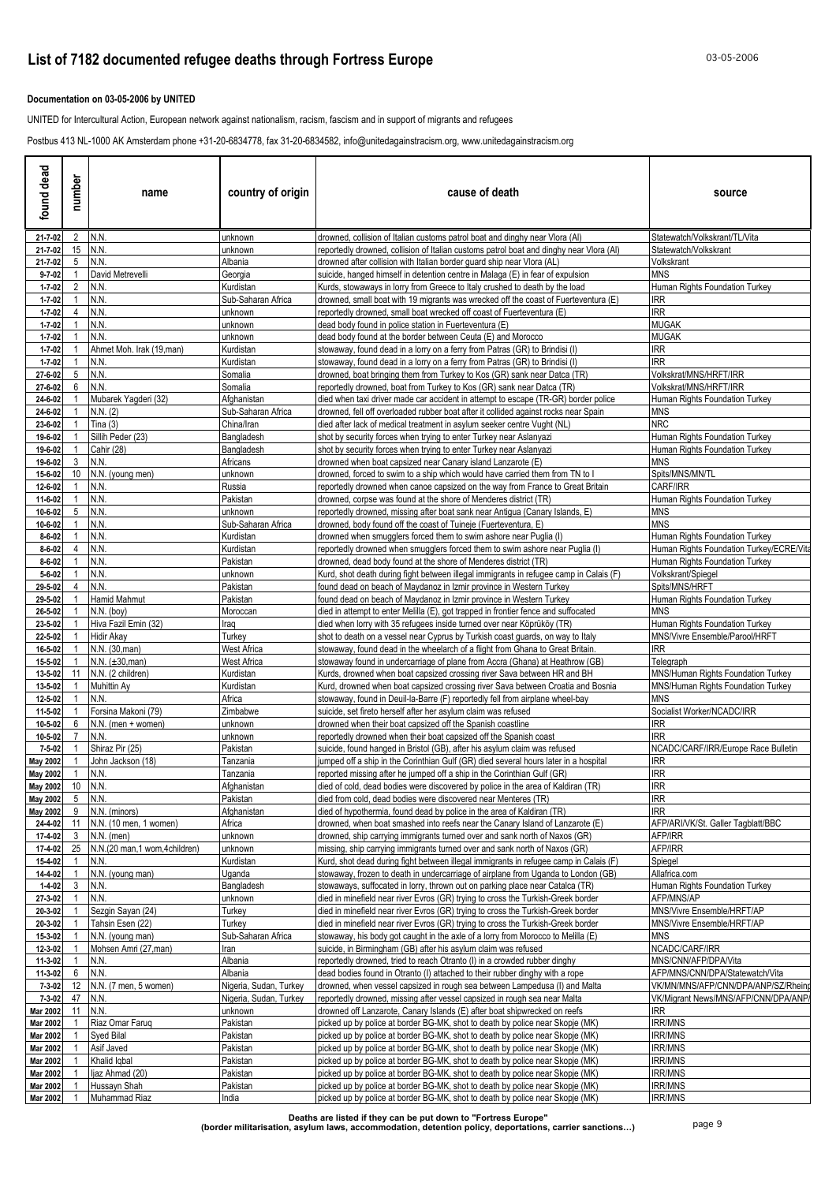# List of 7182 documented refugee deaths through Fortress Europe

**Documentation on 03-05-2006 by UNITED**

UNITED for Intercultural Action, European network against nationalism, racism, fascism and in support of migrants and refugees

Postbus 413 NL-1000 AK Amsterdam phone +31-20-6834778, fax 31-20-6834582, info@unitedagainstracism.org, www.unitedagainstracism.org

| found dead | number | name | country of origin | cause of death | source |
|---|---|---|---|---|---|
| 21-7-02 | 2 | N.N. | unknown | drowned, collision of Italian customs patrol boat and dinghy near Vlora (Al) | Statewatch/Volkskrant/TL/Vita |
| 21-7-02 | 15 | N.N. | unknown | reportedly drowned, collision of Italian customs patrol boat and dinghy near Vlora (Al) | Statewatch/Volkskrant |
| 21-7-02 | 5 | N.N. | Albania | drowned after collision with Italian border guard ship near Vlora (AL) | Volkskrant |
| 9-7-02 | 1 | David Metrevelli | Georgia | suicide, hanged himself in detention centre in Malaga (E) in fear of expulsion | MNS |
| 1-7-02 | 2 | N.N. | Kurdistan | Kurds, stowaways in lorry from Greece to Italy crushed to death by the load | Human Rights Foundation Turkey |
| 1-7-02 | 1 | N.N. | Sub-Saharan Africa | drowned, small boat with 19 migrants was wrecked off the coast of Fuerteventura (E) | IRR |
| 1-7-02 | 4 | N.N. | unknown | reportedly drowned, small boat wrecked off coast of Fuerteventura (E) | IRR |
| 1-7-02 | 1 | N.N. | unknown | dead body found in police station in Fuerteventura (E) | MUGAK |
| 1-7-02 | 1 | N.N. | unknown | dead body found at the border between Ceuta (E) and Morocco | MUGAK |
| 1-7-02 | 1 | Ahmet Moh. Irak (19,man) | Kurdistan | stowaway, found dead in a lorry on a ferry from Patras (GR) to Brindisi (I) | IRR |
| 1-7-02 | 1 | N.N. | Kurdistan | stowaway, found dead in a lorry on a ferry from Patras (GR) to Brindisi (I) | IRR |
| 27-6-02 | 5 | N.N. | Somalia | drowned, boat bringing them from Turkey to Kos (GR) sank near Datca (TR) | Volkskrat/MNS/HRFT/IRR |
| 27-6-02 | 6 | N.N. | Somalia | reportedly drowned, boat from Turkey to Kos (GR) sank near Datca (TR) | Volkskrat/MNS/HRFT/IRR |
| 24-6-02 | 1 | Mubarek Yagderi (32) | Afghanistan | died when taxi driver made car accident in attempt to escape (TR-GR) border police | Human Rights Foundation Turkey |
| 24-6-02 | 1 | N.N. (2) | Sub-Saharan Africa | drowned, fell off overloaded rubber boat after it collided against rocks near Spain | MNS |
| 23-6-02 | 1 | Tina (3) | China/Iran | died after lack of medical treatment in asylum seeker centre Vught (NL) | NRC |
| 19-6-02 | 1 | Sillih Peder (23) | Bangladesh | shot by security forces when trying to enter Turkey near Aslanyazi | Human Rights Foundation Turkey |
| 19-6-02 | 1 | Cahir (28) | Bangladesh | shot by security forces when trying to enter Turkey near Aslanyazi | Human Rights Foundation Turkey |
| 19-6-02 | 3 | N.N. | Africans | drowned when boat capsized near Canary island Lanzarote (E) | MNS |
| 15-6-02 | 10 | N.N. (young men) | unknown | drowned, forced to swim to a ship which would have carried them from TN to I | Spits/MNS/MN/TL |
| 12-6-02 | 1 | N.N. | Russia | reportedly drowned when canoe capsized on the way from France to Great Britain | CARF/IRR |
| 11-6-02 | 1 | N.N. | Pakistan | drowned, corpse was found at the shore of Menderes district (TR) | Human Rights Foundation Turkey |
| 10-6-02 | 5 | N.N. | unknown | reportedly drowned, missing after boat sank near Antigua (Canary Islands, E) | MNS |
| 10-6-02 | 1 | N.N. | Sub-Saharan Africa | drowned, body found off the coast of Tuineje (Fuerteventura, E) | MNS |
| 8-6-02 | 1 | N.N. | Kurdistan | drowned when smugglers forced them to swim ashore near Puglia (I) | Human Rights Foundation Turkey |
| 8-6-02 | 4 | N.N. | Kurdistan | reportedly drowned when smugglers forced them to swim ashore near Puglia (I) | Human Rights Foundation Turkey/ECRE/Vita |
| 8-6-02 | 1 | N.N. | Pakistan | drowned, dead body found at the shore of Menderes district (TR) | Human Rights Foundation Turkey |
| 5-6-02 | 1 | N.N. | unknown | Kurd, shot death during fight between illegal immigrants in refugee camp in Calais (F) | Volkskrant/Spiegel |
| 29-5-02 | 4 | N.N. | Pakistan | found dead on beach of Maydanoz in Izmir province in Western Turkey | Spits/MNS/HRFT |
| 29-5-02 | 1 | Hamid Mahmut | Pakistan | found dead on beach of Maydanoz in Izmir province in Western Turkey | Human Rights Foundation Turkey |
| 26-5-02 | 1 | N.N. (boy) | Moroccan | died in attempt to enter Melilla (E), got trapped in frontier fence and suffocated | MNS |
| 23-5-02 | 1 | Hiva Fazil Emin (32) | Iraq | died when lorry with 35 refugees inside turned over near Köprüköy (TR) | Human Rights Foundation Turkey |
| 22-5-02 | 1 | Hidir Akay | Turkey | shot to death on a vessel near Cyprus by Turkish coast guards, on way to Italy | MNS/Vivre Ensemble/Parool/HRFT |
| 16-5-02 | 1 | N.N. (30,man) | West Africa | stowaway, found dead in the wheelarch of a flight from Ghana to Great Britain. | IRR |
| 15-5-02 | 1 | N.N. (±30,man) | West Africa | stowaway found in undercarriage of plane from Accra (Ghana) at Heathrow (GB) | Telegraph |
| 13-5-02 | 11 | N.N. (2 children) | Kurdistan | Kurds, drowned when boat capsized crossing river Sava between HR and BH | MNS/Human Rights Foundation Turkey |
| 13-5-02 | 1 | Muhittin Ay | Kurdistan | Kurd, drowned when boat capsized crossing river Sava between Croatia and Bosnia | MNS/Human Rights Foundation Turkey |
| 12-5-02 | 1 | N.N. | Africa | stowaway, found in Deuil-la-Barre (F) reportedly fell from airplane wheel-bay | MNS |
| 11-5-02 | 1 | Forsina Makoni (79) | Zimbabwe | suicide, set fireto herself after her asylum claim was refused | Socialist Worker/NCADC/IRR |
| 10-5-02 | 6 | N.N. (men + women) | unknown | drowned when their boat capsized off the Spanish coastline | IRR |
| 10-5-02 | 7 | N.N. | unknown | reportedly drowned when their boat capsized off the Spanish coast | IRR |
| 7-5-02 | 1 | Shiraz Pir (25) | Pakistan | suicide, found hanged in Bristol (GB), after his asylum claim was refused | NCADC/CARF/IRR/Europe Race Bulletin |
| May 2002 | 1 | John Jackson (18) | Tanzania | jumped off a ship in the Corinthian Gulf (GR) died several hours later in a hospital | IRR |
| May 2002 | 1 | N.N. | Tanzania | reported missing after he jumped off a ship in the Corinthian Gulf (GR) | IRR |
| May 2002 | 10 | N.N. | Afghanistan | died of cold, dead bodies were discovered by police in the area of Kaldiran (TR) | IRR |
| May 2002 | 5 | N.N. | Pakistan | died from cold, dead bodies were discovered near Menteres (TR) | IRR |
| May 2002 | 9 | N.N. (minors) | Afghanistan | died of hypothermia, found dead by police in the area of Kaldiran (TR) | IRR |
| 24-4-02 | 11 | N.N. (10 men, 1 women) | Africa | drowned, when boat smashed into reefs near the Canary Island of Lanzarote (E) | AFP/ARI/VK/St. Galler Tagblatt/BBC |
| 17-4-02 | 3 | N.N. (men) | unknown | drowned, ship carrying immigrants turned over and sank north of Naxos (GR) | AFP/IRR |
| 17-4-02 | 25 | N.N.(20 man,1 wom,4children) | unknown | missing, ship carrying immigrants turned over and sank north of Naxos (GR) | AFP/IRR |
| 15-4-02 | 1 | N.N. | Kurdistan | Kurd, shot dead during fight between illegal immigrants in refugee camp in Calais (F) | Spiegel |
| 14-4-02 | 1 | N.N. (young man) | Uganda | stowaway, frozen to death in undercarriage of airplane from Uganda to London (GB) | Allafrica.com |
| 1-4-02 | 3 | N.N. | Bangladesh | stowaways, suffocated in lorry, thrown out on parking place near Catalca (TR) | Human Rights Foundation Turkey |
| 27-3-02 | 1 | N.N. | unknown | died in minefield near river Evros (GR) trying to cross the Turkish-Greek border | AFP/MNS/AP |
| 20-3-02 | 1 | Sezgin Sayan (24) | Turkey | died in minefield near river Evros (GR) trying to cross the Turkish-Greek border | MNS/Vivre Ensemble/HRFT/AP |
| 20-3-02 | 1 | Tahsin Esen (22) | Turkey | died in minefield near river Evros (GR) trying to cross the Turkish-Greek border | MNS/Vivre Ensemble/HRFT/AP |
| 15-3-02 | 1 | N.N. (young man) | Sub-Saharan Africa | stowaway, his body got caught in the axle of a lorry from Morocco to Melilla (E) | MNS |
| 12-3-02 | 1 | Mohsen Amri (27,man) | Iran | suicide, in Birmingham (GB) after his asylum claim was refused | NCADC/CARF/IRR |
| 11-3-02 | 1 | N.N. | Albania | reportedly drowned, tried to reach Otranto (I) in a crowded rubber dinghy | MNS/CNN/AFP/DPA/Vita |
| 11-3-02 | 6 | N.N. | Albania | dead bodies found in Otranto (I) attached to their rubber dinghy with a rope | AFP/MNS/CNN/DPA/Statewatch/Vita |
| 7-3-02 | 12 | N.N. (7 men, 5 women) | Nigeria, Sudan, Turkey | drowned, when vessel capsized in rough sea between Lampedusa (I) and Malta | VK/MN/MNS/AFP/CNN/DPA/ANP/SZ/Rheinp |
| 7-3-02 | 47 | N.N. | Nigeria, Sudan, Turkey | reportedly drowned, missing after vessel capsized in rough sea near Malta | VK/Migrant News/MNS/AFP/CNN/DPA/ANP/ |
| Mar 2002 | 11 | N.N. | unknown | drowned off Lanzarote, Canary Islands (E) after boat shipwrecked on reefs | IRR |
| Mar 2002 | 1 | Riaz Omar Faruq | Pakistan | picked up by police at border BG-MK, shot to death by police near Skopje (MK) | IRR/MNS |
| Mar 2002 | 1 | Syed Bilal | Pakistan | picked up by police at border BG-MK, shot to death by police near Skopje (MK) | IRR/MNS |
| Mar 2002 | 1 | Asif Javed | Pakistan | picked up by police at border BG-MK, shot to death by police near Skopje (MK) | IRR/MNS |
| Mar 2002 | 1 | Khalid Iqbal | Pakistan | picked up by police at border BG-MK, shot to death by police near Skopje (MK) | IRR/MNS |
| Mar 2002 | 1 | Ijaz Ahmad (20) | Pakistan | picked up by police at border BG-MK, shot to death by police near Skopje (MK) | IRR/MNS |
| Mar 2002 | 1 | Hussayn Shah | Pakistan | picked up by police at border BG-MK, shot to death by police near Skopje (MK) | IRR/MNS |
| Mar 2002 | 1 | Muhammad Riaz | India | picked up by police at border BG-MK, shot to death by police near Skopje (MK) | IRR/MNS |

**Deaths are listed if they can be put down to "Fortress Europe"**
**(border militarisation, asylum laws, accommodation, detention policy, deportations, carrier sanctions…)**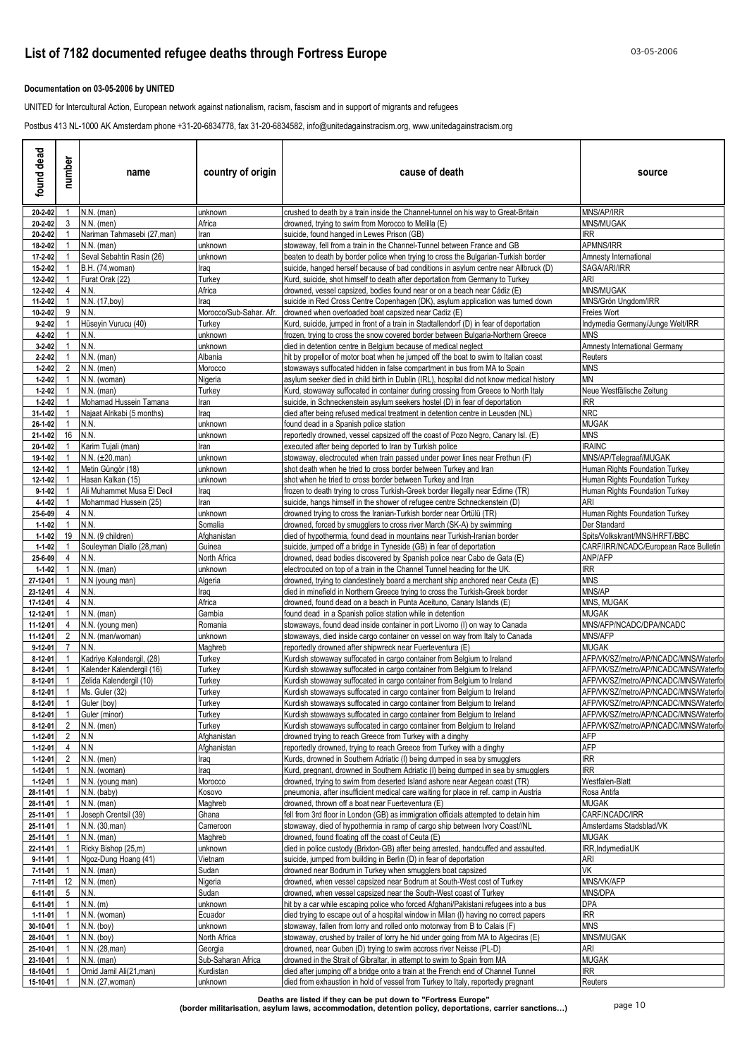# List of 7182 documented refugee deaths through Fortress Europe

**Documentation on 03-05-2006 by UNITED**

UNITED for Intercultural Action, European network against nationalism, racism, fascism and in support of migrants and refugees

Postbus 413 NL-1000 AK Amsterdam phone +31-20-6834778, fax 31-20-6834582, info@unitedagainstracism.org, www.unitedagainstracism.org

| found dead | number | name | country of origin | cause of death | source |
|---|---|---|---|---|---|
| 20-2-02 | 1 | N.N. (man) | unknown | crushed to death by a train inside the Channel-tunnel on his way to Great-Britain | MNS/AP/IRR |
| 20-2-02 | 3 | N.N. (men) | Africa | drowned, trying to swim from Morocco to Melilla (E) | MNS/MUGAK |
| 20-2-02 | 1 | Nariman Tahmasebi (27,man) | Iran | suicide, found hanged in Lewes Prison (GB) | IRR |
| 18-2-02 | 1 | N.N. (man) | unknown | stowaway, fell from a train in the Channel-Tunnel between France and GB | APMNS/IRR |
| 17-2-02 | 1 | Seval Sebahtin Rasin (26) | unknown | beaten to death by border police when trying to cross the Bulgarian-Turkish border | Amnesty International |
| 15-2-02 | 1 | B.H. (74,woman) | Iraq | suicide, hanged herself because of bad conditions in asylum centre near Allbruck (D) | SAGA/ARI/IRR |
| 12-2-02 | 1 | Furat Orak (22) | Turkey | Kurd, suicide, shot himself to death after deportation from Germany to Turkey | ARI |
| 12-2-02 | 4 | N.N. | Africa | drowned, vessel capsized, bodies found near or on a beach near Cádiz (E) | MNS/MUGAK |
| 11-2-02 | 1 | N.N. (17,boy) | Iraq | suicide in Red Cross Centre Copenhagen (DK), asylum application was turned down | MNS/Grön Ungdom/IRR |
| 10-2-02 | 9 | N.N. | Morocco/Sub-Sahar. Afr. | drowned when overloaded boat capsized near Cadiz (E) | Freies Wort |
| 9-2-02 | 1 | Hüseyin Vurucu (40) | Turkey | Kurd, suicide, jumped in front of a train in Stadtallendorf (D) in fear of deportation | Indymedia Germany/Junge Welt/IRR |
| 4-2-02 | 1 | N.N. | unknown | frozen, trying to cross the snow covered border between Bulgaria-Northern Greece | MNS |
| 3-2-02 | 1 | N.N. | unknown | died in detention centre in Belgium because of medical neglect | Amnesty International Germany |
| 2-2-02 | 1 | N.N. (man) | Albania | hit by propellor of motor boat when he jumped off the boat to swim to Italian coast | Reuters |
| 1-2-02 | 2 | N.N. (men) | Morocco | stowaways suffocated hidden in false compartment in bus from MA to Spain | MNS |
| 1-2-02 | 1 | N.N. (woman) | Nigeria | asylum seeker died in child birth in Dublin (IRL), hospital did not know medical history | MN |
| 1-2-02 | 1 | N.N. (man) | Turkey | Kurd, stowaway suffocated in container during crossing from Greece to North Italy | Neue Westfälische Zeitung |
| 1-2-02 | 1 | Mohamad Hussein Tamana | Iran | suicide, in Schneckenstein asylum seekers hostel (D) in fear of deportation | IRR |
| 31-1-02 | 1 | Najaat Alrikabi (5 months) | Iraq | died after being refused medical treatment in detention centre in Leusden (NL) | NRC |
| 26-1-02 | 1 | N.N. | unknown | found dead in a Spanish police station | MUGAK |
| 21-1-02 | 16 | N.N. | unknown | reportedly drowned, vessel capsized off the coast of Pozo Negro, Canary Isl. (E) | MNS |
| 20-1-02 | 1 | Karim Tujali (man) | Iran | executed after being deported to Iran by Turkish police | IRAINC |
| 19-1-02 | 1 | N.N. (±20,man) | unknown | stowaway, electrocuted when train passed under power lines near Frethun (F) | MNS/AP/Telegraaf/MUGAK |
| 12-1-02 | 1 | Metin Güngör (18) | unknown | shot death when he tried to cross border between Turkey and Iran | Human Rights Foundation Turkey |
| 12-1-02 | 1 | Hasan Kalkan (15) | unknown | shot dead when he tried to cross border between Turkey and Iran | Human Rights Foundation Turkey |
| 9-1-02 | 1 | Ali Muhammet Musa El Decil | Iraq | frozen to death trying to cross Turkish-Greek border illegally near Edirne (TR) | Human Rights Foundation Turkey |
| 4-1-02 | 1 | Mohammad Hussein (25) | Iran | suicide, hangs himself in the shower of refugee centre Schneckenstein (D) | ARI |
| 25-6-09 | 4 | N.N. | unknown | drowned trying to cross the Iranian-Turkish border near Örtülü (TR) | Human Rights Foundation Turkey |
| 1-1-02 | 1 | N.N. | Somalia | drowned, forced by smugglers to cross river March (SK-A) by swimming | Der Standard |
| 1-1-02 | 19 | N.N. (9 children) | Afghanistan | died of hypothermia, found dead in mountains near Turkish-Iranian border | Spits/Volkskrant/MNS/HRFT/BBC |
| 1-1-02 | 1 | Souleyman Diallo (28,man) | Guinea | suicide, jumped off a bridge in Tyneside (GB) in fear of deportation | CARF/IRR/NCADC/European Race Bulletin |
| 25-6-09 | 4 | N.N. | North Africa | drowned, dead bodies discovered by Spanish police near Cabo de Gata (E) | ANP/AFP |
| 1-1-02 | 1 | N.N. (man) | unknown | electrocuted on top of a train in the Channel Tunnel heading for the UK. | IRR |
| 27-12-01 | 1 | N.N (young man) | Algeria | drowned, trying to clandestinely board a merchant ship anchored near Ceuta (E) | MNS |
| 23-12-01 | 4 | N.N. | Iraq | died in minefield in Northern Greece trying to cross the Turkish-Greek border | MNS/AP |
| 17-12-01 | 4 | N.N. | Africa | drowned, found dead on a beach in Punta Aceituno, Canary Islands (E) | MNS, MUGAK |
| 12-12-01 | 1 | N.N. (man) | Gambia | found dead in a Spanish police station while in detention | MUGAK |
| 11-12-01 | 4 | N.N. (young men) | Romania | stowaways, found dead inside container in port Livorno (I) on way to Canada | MNS/AFP/NCADC/DPA/NCADC |
| 11-12-01 | 2 | N.N. (man/woman) | unknown | stowaways, died inside cargo container on vessel on way from Italy to Canada | MNS/AFP |
| 9-12-01 | 7 | N.N. | Maghreb | reportedly drowned after shipwreck near Fuerteventura (E) | MUGAK |
| 8-12-01 | 1 | Kadriye Kalendergil, (28) | Turkey | Kurdish stowaway suffocated in cargo container from Belgium to Ireland | AFP/VK/SZ/metro/AP/NCADC/MNS/Waterfo |
| 8-12-01 | 1 | Kalender Kalendergil (16) | Turkey | Kurdish stowaway suffocated in cargo container from Belgium to Ireland | AFP/VK/SZ/metro/AP/NCADC/MNS/Waterfo |
| 8-12-01 | 1 | Zelida Kalendergil (10) | Turkey | Kurdish stowaway suffocated in cargo container from Belgium to Ireland | AFP/VK/SZ/metro/AP/NCADC/MNS/Waterfo |
| 8-12-01 | 1 | Ms. Guler (32) | Turkey | Kurdish stowaways suffocated in cargo container from Belgium to Ireland | AFP/VK/SZ/metro/AP/NCADC/MNS/Waterfo |
| 8-12-01 | 1 | Guler (boy) | Turkey | Kurdish stowaways suffocated in cargo container from Belgium to Ireland | AFP/VK/SZ/metro/AP/NCADC/MNS/Waterfo |
| 8-12-01 | 1 | Guler (minor) | Turkey | Kurdish stowaways suffocated in cargo container from Belgium to Ireland | AFP/VK/SZ/metro/AP/NCADC/MNS/Waterfo |
| 8-12-01 | 2 | N.N. (men) | Turkey | Kurdish stowaways suffocated in cargo container from Belgium to Ireland | AFP/VK/SZ/metro/AP/NCADC/MNS/Waterfo |
| 1-12-01 | 2 | N.N | Afghanistan | drowned trying to reach Greece from Turkey with a dinghy | AFP |
| 1-12-01 | 4 | N.N | Afghanistan | reportedly drowned, trying to reach Greece from Turkey with a dinghy | AFP |
| 1-12-01 | 2 | N.N. (men) | Iraq | Kurds, drowned in Southern Adriatic (I) being dumped in sea by smugglers | IRR |
| 1-12-01 | 1 | N.N. (woman) | Iraq | Kurd, pregnant, drowned in Southern Adriatic (I) being dumped in sea by smugglers | IRR |
| 1-12-01 | 1 | N.N. (young man) | Morocco | drowned, trying to swim from deserted Island ashore near Aegean coast (TR) | Westfalen-Blatt |
| 28-11-01 | 1 | N.N. (baby) | Kosovo | pneumonia, after insufficient medical care waiting for place in ref. camp in Austria | Rosa Antifa |
| 28-11-01 | 1 | N.N. (man) | Maghreb | drowned, thrown off a boat near Fuerteventura (E) | MUGAK |
| 25-11-01 | 1 | Joseph Crentsil (39) | Ghana | fell from 3rd floor in London (GB) as immigration officials attempted to detain him | CARF/NCADC/IRR |
| 25-11-01 | 1 | N.N. (30,man) | Cameroon | stowaway, died of hypothermia in ramp of cargo ship between Ivory Coast//NL | Amsterdams Stadsblad/VK |
| 25-11-01 | 1 | N.N. (man) | Maghreb | drowned, found floating off the coast of Ceuta (E) | MUGAK |
| 22-11-01 | 1 | Ricky Bishop (25,m) | unknown | died in police custody (Brixton-GB) after being arrested, handcuffed and assaulted. | IRR,IndymediaUK |
| 9-11-01 | 1 | Ngoz-Dung Hoang (41) | Vietnam | suicide, jumped from building in Berlin (D) in fear of deportation | ARI |
| 7-11-01 | 1 | N.N. (man) | Sudan | drowned near Bodrum in Turkey when smugglers boat capsized | VK |
| 7-11-01 | 12 | N.N. (men) | Nigeria | drowned, when vessel capsized near Bodrum at South-West cost of Turkey | MNS/VK/AFP |
| 6-11-01 | 5 | N.N. | Sudan | drowned, when vessel capsized near the South-West coast of Turkey | MNS/DPA |
| 6-11-01 | 1 | N.N. (m) | unknown | hit by a car while escaping police who forced Afghani/Pakistani refugees into a bus | DPA |
| 1-11-01 | 1 | N.N. (woman) | Ecuador | died trying to escape out of a hospital window in Milan (I) having no correct papers | IRR |
| 30-10-01 | 1 | N.N. (boy) | unknown | stowaway, fallen from lorry and rolled onto motorway from B to Calais (F) | MNS |
| 28-10-01 | 1 | N.N. (boy) | North Africa | stowaway, crushed by trailer of lorry he hid under going from MA to Algeciras (E) | MNS/MUGAK |
| 25-10-01 | 1 | N.N. (28,man) | Georgia | drowned, near Guben (D) trying to swim accross river Neisse (PL-D) | ARI |
| 23-10-01 | 1 | N.N. (man) | Sub-Saharan Africa | drowned in the Strait of Gibraltar, in attempt to swim to Spain from MA | MUGAK |
| 18-10-01 | 1 | Omid Jamil Ali(21,man) | Kurdistan | died after jumping off a bridge onto a train at the French end of Channel Tunnel | IRR |
| 15-10-01 | 1 | N.N. (27,woman) | unknown | died from exhaustion in hold of vessel from Turkey to Italy, reportedly pregnant | Reuters |

**Deaths are listed if they can be put down to "Fortress Europe"**
**(border militarisation, asylum laws, accommodation, detention policy, deportations, carrier sanctions…)**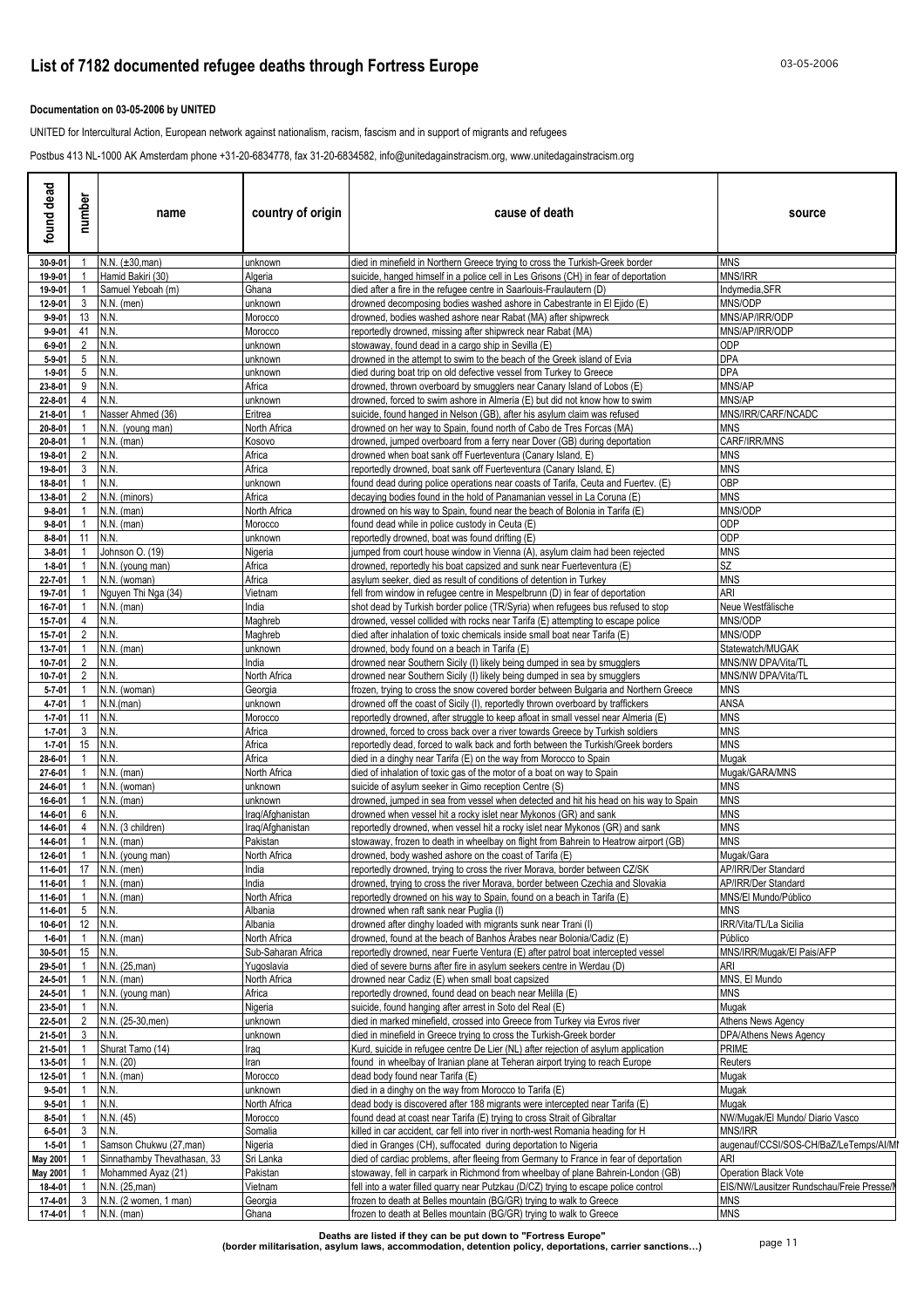# List of 7182 documented refugee deaths through Fortress Europe

**Documentation on 03-05-2006 by UNITED**

UNITED for Intercultural Action, European network against nationalism, racism, fascism and in support of migrants and refugees

Postbus 413 NL-1000 AK Amsterdam phone +31-20-6834778, fax 31-20-6834582, info@unitedagainstracism.org, www.unitedagainstracism.org

| found dead | number | name | country of origin | cause of death | source |
|---|---|---|---|---|---|
| 30-9-01 | 1 | N.N. (±30,man) | unknown | died in minefield in Northern Greece trying to cross the Turkish-Greek border | MNS |
| 19-9-01 | 1 | Hamid Bakiri (30) | Algeria | suicide, hanged himself in a police cell in Les Grisons (CH) in fear of deportation | MNS/IRR |
| 19-9-01 | 1 | Samuel Yeboah (m) | Ghana | died after a fire in the refugee centre in Saarlouis-Fraulautern (D) | Indymedia,SFR |
| 12-9-01 | 3 | N.N. (men) | unknown | drowned decomposing bodies washed ashore in Cabestrante in El Ejido (E) | MNS/ODP |
| 9-9-01 | 13 | N.N. | Morocco | drowned, bodies washed ashore near Rabat (MA) after shipwreck | MNS/AP/IRR/ODP |
| 9-9-01 | 41 | N.N. | Morocco | reportedly drowned, missing after shipwreck near Rabat (MA) | MNS/AP/IRR/ODP |
| 6-9-01 | 2 | N.N. | unknown | stowaway, found dead in a cargo ship in Sevilla (E) | ODP |
| 5-9-01 | 5 | N.N. | unknown | drowned in the attempt to swim to the beach of the Greek island of Evia | DPA |
| 1-9-01 | 5 | N.N. | unknown | died during boat trip on old defective vessel from Turkey to Greece | DPA |
| 23-8-01 | 9 | N.N. | Africa | drowned, thrown overboard by smugglers near Canary Island of Lobos (E) | MNS/AP |
| 22-8-01 | 4 | N.N. | unknown | drowned, forced to swim ashore in Almeria (E) but did not know how to swim | MNS/AP |
| 21-8-01 | 1 | Nasser Ahmed (36) | Eritrea | suicide, found hanged in Nelson (GB), after his asylum claim was refused | MNS/IRR/CARF/NCADC |
| 20-8-01 | 1 | N.N. (young man) | North Africa | drowned on her way to Spain, found north of Cabo de Tres Forcas (MA) | MNS |
| 20-8-01 | 1 | N.N. (man) | Kosovo | drowned, jumped overboard from a ferry near Dover (GB) during deportation | CARF/IRR/MNS |
| 19-8-01 | 2 | N.N. | Africa | drowned when boat sank off Fuerteventura (Canary Island, E) | MNS |
| 19-8-01 | 3 | N.N. | Africa | reportedly drowned, boat sank off Fuerteventura (Canary Island, E) | MNS |
| 18-8-01 | 1 | N.N. | unknown | found dead during police operations near coasts of Tarifa, Ceuta and Fuertev. (E) | OBP |
| 13-8-01 | 2 | N.N. (minors) | Africa | decaying bodies found in the hold of Panamanian vessel in La Coruna (E) | MNS |
| 9-8-01 | 1 | N.N. (man) | North Africa | drowned on his way to Spain, found near the beach of Bolonia in Tarifa (E) | MNS/ODP |
| 9-8-01 | 1 | N.N. (man) | Morocco | found dead while in police custody in Ceuta (E) | ODP |
| 8-8-01 | 11 | N.N. | unknown | reportedly drowned, boat was found drifting (E) | ODP |
| 3-8-01 | 1 | Johnson O. (19) | Nigeria | jumped from court house window in Vienna (A), asylum claim had been rejected | MNS |
| 1-8-01 | 1 | N.N. (young man) | Africa | drowned, reportedly his boat capsized and sunk near Fuerteventura (E) | SZ |
| 22-7-01 | 1 | N.N. (woman) | Africa | asylum seeker, died as result of conditions of detention in Turkey | MNS |
| 19-7-01 | 1 | Nguyen Thi Nga (34) | Vietnam | fell from window in refugee centre in Mespelbrunn (D) in fear of deportation | ARI |
| 16-7-01 | 1 | N.N. (man) | India | shot dead by Turkish border police (TR/Syria) when refugees bus refused to stop | Neue Westfälische |
| 15-7-01 | 4 | N.N. | Maghreb | drowned, vessel collided with rocks near Tarifa (E) attempting to escape police | MNS/ODP |
| 15-7-01 | 2 | N.N. | Maghreb | died after inhalation of toxic chemicals inside small boat near Tarifa (E) | MNS/ODP |
| 13-7-01 | 1 | N.N. (man) | unknown | drowned, body found on a beach in Tarifa (E) | Statewatch/MUGAK |
| 10-7-01 | 2 | N.N. | India | drowned near Southern Sicily (I) likely being dumped in sea by smugglers | MNS/NW DPA/Vita/TL |
| 10-7-01 | 2 | N.N. | North Africa | drowned near Southern Sicily (I) likely being dumped in sea by smugglers | MNS/NW DPA/Vita/TL |
| 5-7-01 | 1 | N.N. (woman) | Georgia | frozen, trying to cross the snow covered border between Bulgaria and Northern Greece | MNS |
| 4-7-01 | 1 | N.N.(man) | unknown | drowned off the coast of Sicily (I), reportedly thrown overboard by traffickers | ANSA |
| 1-7-01 | 11 | N.N. | Morocco | reportedly drowned, after struggle to keep afloat in small vessel near Almeria (E) | MNS |
| 1-7-01 | 3 | N.N. | Africa | drowned, forced to cross back over a river towards Greece by Turkish soldiers | MNS |
| 1-7-01 | 15 | N.N. | Africa | reportedly dead, forced to walk back and forth between the Turkish/Greek borders | MNS |
| 28-6-01 | 1 | N.N. | Africa | died in a dinghy near Tarifa (E) on the way from Morocco to Spain | Mugak |
| 27-6-01 | 1 | N.N. (man) | North Africa | died of inhalation of toxic gas of the motor of a boat on way to Spain | Mugak/GARA/MNS |
| 24-6-01 | 1 | N.N. (woman) | unknown | suicide of asylum seeker in Gimo reception Centre (S) | MNS |
| 16-6-01 | 1 | N.N. (man) | unknown | drowned, jumped in sea from vessel when detected and hit his head on his way to Spain | MNS |
| 14-6-01 | 6 | N.N. | Iraq/Afghanistan | drowned when vessel hit a rocky islet near Mykonos (GR) and sank | MNS |
| 14-6-01 | 4 | N.N. (3 children) | Iraq/Afghanistan | reportedly drowned, when vessel hit a rocky islet near Mykonos (GR) and sank | MNS |
| 14-6-01 | 1 | N.N. (man) | Pakistan | stowaway, frozen to death in wheelbay on flight from Bahrein to Heatrow airport (GB) | MNS |
| 12-6-01 | 1 | N.N. (young man) | North Africa | drowned, body washed ashore on the coast of Tarifa (E) | Mugak/Gara |
| 11-6-01 | 17 | N.N. (men) | India | reportedly drowned, trying to cross the river Morava, border between CZ/SK | AP/IRR/Der Standard |
| 11-6-01 | 1 | N.N. (man) | India | drowned, trying to cross the river Morava, border between Czechia and Slovakia | AP/IRR/Der Standard |
| 11-6-01 | 1 | N.N. (man) | North Africa | reportedly drowned on his way to Spain, found on a beach in Tarifa (E) | MNS/El Mundo/Público |
| 11-6-01 | 5 | N.N. | Albania | drowned when raft sank near Puglia (I) | MNS |
| 10-6-01 | 12 | N.N. | Albania | drowned after dinghy loaded with migrants sunk near Trani (I) | IRR/Vita/TL/La Sicilia |
| 1-6-01 | 1 | N.N. (man) | North Africa | drowned, found at the beach of Banhos Árabes near Bolonia/Cadiz (E) | Público |
| 30-5-01 | 15 | N.N. | Sub-Saharan Africa | reportedly drowned, near Fuerte Ventura (E) after patrol boat intercepted vessel | MNS/IRR/Mugak/El Pais/AFP |
| 29-5-01 | 1 | N.N. (25,man) | Yugoslavia | died of severe burns after fire in asylum seekers centre in Werdau (D) | ARI |
| 24-5-01 | 1 | N.N. (man) | North Africa | drowned near Cadiz (E) when small boat capsized | MNS, El Mundo |
| 24-5-01 | 1 | N.N. (young man) | Africa | reportedly drowned, found dead on beach near Melilla (E) | MNS |
| 23-5-01 | 1 | N.N. | Nigeria | suicide, found hanging after arrest in Soto del Real (E) | Mugak |
| 22-5-01 | 2 | N.N. (25-30,men) | unknown | died in marked minefield, crossed into Greece from Turkey via Evros river | Athens News Agency |
| 21-5-01 | 3 | N.N. | unknown | died in minefield in Greece trying to cross the Turkish-Greek border | DPA/Athens News Agency |
| 21-5-01 | 1 | Shurat Tamo (14) | Iraq | Kurd, suicide in refugee centre De Lier (NL) after rejection of asylum application | PRIME |
| 13-5-01 | 1 | N.N. (20) | Iran | found in wheelbay of Iranian plane at Teheran airport trying to reach Europe | Reuters |
| 12-5-01 | 1 | N.N. (man) | Morocco | dead body found near Tarifa (E) | Mugak |
| 9-5-01 | 1 | N.N. | unknown | died in a dinghy on the way from Morocco to Tarifa (E) | Mugak |
| 9-5-01 | 1 | N.N. | North Africa | dead body is discovered after 188 migrants were intercepted near Tarifa (E) | Mugak |
| 8-5-01 | 1 | N.N. (45) | Morocco | found dead at coast near Tarifa (E) trying to cross Strait of Gibraltar | NW/Mugak/El Mundo/ Diario Vasco |
| 6-5-01 | 3 | N.N. | Somalia | killed in car accident, car fell into river in north-west Romania heading for H | MNS/IRR |
| 1-5-01 | 1 | Samson Chukwu (27,man) | Nigeria | died in Granges (CH), suffocated during deportation to Nigeria | augenauf/CCSI/SOS-CH/BaZ/LeTemps/AI/MN |
| May 2001 | 1 | Sinnathamby Thevathasan, 33 | Sri Lanka | died of cardiac problems, after fleeing from Germany to France in fear of deportation | ARI |
| May 2001 | 1 | Mohammed Ayaz (21) | Pakistan | stowaway, fell in carpark in Richmond from wheelbay of plane Bahrein-London (GB) | Operation Black Vote |
| 18-4-01 | 1 | N.N. (25,man) | Vietnam | fell into a water filled quarry near Putzkau (D/CZ) trying to escape police control | EIS/NW/Lausitzer Rundschau/Freie Presse/M |
| 17-4-01 | 3 | N.N. (2 women, 1 man) | Georgia | frozen to death at Belles mountain (BG/GR) trying to walk to Greece | MNS |
| 17-4-01 | 1 | N.N. (man) | Ghana | frozen to death at Belles mountain (BG/GR) trying to walk to Greece | MNS |

**Deaths are listed if they can be put down to "Fortress Europe"**
**(border militarisation, asylum laws, accommodation, detention policy, deportations, carrier sanctions…)**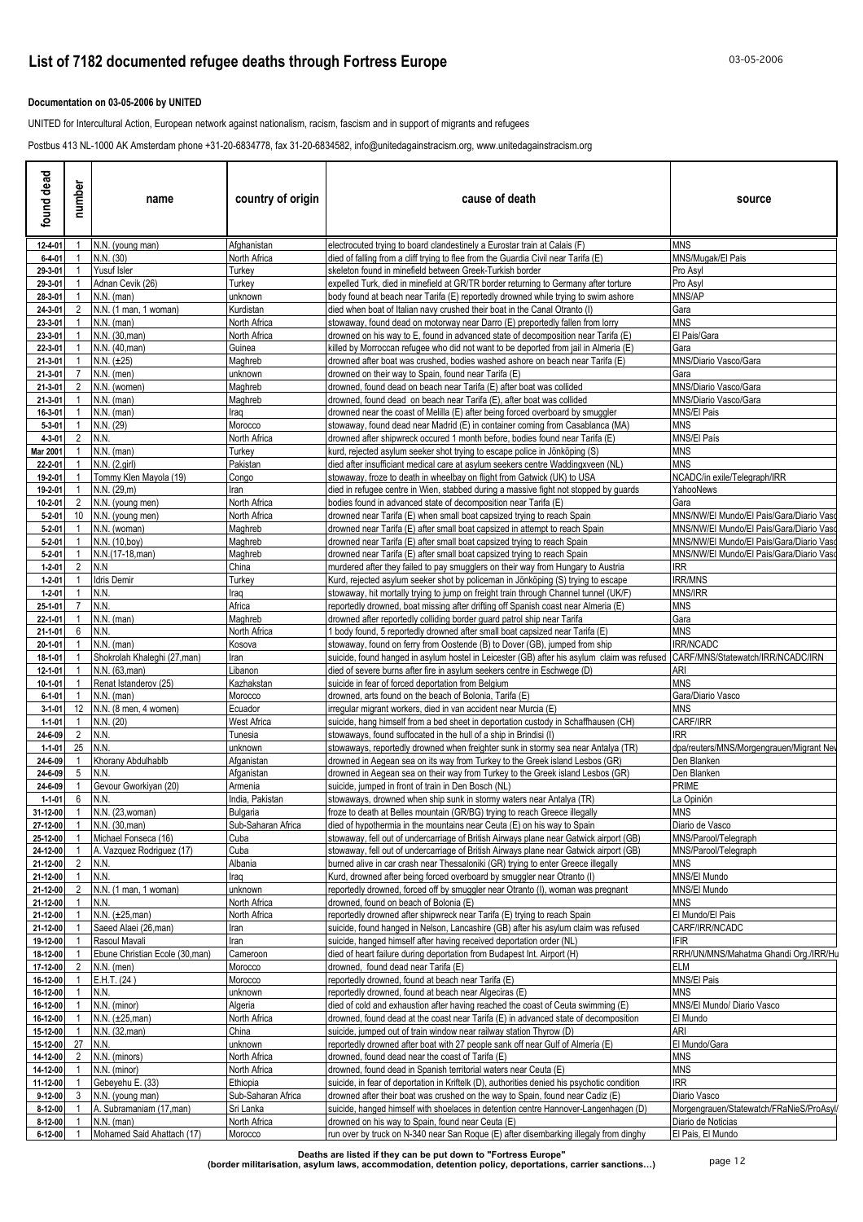# List of 7182 documented refugee deaths through Fortress Europe

03-05-2006

**Documentation on 03-05-2006 by UNITED**

UNITED for Intercultural Action, European network against nationalism, racism, fascism and in support of migrants and refugees

Postbus 413 NL-1000 AK Amsterdam phone +31-20-6834778, fax 31-20-6834582, info@unitedagainstracism.org, www.unitedagainstracism.org

| found dead | number | name | country of origin | cause of death | source |
|---|---|---|---|---|---|
| 12-4-01 | 1 | N.N. (young man) | Afghanistan | electrocuted trying to board clandestinely a Eurostar train at Calais (F) | MNS |
| 6-4-01 | 1 | N.N. (30) | North Africa | died of falling from a cliff trying to flee from the Guardia Civil near Tarifa (E) | MNS/Mugak/El Pais |
| 29-3-01 | 1 | Yusuf Isler | Turkey | skeleton found in minefield between Greek-Turkish border | Pro Asyl |
| 29-3-01 | 1 | Adnan Cevik (26) | Turkey | expelled Turk, died in minefield at GR/TR border returning to Germany after torture | Pro Asyl |
| 28-3-01 | 1 | N.N. (man) | unknown | body found at beach near Tarifa (E) reportedly drowned while trying to swim ashore | MNS/AP |
| 24-3-01 | 2 | N.N. (1 man, 1 woman) | Kurdistan | died when boat of Italian navy crushed their boat in the Canal Otranto (I) | Gara |
| 23-3-01 | 1 | N.N. (man) | North Africa | stowaway, found dead on motorway near Darro (E) preportedly fallen from lorry | MNS |
| 23-3-01 | 1 | N.N. (30,man) | North Africa | drowned on his way to E, found in advanced state of decomposition near Tarifa (E) | El Pais/Gara |
| 22-3-01 | 1 | N.N. (40,man) | Guinea | killed by Morroccan refugee who did not want to be deported from jail in Almeria (E) | Gara |
| 21-3-01 | 1 | N.N. (±25) | Maghreb | drowned after boat was crushed, bodies washed ashore on beach near Tarifa (E) | MNS/Diario Vasco/Gara |
| 21-3-01 | 7 | N.N. (men) | unknown | drowned on their way to Spain, found near Tarifa (E) | Gara |
| 21-3-01 | 2 | N.N. (women) | Maghreb | drowned, found dead on beach near Tarifa (E) after boat was collided | MNS/Diario Vasco/Gara |
| 21-3-01 | 1 | N.N. (man) | Maghreb | drowned, found dead on beach near Tarifa (E), after boat was collided | MNS/Diario Vasco/Gara |
| 16-3-01 | 1 | N.N. (man) | Iraq | drowned near the coast of Melilla (E) after being forced overboard by smuggler | MNS/El Pais |
| 5-3-01 | 1 | N.N. (29) | Morocco | stowaway, found dead near Madrid (E) in container coming from Casablanca (MA) | MNS |
| 4-3-01 | 2 | N.N. | North Africa | drowned after shipwreck occured 1 month before, bodies found near Tarifa (E) | MNS/El País |
| Mar 2001 | 1 | N.N. (man) | Turkey | kurd, rejected asylum seeker shot trying to escape police in Jönköping (S) | MNS |
| 22-2-01 | 1 | N.N. (2,girl) | Pakistan | died after insufficiant medical care at asylum seekers centre Waddingxveen (NL) | MNS |
| 19-2-01 | 1 | Tommy Klen Mayola (19) | Congo | stowaway, froze to death in wheelbay on flight from Gatwick (UK) to USA | NCADC/in exile/Telegraph/IRR |
| 19-2-01 | 1 | N.N. (29,m) | Iran | died in refugee centre in Wien, stabbed during a massive fight not stopped by guards | YahooNews |
| 10-2-01 | 2 | N.N. (young men) | North Africa | bodies found in advanced state of decomposition near Tarifa (E) | Gara |
| 5-2-01 | 10 | N.N. (young men) | North Africa | drowned near Tarifa (E) when small boat capsized trying to reach Spain | MNS/NW/El Mundo/El Pais/Gara/Diario Vasc |
| 5-2-01 | 1 | N.N. (woman) | Maghreb | drowned near Tarifa (E) after small boat capsized in attempt to reach Spain | MNS/NW/El Mundo/El Pais/Gara/Diario Vasc |
| 5-2-01 | 1 | N.N. (10,boy) | Maghreb | drowned near Tarifa (E) after small boat capsized trying to reach Spain | MNS/NW/El Mundo/El Pais/Gara/Diario Vasc |
| 5-2-01 | 1 | N.N.(17-18,man) | Maghreb | drowned near Tarifa (E) after small boat capsized trying to reach Spain | MNS/NW/El Mundo/El Pais/Gara/Diario Vasc |
| 1-2-01 | 2 | N.N | China | murdered after they failed to pay smugglers on their way from Hungary to Austria | IRR |
| 1-2-01 | 1 | Idris Demir | Turkey | Kurd, rejected asylum seeker shot by policeman in Jönköping (S) trying to escape | IRR/MNS |
| 1-2-01 | 1 | N.N. | Iraq | stowaway, hit mortally trying to jump on freight train through Channel tunnel (UK/F) | MNS/IRR |
| 25-1-01 | 7 | N.N. | Africa | reportedly drowned, boat missing after drifting off Spanish coast near Almeria (E) | MNS |
| 22-1-01 | 1 | N.N. (man) | Maghreb | drowned after reportedly colliding border guard patrol ship near Tarifa | Gara |
| 21-1-01 | 6 | N.N. | North Africa | 1 body found, 5 reportedly drowned after small boat capsized near Tarifa (E) | MNS |
| 20-1-01 | 1 | N.N. (man) | Kosova | stowaway, found on ferry from Oostende (B) to Dover (GB), jumped from ship | IRR/NCADC |
| 18-1-01 | 1 | Shokrolah Khaleghi (27,man) | Iran | suicide, found hanged in asylum hostel in Leicester (GB) after his asylum claim was refused | CARF/MNS/Statewatch/IRR/NCADC/IRN |
| 12-1-01 | 1 | N.N. (63,man) | Libanon | died of severe burns after fire in asylum seekers centre in Eschwege (D) | ARI |
| 10-1-01 | 1 | Renat Istanderov (25) | Kazhakstan | suicide in fear of forced deportation from Belgium | MNS |
| 6-1-01 | 1 | N.N. (man) | Morocco | drowned, arts found on the beach of Bolonia, Tarifa (E) | Gara/Diario Vasco |
| 3-1-01 | 12 | N.N. (8 men, 4 women) | Ecuador | irregular migrant workers, died in van accident near Murcia (E) | MNS |
| 1-1-01 | 1 | N.N. (20) | West Africa | suicide, hang himself from a bed sheet in deportation custody in Schaffhausen (CH) | CARF/IRR |
| 24-6-09 | 2 | N.N. | Tunesia | stowaways, found suffocated in the hull of a ship in Brindisi (I) | IRR |
| 1-1-01 | 25 | N.N. | unknown | stowaways, reportedly drowned when freighter sunk in stormy sea near Antalya (TR) | dpa/reuters/MNS/Morgengrauen/Migrant Nev |
| 24-6-09 | 1 | Khorany Abdulhablb | Afganistan | drowned in Aegean sea on its way from Turkey to the Greek island Lesbos (GR) | Den Blanken |
| 24-6-09 | 5 | N.N. | Afganistan | drowned in Aegean sea on their way from Turkey to the Greek island Lesbos (GR) | Den Blanken |
| 24-6-09 | 1 | Gevour Gworkiyan (20) | Armenia | suicide, jumped in front of train in Den Bosch (NL) | PRIME |
| 1-1-01 | 6 | N.N. | India, Pakistan | stowaways, drowned when ship sunk in stormy waters near Antalya (TR) | La Opinión |
| 31-12-00 | 1 | N.N. (23,woman) | Bulgaria | froze to death at Belles mountain (GR/BG) trying to reach Greece illegally | MNS |
| 27-12-00 | 1 | N.N. (30,man) | Sub-Saharan Africa | died of hypothermia in the mountains near Ceuta (E) on his way to Spain | Diario de Vasco |
| 25-12-00 | 1 | Michael Fonseca (16) | Cuba | stowaway, fell out of undercarriage of British Airways plane near Gatwick airport (GB) | MNS/Parool/Telegraph |
| 24-12-00 | 1 | A. Vazquez Rodriguez (17) | Cuba | stowaway, fell out of undercarriage of British Airways plane near Gatwick airport (GB) | MNS/Parool/Telegraph |
| 21-12-00 | 2 | N.N. | Albania | burned alive in car crash near Thessaloniki (GR) trying to enter Greece illegally | MNS |
| 21-12-00 | 1 | N.N. | Iraq | Kurd, drowned after being forced overboard by smuggler near Otranto (I) | MNS/El Mundo |
| 21-12-00 | 2 | N.N. (1 man, 1 woman) | unknown | reportedly drowned, forced off by smuggler near Otranto (I), woman was pregnant | MNS/El Mundo |
| 21-12-00 | 1 | N.N. | North Africa | drowned, found on beach of Bolonia (E) | MNS |
| 21-12-00 | 1 | N.N. (±25,man) | North Africa | reportedly drowned after shipwreck near Tarifa (E) trying to reach Spain | El Mundo/El Pais |
| 21-12-00 | 1 | Saeed Alaei (26,man) | Iran | suicide, found hanged in Nelson, Lancashire (GB) after his asylum claim was refused | CARF/IRR/NCADC |
| 19-12-00 | 1 | Rasoul Mavali | Iran | suicide, hanged himself after having received deportation order (NL) | IFIR |
| 18-12-00 | 1 | Ebune Christian Ecole (30,man) | Cameroon | died of heart failure during deportation from Budapest Int. Airport (H) | RRH/UN/MNS/Mahatma Ghandi Org./IRR/Hu |
| 17-12-00 | 2 | N.N. (men) | Morocco | drowned, found dead near Tarifa (E) | ELM |
| 16-12-00 | 1 | E.H.T. (24 ) | Morocco | reportedly drowned, found at beach near Tarifa (E) | MNS/El Pais |
| 16-12-00 | 1 | N.N. | unknown | reportedly drowned, found at beach near Algeciras (E) | MNS |
| 16-12-00 | 1 | N.N. (minor) | Algeria | died of cold and exhaustion after having reached the coast of Ceuta swimming (E) | MNS/El Mundo/ Diario Vasco |
| 16-12-00 | 1 | N.N. (±25,man) | North Africa | drowned, found dead at the coast near Tarifa (E) in advanced state of decomposition | El Mundo |
| 15-12-00 | 1 | N.N. (32,man) | China | suicide, jumped out of train window near railway station Thyrow (D) | ARI |
| 15-12-00 | 27 | N.N. | unknown | reportedly drowned after boat with 27 people sank off near Gulf of Almería (E) | El Mundo/Gara |
| 14-12-00 | 2 | N.N. (minors) | North Africa | drowned, found dead near the coast of Tarifa (E) | MNS |
| 14-12-00 | 1 | N.N. (minor) | North Africa | drowned, found dead in Spanish territorial waters near Ceuta (E) | MNS |
| 11-12-00 | 1 | Gebeyehu E. (33) | Ethiopia | suicide, in fear of deportation in Kriftelk (D), authorities denied his psychotic condition | IRR |
| 9-12-00 | 3 | N.N. (young man) | Sub-Saharan Africa | drowned after their boat was crushed on the way to Spain, found near Cadiz (E) | Diario Vasco |
| 8-12-00 | 1 | A. Subramaniam (17,man) | Sri Lanka | suicide, hanged himself with shoelaces in detention centre Hannover-Langenhagen (D) | Morgengrauen/Statewatch/FRaNieS/ProAsyl/ |
| 8-12-00 | 1 | N.N. (man) | North Africa | drowned on his way to Spain, found near Ceuta (E) | Diario de Noticias |
| 6-12-00 | 1 | Mohamed Said Ahattach (17) | Morocco | run over by truck on N-340 near San Roque (E) after disembarking illegaly from dinghy | El Pais, El Mundo |

**Deaths are listed if they can be put down to "Fortress Europe"**
**(border militarisation, asylum laws, accommodation, detention policy, deportations, carrier sanctions…)**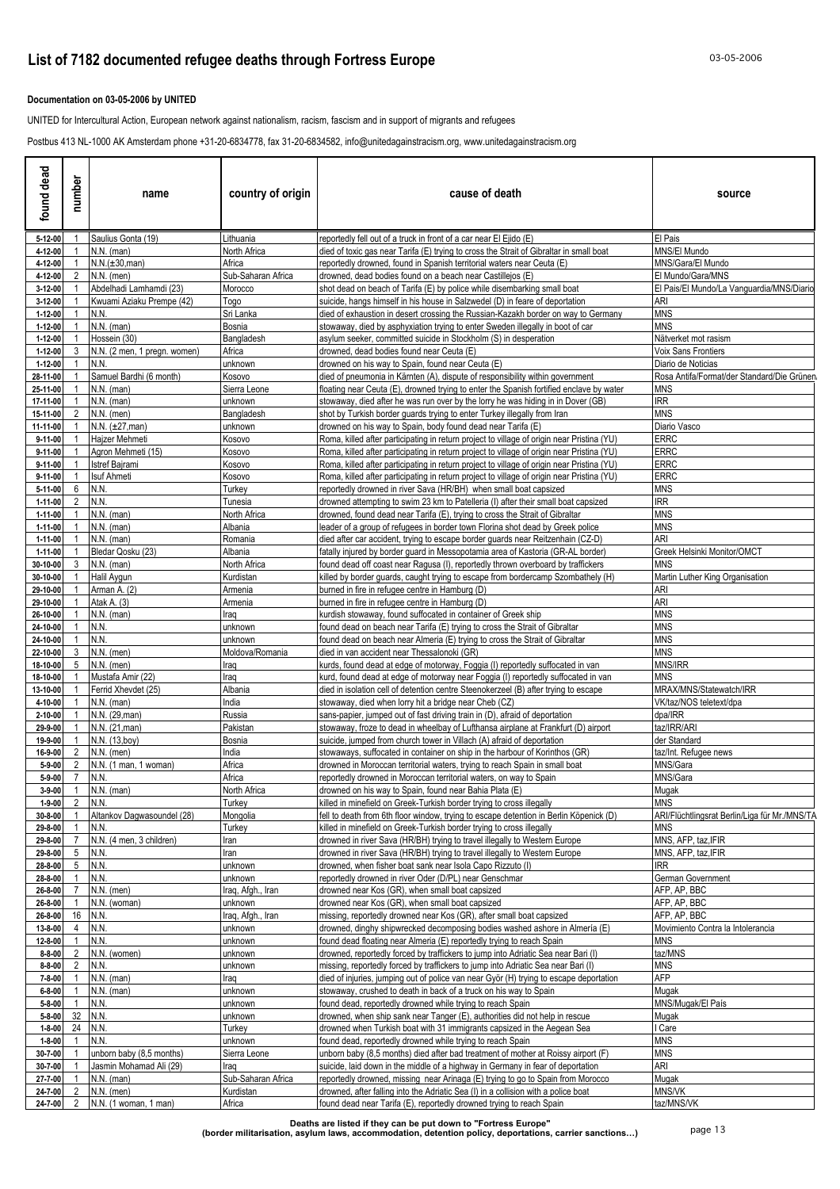# List of 7182 documented refugee deaths through Fortress Europe

**Documentation on 03-05-2006 by UNITED**

UNITED for Intercultural Action, European network against nationalism, racism, fascism and in support of migrants and refugees

Postbus 413 NL-1000 AK Amsterdam phone +31-20-6834778, fax 31-20-6834582, info@unitedagainstracism.org, www.unitedagainstracism.org

| found dead | number | name | country of origin | cause of death | source |
|---|---|---|---|---|---|
| 5-12-00 | 1 | Saulius Gonta (19) | Lithuania | reportedly fell out of a truck in front of a car near El Ejido (E) | El Pais |
| 4-12-00 | 1 | N.N. (man) | North Africa | died of toxic gas near Tarifa (E) trying to cross the Strait of Gibraltar in small boat | MNS/El Mundo |
| 4-12-00 | 1 | N.N.(±30,man) | Africa | reportedly drowned, found in Spanish territorial waters near Ceuta (E) | MNS/Gara/El Mundo |
| 4-12-00 | 2 | N.N. (men) | Sub-Saharan Africa | drowned, dead bodies found on a beach near Castillejos (E) | El Mundo/Gara/MNS |
| 3-12-00 | 1 | Abdelhadi Lamhamdi (23) | Morocco | shot dead on beach of Tarifa (E) by police while disembarking small boat | El Pais/El Mundo/La Vanguardia/MNS/Diario |
| 3-12-00 | 1 | Kwuami Aziaku Prempe (42) | Togo | suicide, hangs himself in his house in Salzwedel (D) in feare of deportation | ARI |
| 1-12-00 | 1 | N.N. | Sri Lanka | died of exhaustion in desert crossing the Russian-Kazakh border on way to Germany | MNS |
| 1-12-00 | 1 | N.N. (man) | Bosnia | stowaway, died by asphyxiation trying to enter Sweden illegally in boot of car | MNS |
| 1-12-00 | 1 | Hossein (30) | Bangladesh | asylum seeker, committed suicide in Stockholm (S) in desperation | Nätverket mot rasism |
| 1-12-00 | 3 | N.N. (2 men, 1 pregn. women) | Africa | drowned, dead bodies found near Ceuta (E) | Voix Sans Frontiers |
| 1-12-00 | 1 | N.N. | unknown | drowned on his way to Spain, found near Ceuta (E) | Diario de Noticias |
| 28-11-00 | 1 | Samuel Bardhi (6 month) | Kosovo | died of pneumonia in Kärnten (A), dispute of responsibility within government | Rosa Antifa/Format/der Standard/Die Grünen |
| 25-11-00 | 1 | N.N. (man) | Sierra Leone | floating near Ceuta (E), drowned trying to enter the Spanish fortified enclave by water | MNS |
| 17-11-00 | 1 | N.N. (man) | unknown | stowaway, died after he was run over by the lorry he was hiding in in Dover (GB) | IRR |
| 15-11-00 | 2 | N.N. (men) | Bangladesh | shot by Turkish border guards trying to enter Turkey illegally from Iran | MNS |
| 11-11-00 | 1 | N.N. (±27,man) | unknown | drowned on his way to Spain, body found dead near Tarifa (E) | Diario Vasco |
| 9-11-00 | 1 | Hajzer Mehmeti | Kosovo | Roma, killed after participating in return project to village of origin near Pristina (YU) | ERRC |
| 9-11-00 | 1 | Agron Mehmeti (15) | Kosovo | Roma, killed after participating in return project to village of origin near Pristina (YU) | ERRC |
| 9-11-00 | 1 | Istref Bajrami | Kosovo | Roma, killed after participating in return project to village of origin near Pristina (YU) | ERRC |
| 9-11-00 | 1 | Isuf Ahmeti | Kosovo | Roma, killed after participating in return project to village of origin near Pristina (YU) | ERRC |
| 5-11-00 | 6 | N.N. | Turkey | reportedly drowned in river Sava (HR/BH) when small boat capsized | MNS |
| 1-11-00 | 2 | N.N. | Tunesia | drowned attempting to swim 23 km to Patelleria (I) after their small boat capsized | IRR |
| 1-11-00 | 1 | N.N. (man) | North Africa | drowned, found dead near Tarifa (E), trying to cross the Strait of Gibraltar | MNS |
| 1-11-00 | 1 | N.N. (man) | Albania | leader of a group of refugees in border town Florina shot dead by Greek police | MNS |
| 1-11-00 | 1 | N.N. (man) | Romania | died after car accident, trying to escape border guards near Reitzenhain (CZ-D) | ARI |
| 1-11-00 | 1 | Bledar Qosku (23) | Albania | fatally injured by border guard in Messopotamia area of Kastoria (GR-AL border) | Greek Helsinki Monitor/OMCT |
| 30-10-00 | 3 | N.N. (man) | North Africa | found dead off coast near Ragusa (I), reportedly thrown overboard by traffickers | MNS |
| 30-10-00 | 1 | Halil Aygun | Kurdistan | killed by border guards, caught trying to escape from bordercamp Szombathely (H) | Martin Luther King Organisation |
| 29-10-00 | 1 | Arman A. (2) | Armenia | burned in fire in refugee centre in Hamburg (D) | ARI |
| 29-10-00 | 1 | Atak A. (3) | Armenia | burned in fire in refugee centre in Hamburg (D) | ARI |
| 26-10-00 | 1 | N.N. (man) | Iraq | kurdish stowaway, found suffocated in container of Greek ship | MNS |
| 24-10-00 | 1 | N.N. | unknown | found dead on beach near Tarifa (E) trying to cross the Strait of Gibraltar | MNS |
| 24-10-00 | 1 | N.N. | unknown | found dead on beach near Almeria (E) trying to cross the Strait of Gibraltar | MNS |
| 22-10-00 | 3 | N.N. (men) | Moldova/Romania | died in van accident near Thessalonoki (GR) | MNS |
| 18-10-00 | 5 | N.N. (men) | Iraq | kurds, found dead at edge of motorway, Foggia (I) reportedly suffocated in van | MNS/IRR |
| 18-10-00 | 1 | Mustafa Amir (22) | Iraq | kurd, found dead at edge of motorway near Foggia (I) reportedly suffocated in van | MNS |
| 13-10-00 | 1 | Ferrid Xhevdet (25) | Albania | died in isolation cell of detention centre Steenokerzeel (B) after trying to escape | MRAX/MNS/Statewatch/IRR |
| 4-10-00 | 1 | N.N. (man) | India | stowaway, died when lorry hit a bridge near Cheb (CZ) | VK/taz/NOS teletext/dpa |
| 2-10-00 | 1 | N.N. (29,man) | Russia | sans-papier, jumped out of fast driving train in (D), afraid of deportation | dpa/IRR |
| 29-9-00 | 1 | N.N. (21,man) | Pakistan | stowaway, froze to dead in wheelbay of Lufthansa airplane at Frankfurt (D) airport | taz/IRR/ARI |
| 19-9-00 | 1 | N.N. (13,boy) | Bosnia | suicide, jumped from church tower in Villach (A) afraid of deportation | der Standard |
| 16-9-00 | 2 | N.N. (men) | India | stowaways, suffocated in container on ship in the harbour of Korinthos (GR) | taz/Int. Refugee news |
| 5-9-00 | 2 | N.N. (1 man, 1 woman) | Africa | drowned in Moroccan territorial waters, trying to reach Spain in small boat | MNS/Gara |
| 5-9-00 | 7 | N.N. | Africa | reportedly drowned in Moroccan territorial waters, on way to Spain | MNS/Gara |
| 3-9-00 | 1 | N.N. (man) | North Africa | drowned on his way to Spain, found near Bahia Plata (E) | Mugak |
| 1-9-00 | 2 | N.N. | Turkey | killed in minefield on Greek-Turkish border trying to cross illegally | MNS |
| 30-8-00 | 1 | Altankov Dagwasoundel (28) | Mongolia | fell to death from 6th floor window, trying to escape detention in Berlin Köpenick (D) | ARI/Flüchtlingsrat Berlin/Liga für Mr./MNS/TA |
| 29-8-00 | 1 | N.N. | Turkey | killed in minefield on Greek-Turkish border trying to cross illegally | MNS |
| 29-8-00 | 7 | N.N. (4 men, 3 children) | Iran | drowned in river Sava (HR/BH) trying to travel illegally to Western Europe | MNS, AFP, taz,IFIR |
| 29-8-00 | 5 | N.N. | Iran | drowned in river Sava (HR/BH) trying to travel illegally to Western Europe | MNS, AFP, taz,IFIR |
| 28-8-00 | 5 | N.N. | unknown | drowned, when fisher boat sank near Isola Capo Rizzuto (I) | IRR |
| 28-8-00 | 1 | N.N. | unknown | reportedly drowned in river Oder (D/PL) near Genschmar | German Government |
| 26-8-00 | 7 | N.N. (men) | Iraq, Afgh., Iran | drowned near Kos (GR), when small boat capsized | AFP, AP, BBC |
| 26-8-00 | 1 | N.N. (woman) | unknown | drowned near Kos (GR), when small boat capsized | AFP, AP, BBC |
| 26-8-00 | 16 | N.N. | Iraq, Afgh., Iran | missing, reportedly drowned near Kos (GR), after small boat capsized | AFP, AP, BBC |
| 13-8-00 | 4 | N.N. | unknown | drowned, dinghy shipwrecked decomposing bodies washed ashore in Almeria (E) | Movimiento Contra la Intolerancia |
| 12-8-00 | 1 | N.N. | unknown | found dead floating near Almeria (E) reportedly trying to reach Spain | MNS |
| 8-8-00 | 2 | N.N. (women) | unknown | drowned, reportedly forced by traffickers to jump into Adriatic Sea near Bari (I) | taz/MNS |
| 8-8-00 | 2 | N.N. | unknown | missing, reportedly forced by traffickers to jump into Adriatic Sea near Bari (I) | MNS |
| 7-8-00 | 1 | N.N. (man) | Iraq | died of injuries, jumping out of police van near Györ (H) trying to escape deportation | AFP |
| 6-8-00 | 1 | N.N. (man) | unknown | stowaway, crushed to death in back of a truck on his way to Spain | Mugak |
| 5-8-00 | 1 | N.N. | unknown | found dead, reportedly drowned while trying to reach Spain | MNS/Mugak/El Pais |
| 5-8-00 | 32 | N.N. | unknown | drowned, when ship sank near Tanger (E), authorities did not help in rescue | Mugak |
| 1-8-00 | 24 | N.N. | Turkey | drowned when Turkish boat with 31 immigrants capsized in the Aegean Sea | I Care |
| 1-8-00 | 1 | N.N. | unknown | found dead, reportedly drowned while trying to reach Spain | MNS |
| 30-7-00 | 1 | unborn baby (8,5 months) | Sierra Leone | unborn baby (8,5 months) died after bad treatment of mother at Roissy airport (F) | MNS |
| 30-7-00 | 1 | Jasmin Mohamad Ali (29) | Iraq | suicide, laid down in the middle of a highway in Germany in fear of deportation | ARI |
| 27-7-00 | 1 | N.N. (man) | Sub-Saharan Africa | reportedly drowned, missing near Arinaga (E) trying to go to Spain from Morocco | Mugak |
| 24-7-00 | 2 | N.N. (men) | Kurdistan | drowned, after falling into the Adriatic Sea (I) in a collision with a police boat | MNS/VK |
| 24-7-00 | 2 | N.N. (1 woman, 1 man) | Africa | found dead near Tarifa (E), reportedly drowned trying to reach Spain | taz/MNS/VK |

**Deaths are listed if they can be put down to "Fortress Europe"**
**(border militarisation, asylum laws, accommodation, detention policy, deportations, carrier sanctions…)**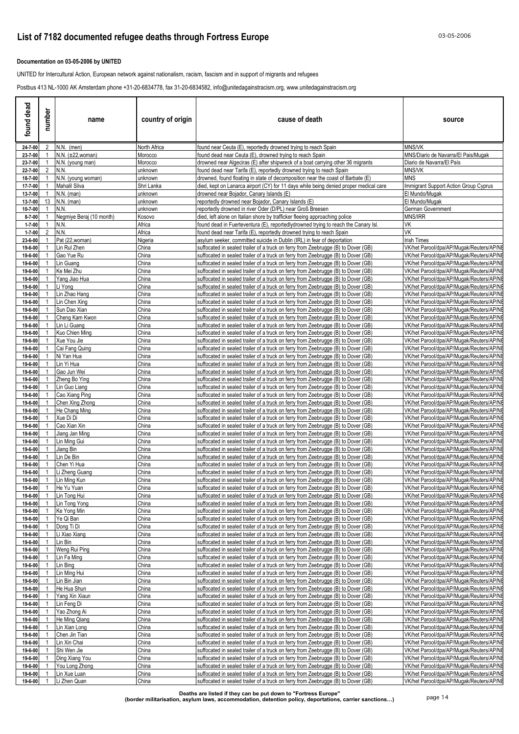# List of 7182 documented refugee deaths through Fortress Europe

**Documentation on 03-05-2006 by UNITED**

UNITED for Intercultural Action, European network against nationalism, racism, fascism and in support of migrants and refugees

Postbus 413 NL-1000 AK Amsterdam phone +31-20-6834778, fax 31-20-6834582, info@unitedagainstracism.org, www.unitedagainstracism.org

| found dead | number | name | country of origin | cause of death | source |
|---|---|---|---|---|---|
| 24-7-00 | 2 | N.N. (men) | North Africa | found near Ceuta (E), reportedly drowned trying to reach Spain | MNS/VK |
| 23-7-00 | 1 | N.N. (±22,woman) | Morocco | found dead near Ceuta (E), drowned trying to reach Spain | MNS/Diario de Navarra/El Pais/Mugak |
| 23-7-00 | 1 | N.N. (young man) | Morocco | drowned near Algeciras (E) after shipwreck of a boat carrying other 36 migrants | Diario de Navarra/El País |
| 22-7-00 | 2 | N.N. | unknown | found dead near Tarifa (E), reportedly drowned trying to reach Spain | MNS/VK |
| 18-7-00 | 1 | N.N. (young woman) | unknown | drowned, found floating in state of decomposition near the coast of Barbate (E) | MNS |
| 17-7-00 | 1 | Mahalil Silva | Shri Lanka | died, kept on Lanarca airport (CY) for 11 days while being denied proper medical care | Immigrant Support Action Group Cyprus |
| 13-7-00 | 1 | N.N. (man) | unknown | drowned near Bojador, Canary Islands (E) | El Mundo/Mugak |
| 13-7-00 | 13 | N.N. (man) | unknown | reportedly drowned near Bojador, Canary Islands (E) | El Mundo/Mugak |
| 10-7-00 | 1 | N.N. | unknown | reportedly drowned in river Oder (D/PL) near Groß Breesen | German Government |
| 8-7-00 | 1 | Negmiye Beraj (10 month) | Kosovo | died, left alone on Italian shore by trafficker fleeing approaching police | MNS/IRR |
| 1-7-00 | 1 | N.N. | Africa | found dead in Fuerteventura (E), reportedlydrowned trying to reach the Canary Isl. | VK |
| 1-7-00 | 2 | N.N. | Africa | found dead near Tarifa (E), reportedly drowned trying to reach Spain | VK |
| 23-6-00 | 1 | Pat (22,woman) | Nigeria | asylum seeker, committed suicide in Dublin (IRL) in fear of deportation | Irish Times |
| 19-6-00 | 1 | Lin Rul Zhen | China | suffocated in sealed trailer of a truck on ferry from Zeebrugge (B) to Dover (GB) | VK/het Parool/dpa/AP/Mugak/Reuters/AP/NE |
| 19-6-00 | 1 | Gao Yue Ru | China | suffocated in sealed trailer of a truck on ferry from Zeebrugge (B) to Dover (GB) | VK/het Parool/dpa/AP/Mugak/Reuters/AP/NE |
| 19-6-00 | 1 | Lin Guang | China | suffocated in sealed trailer of a truck on ferry from Zeebrugge (B) to Dover (GB) | VK/het Parool/dpa/AP/Mugak/Reuters/AP/NE |
| 19-6-00 | 1 | Ke Mei Zhu | China | suffocated in sealed trailer of a truck on ferry from Zeebrugge (B) to Dover (GB) | VK/het Parool/dpa/AP/Mugak/Reuters/AP/NE |
| 19-6-00 | 1 | Yang Jiao Hua | China | suffocated in sealed trailer of a truck on ferry from Zeebrugge (B) to Dover (GB) | VK/het Parool/dpa/AP/Mugak/Reuters/AP/NE |
| 19-6-00 | 1 | Li Yong | China | suffocated in sealed trailer of a truck on ferry from Zeebrugge (B) to Dover (GB) | VK/het Parool/dpa/AP/Mugak/Reuters/AP/NE |
| 19-6-00 | 1 | Lin Zhao Hang | China | suffocated in sealed trailer of a truck on ferry from Zeebrugge (B) to Dover (GB) | VK/het Parool/dpa/AP/Mugak/Reuters/AP/NE |
| 19-6-00 | 1 | Lin Chen Xing | China | suffocated in sealed trailer of a truck on ferry from Zeebrugge (B) to Dover (GB) | VK/het Parool/dpa/AP/Mugak/Reuters/AP/NE |
| 19-6-00 | 1 | Sun Dao Xian | China | suffocated in sealed trailer of a truck on ferry from Zeebrugge (B) to Dover (GB) | VK/het Parool/dpa/AP/Mugak/Reuters/AP/NE |
| 19-6-00 | 1 | Cheng Kam Kwon | China | suffocated in sealed trailer of a truck on ferry from Zeebrugge (B) to Dover (GB) | VK/het Parool/dpa/AP/Mugak/Reuters/AP/NE |
| 19-6-00 | 1 | Lin Li Guang | China | suffocated in sealed trailer of a truck on ferry from Zeebrugge (B) to Dover (GB) | VK/het Parool/dpa/AP/Mugak/Reuters/AP/NE |
| 19-6-00 | 1 | Kuo Chien Ming | China | suffocated in sealed trailer of a truck on ferry from Zeebrugge (B) to Dover (GB) | VK/het Parool/dpa/AP/Mugak/Reuters/AP/NE |
| 19-6-00 | 1 | Xue You Jie | China | suffocated in sealed trailer of a truck on ferry from Zeebrugge (B) to Dover (GB) | VK/het Parool/dpa/AP/Mugak/Reuters/AP/NE |
| 19-6-00 | 1 | Cai Fang Quing | China | suffocated in sealed trailer of a truck on ferry from Zeebrugge (B) to Dover (GB) | VK/het Parool/dpa/AP/Mugak/Reuters/AP/NE |
| 19-6-00 | 1 | Ni Yan Hua | China | suffocated in sealed trailer of a truck on ferry from Zeebrugge (B) to Dover (GB) | VK/het Parool/dpa/AP/Mugak/Reuters/AP/NE |
| 19-6-00 | 1 | Lin Yi Hua | China | suffocated in sealed trailer of a truck on ferry from Zeebrugge (B) to Dover (GB) | VK/het Parool/dpa/AP/Mugak/Reuters/AP/NE |
| 19-6-00 | 1 | Gao Jun Wei | China | suffocated in sealed trailer of a truck on ferry from Zeebrugge (B) to Dover (GB) | VK/het Parool/dpa/AP/Mugak/Reuters/AP/NE |
| 19-6-00 | 1 | Zheng Bo Ying | China | suffocated in sealed trailer of a truck on ferry from Zeebrugge (B) to Dover (GB) | VK/het Parool/dpa/AP/Mugak/Reuters/AP/NE |
| 19-6-00 | 1 | Lin Guo Liang | China | suffocated in sealed trailer of a truck on ferry from Zeebrugge (B) to Dover (GB) | VK/het Parool/dpa/AP/Mugak/Reuters/AP/NE |
| 19-6-00 | 1 | Cao Xiang Ping | China | suffocated in sealed trailer of a truck on ferry from Zeebrugge (B) to Dover (GB) | VK/het Parool/dpa/AP/Mugak/Reuters/AP/NE |
| 19-6-00 | 1 | Chen Xing Zhong | China | suffocated in sealed trailer of a truck on ferry from Zeebrugge (B) to Dover (GB) | VK/het Parool/dpa/AP/Mugak/Reuters/AP/NE |
| 19-6-00 | 1 | He Chang Ming | China | suffocated in sealed trailer of a truck on ferry from Zeebrugge (B) to Dover (GB) | VK/het Parool/dpa/AP/Mugak/Reuters/AP/NE |
| 19-6-00 | 1 | Xue Di Di | China | suffocated in sealed trailer of a truck on ferry from Zeebrugge (B) to Dover (GB) | VK/het Parool/dpa/AP/Mugak/Reuters/AP/NE |
| 19-6-00 | 1 | Cao Xian Xin | China | suffocated in sealed trailer of a truck on ferry from Zeebrugge (B) to Dover (GB) | VK/het Parool/dpa/AP/Mugak/Reuters/AP/NE |
| 19-6-00 | 1 | Jiang Jan Ming | China | suffocated in sealed trailer of a truck on ferry from Zeebrugge (B) to Dover (GB) | VK/het Parool/dpa/AP/Mugak/Reuters/AP/NE |
| 19-6-00 | 1 | Lin Ming Gui | China | suffocated in sealed trailer of a truck on ferry from Zeebrugge (B) to Dover (GB) | VK/het Parool/dpa/AP/Mugak/Reuters/AP/NE |
| 19-6-00 | 1 | Jiang Bin | China | suffocated in sealed trailer of a truck on ferry from Zeebrugge (B) to Dover (GB) | VK/het Parool/dpa/AP/Mugak/Reuters/AP/NE |
| 19-6-00 | 1 | Lin De Bin | China | suffocated in sealed trailer of a truck on ferry from Zeebrugge (B) to Dover (GB) | VK/het Parool/dpa/AP/Mugak/Reuters/AP/NE |
| 19-6-00 | 1 | Chen Yi Hua | China | suffocated in sealed trailer of a truck on ferry from Zeebrugge (B) to Dover (GB) | VK/het Parool/dpa/AP/Mugak/Reuters/AP/NE |
| 19-6-00 | 1 | Li Zheng Guang | China | suffocated in sealed trailer of a truck on ferry from Zeebrugge (B) to Dover (GB) | VK/het Parool/dpa/AP/Mugak/Reuters/AP/NE |
| 19-6-00 | 1 | Lin Ming Kun | China | suffocated in sealed trailer of a truck on ferry from Zeebrugge (B) to Dover (GB) | VK/het Parool/dpa/AP/Mugak/Reuters/AP/NE |
| 19-6-00 | 1 | He Yu Yuan | China | suffocated in sealed trailer of a truck on ferry from Zeebrugge (B) to Dover (GB) | VK/het Parool/dpa/AP/Mugak/Reuters/AP/NE |
| 19-6-00 | 1 | Lin Tong Hui | China | suffocated in sealed trailer of a truck on ferry from Zeebrugge (B) to Dover (GB) | VK/het Parool/dpa/AP/Mugak/Reuters/AP/NE |
| 19-6-00 | 1 | Lin Tong Yong | China | suffocated in sealed trailer of a truck on ferry from Zeebrugge (B) to Dover (GB) | VK/het Parool/dpa/AP/Mugak/Reuters/AP/NE |
| 19-6-00 | 1 | Ke Yong Min | China | suffocated in sealed trailer of a truck on ferry from Zeebrugge (B) to Dover (GB) | VK/het Parool/dpa/AP/Mugak/Reuters/AP/NE |
| 19-6-00 | 1 | Ye Qi Ban | China | suffocated in sealed trailer of a truck on ferry from Zeebrugge (B) to Dover (GB) | VK/het Parool/dpa/AP/Mugak/Reuters/AP/NE |
| 19-6-00 | 1 | Dong Ti Di | China | suffocated in sealed trailer of a truck on ferry from Zeebrugge (B) to Dover (GB) | VK/het Parool/dpa/AP/Mugak/Reuters/AP/NE |
| 19-6-00 | 1 | Li Xiao Xiang | China | suffocated in sealed trailer of a truck on ferry from Zeebrugge (B) to Dover (GB) | VK/het Parool/dpa/AP/Mugak/Reuters/AP/NE |
| 19-6-00 | 1 | Lin Bin | China | suffocated in sealed trailer of a truck on ferry from Zeebrugge (B) to Dover (GB) | VK/het Parool/dpa/AP/Mugak/Reuters/AP/NE |
| 19-6-00 | 1 | Weng Rui Ping | China | suffocated in sealed trailer of a truck on ferry from Zeebrugge (B) to Dover (GB) | VK/het Parool/dpa/AP/Mugak/Reuters/AP/NE |
| 19-6-00 | 1 | Lin Fa Ming | China | suffocated in sealed trailer of a truck on ferry from Zeebrugge (B) to Dover (GB) | VK/het Parool/dpa/AP/Mugak/Reuters/AP/NE |
| 19-6-00 | 1 | Lin Bing | China | suffocated in sealed trailer of a truck on ferry from Zeebrugge (B) to Dover (GB) | VK/het Parool/dpa/AP/Mugak/Reuters/AP/NE |
| 19-6-00 | 1 | Lin Ming Hui | China | suffocated in sealed trailer of a truck on ferry from Zeebrugge (B) to Dover (GB) | VK/het Parool/dpa/AP/Mugak/Reuters/AP/NE |
| 19-6-00 | 1 | Lin Bin Jian | China | suffocated in sealed trailer of a truck on ferry from Zeebrugge (B) to Dover (GB) | VK/het Parool/dpa/AP/Mugak/Reuters/AP/NE |
| 19-6-00 | 1 | He Hua Shun | China | suffocated in sealed trailer of a truck on ferry from Zeebrugge (B) to Dover (GB) | VK/het Parool/dpa/AP/Mugak/Reuters/AP/NE |
| 19-6-00 | 1 | Yang Xin Xiaun | China | suffocated in sealed trailer of a truck on ferry from Zeebrugge (B) to Dover (GB) | VK/het Parool/dpa/AP/Mugak/Reuters/AP/NE |
| 19-6-00 | 1 | Lin Feng Di | China | suffocated in sealed trailer of a truck on ferry from Zeebrugge (B) to Dover (GB) | VK/het Parool/dpa/AP/Mugak/Reuters/AP/NE |
| 19-6-00 | 1 | Yao Zhong Ai | China | suffocated in sealed trailer of a truck on ferry from Zeebrugge (B) to Dover (GB) | VK/het Parool/dpa/AP/Mugak/Reuters/AP/NE |
| 19-6-00 | 1 | He Ming Qiang | China | suffocated in sealed trailer of a truck on ferry from Zeebrugge (B) to Dover (GB) | VK/het Parool/dpa/AP/Mugak/Reuters/AP/NE |
| 19-6-00 | 1 | Lin Xian Long | China | suffocated in sealed trailer of a truck on ferry from Zeebrugge (B) to Dover (GB) | VK/het Parool/dpa/AP/Mugak/Reuters/AP/NE |
| 19-6-00 | 1 | Chen Jin Tian | China | suffocated in sealed trailer of a truck on ferry from Zeebrugge (B) to Dover (GB) | VK/het Parool/dpa/AP/Mugak/Reuters/AP/NE |
| 19-6-00 | 1 | Lin Xin Chai | China | suffocated in sealed trailer of a truck on ferry from Zeebrugge (B) to Dover (GB) | VK/het Parool/dpa/AP/Mugak/Reuters/AP/NE |
| 19-6-00 | 1 | Shi Wen Jie | China | suffocated in sealed trailer of a truck on ferry from Zeebrugge (B) to Dover (GB) | VK/het Parool/dpa/AP/Mugak/Reuters/AP/NE |
| 19-6-00 | 1 | Ding Xiang You | China | suffocated in sealed trailer of a truck on ferry from Zeebrugge (B) to Dover (GB) | VK/het Parool/dpa/AP/Mugak/Reuters/AP/NE |
| 19-6-00 | 1 | You Long Zhong | China | suffocated in sealed trailer of a truck on ferry from Zeebrugge (B) to Dover (GB) | VK/het Parool/dpa/AP/Mugak/Reuters/AP/NE |
| 19-6-00 | 1 | Lin Xue Luan | China | suffocated in sealed trailer of a truck on ferry from Zeebrugge (B) to Dover (GB) | VK/het Parool/dpa/AP/Mugak/Reuters/AP/NE |
| 19-6-00 | 1 | Li Zhen Quan | China | suffocated in sealed trailer of a truck on ferry from Zeebrugge (B) to Dover (GB) | VK/het Parool/dpa/AP/Mugak/Reuters/AP/NE |

**Deaths are listed if they can be put down to "Fortress Europe"**
**(border militarisation, asylum laws, accommodation, detention policy, deportations, carrier sanctions…)**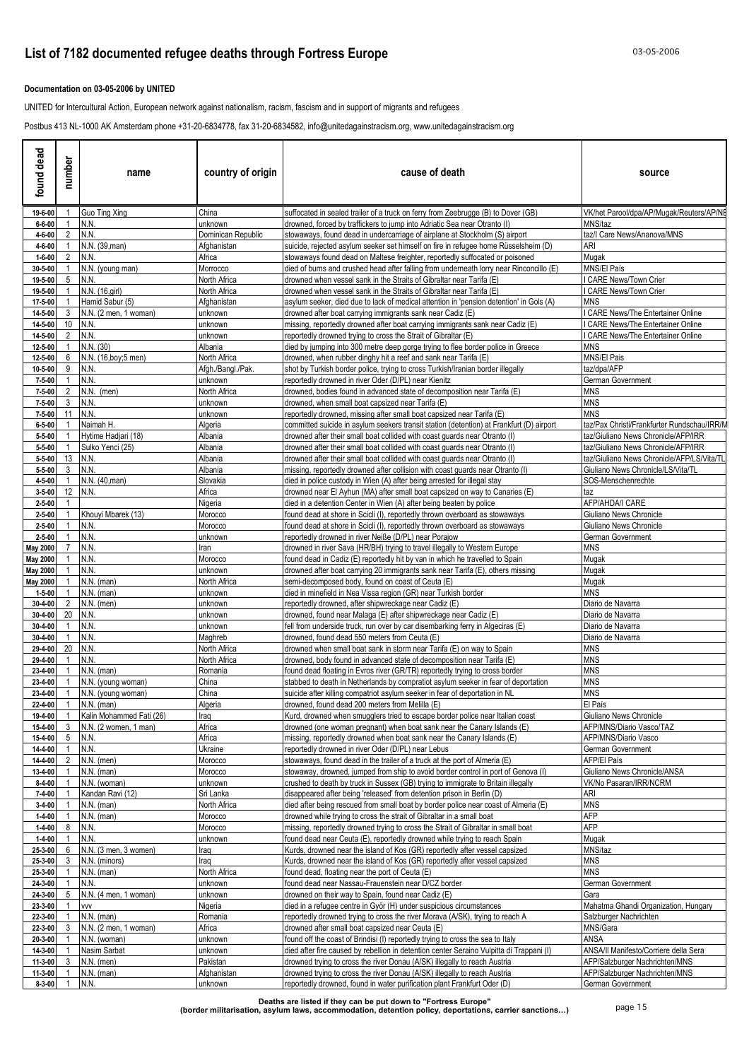# List of 7182 documented refugee deaths through Fortress Europe

**Documentation on 03-05-2006 by UNITED**

UNITED for Intercultural Action, European network against nationalism, racism, fascism and in support of migrants and refugees

Postbus 413 NL-1000 AK Amsterdam phone +31-20-6834778, fax 31-20-6834582, info@unitedagainstracism.org, www.unitedagainstracism.org

| found dead | number | name | country of origin | cause of death | source |
|---|---|---|---|---|---|
| 19-6-00 | 1 | Guo Ting Xing | China | suffocated in sealed trailer of a truck on ferry from Zeebrugge (B) to Dover (GB) | VK/het Parool/dpa/AP/Mugak/Reuters/AP/NE |
| 6-6-00 | 1 | N.N. | unknown | drowned, forced by traffickers to jump into Adriatic Sea near Otranto (I) | MNS/taz |
| 4-6-00 | 2 | N.N. | Dominican Republic | stowaways, found dead in undercarriage of airplane at Stockholm (S) airport | taz/I Care News/Ananova/MNS |
| 4-6-00 | 1 | N.N. (39,man) | Afghanistan | suicide, rejected asylum seeker set himself on fire in refugee home Rüsselsheim (D) | ARI |
| 1-6-00 | 2 | N.N. | Africa | stowaways found dead on Maltese freighter, reportedly suffocated or poisoned | Mugak |
| 30-5-00 | 1 | N.N. (young man) | Morrocco | died of burns and crushed head after falling from underneath lorry near Rinconcillo (E) | MNS/El País |
| 19-5-00 | 5 | N.N. | North Africa | drowned when vessel sank in the Straits of Gibraltar near Tarifa (E) | I CARE News/Town Crier |
| 19-5-00 | 1 | N.N. (16,girl) | North Africa | drowned when vessel sank in the Straits of Gibraltar near Tarifa (E) | I CARE News/Town Crier |
| 17-5-00 | 1 | Hamid Sabur (5) | Afghanistan | asylum seeker, died due to lack of medical attention in 'pension detention' in Gols (A) | MNS |
| 14-5-00 | 3 | N.N. (2 men, 1 woman) | unknown | drowned after boat carrying immigrants sank near Cadiz (E) | I CARE News/The Entertainer Online |
| 14-5-00 | 10 | N.N. | unknown | missing, reportedly drowned after boat carrying immigrants sank near Cadiz (E) | I CARE News/The Entertainer Online |
| 14-5-00 | 2 | N.N. | unknown | reportedly drowned trying to cross the Strait of Gibraltar (E) | I CARE News/The Entertainer Online |
| 12-5-00 | 1 | N.N. (30) | Albania | died by jumping into 300 metre deep gorge trying to flee border police in Greece | MNS |
| 12-5-00 | 6 | N.N. (16,boy;5 men) | North Africa | drowned, when rubber dinghy hit a reef and sank near Tarifa (E) | MNS/El Pais |
| 10-5-00 | 9 | N.N. | Afgh./Bangl./Pak. | shot by Turkish border police, trying to cross Turkish/Iranian border illegally | taz/dpa/AFP |
| 7-5-00 | 1 | N.N. | unknown | reportedly drowned in river Oder (D/PL) near Kienitz | German Government |
| 7-5-00 | 2 | N.N. (men) | North Africa | drowned, bodies found in advanced state of decomposition near Tarifa (E) | MNS |
| 7-5-00 | 3 | N.N. | unknown | drowned, when small boat capsized near Tarifa (E) | MNS |
| 7-5-00 | 11 | N.N. | unknown | reportedly drowned, missing after small boat capsized near Tarifa (E) | MNS |
| 6-5-00 | 1 | Naimah H. | Algeria | committed suicide in asylum seekers transit station (detention) at Frankfurt (D) airport | taz/Pax Christi/Frankfurter Rundschau/IRR/M |
| 5-5-00 | 1 | Hytime Hadjari (18) | Albania | drowned after their small boat collided with coast guards near Otranto (I) | taz/Giuliano News Chronicle/AFP/IRR |
| 5-5-00 | 1 | Sulko Yenci (25) | Albania | drowned after their small boat collided with coast guards near Otranto (I) | taz/Giuliano News Chronicle/AFP/IRR |
| 5-5-00 | 13 | N.N. | Albania | drowned after their small boat collided with coast guards near Otranto (I) | taz/Giuliano News Chronicle/AFP/LS/Vita/TL |
| 5-5-00 | 3 | N.N. | Albania | missing, reportedly drowned after collision with coast guards near Otranto (I) | Giuliano News Chronicle/LS/Vita/TL |
| 4-5-00 | 1 | N.N. (40,man) | Slovakia | died in police custody in Wien (A) after being arrested for illegal stay | SOS-Menschenrechte |
| 3-5-00 | 12 | N.N. | Africa | drowned near El Ayhun (MA) after small boat capsized on way to Canaries (E) | taz |
| 2-5-00 | 1 | | Nigeria | died in a detention Center in Wien (A) after being beaten by police | AFP/AHDA/I CARE |
| 2-5-00 | 1 | Khouyi Mbarek (13) | Morocco | found dead at shore in Scicli (I), reportedly thrown overboard as stowaways | Giuliano News Chronicle |
| 2-5-00 | 1 | N.N. | Morocco | found dead at shore in Scicli (I), reportedly thrown overboard as stowaways | Giuliano News Chronicle |
| 2-5-00 | 1 | N.N. | unknown | reportedly drowned in river Neiße (D/PL) near Porajow | German Government |
| May 2000 | 7 | N.N. | Iran | drowned in river Sava (HR/BH) trying to travel illegally to Western Europe | MNS |
| May 2000 | 1 | N.N. | Morocco | found dead in Cadiz (E) reportedly hit by van in which he travelled to Spain | Mugak |
| May 2000 | 1 | N.N. | unknown | drowned after boat carrying 20 immigrants sank near Tarifa (E), others missing | Mugak |
| May 2000 | 1 | N.N. (man) | North Africa | semi-decomposed body, found on coast of Ceuta (E) | Mugak |
| 1-5-00 | 1 | N.N. (man) | unknown | died in minefield in Nea Vissa region (GR) near Turkish border | MNS |
| 30-4-00 | 2 | N.N. (men) | unknown | reportedly drowned, after shipwreckage near Cadiz (E) | Diario de Navarra |
| 30-4-00 | 20 | N.N. | unknown | drowned, found near Malaga (E) after shipwreckage near Cadiz (E) | Diario de Navarra |
| 30-4-00 | 1 | N.N. | unknown | fell from underside truck, run over by car disembarking ferry in Algeciras (E) | Diario de Navarra |
| 30-4-00 | 1 | N.N. | Maghreb | drowned, found dead 550 meters from Ceuta (E) | Diario de Navarra |
| 29-4-00 | 20 | N.N. | North Africa | drowned when small boat sank in storm near Tarifa (E) on way to Spain | MNS |
| 29-4-00 | 1 | N.N. | North Africa | drowned, body found in advanced state of decomposition near Tarifa (E) | MNS |
| 23-4-00 | 1 | N.N. (man) | Romania | found dead floating in Evros river (GR/TR) reportedly trying to cross border | MNS |
| 23-4-00 | 1 | N.N. (young woman) | China | stabbed to death in Netherlands by compratiot asylum seeker in fear of deportation | MNS |
| 23-4-00 | 1 | N.N. (young woman) | China | suicide after killing compatriot asylum seeker in fear of deportation in NL | MNS |
| 22-4-00 | 1 | N.N. (man) | Algeria | drowned, found dead 200 meters from Melilla (E) | El País |
| 19-4-00 | 1 | Kalin Mohammed Fati (26) | Iraq | Kurd, drowned when smugglers tried to escape border police near Italian coast | Giuliano News Chronicle |
| 15-4-00 | 3 | N.N. (2 women, 1 man) | Africa | drowned (one woman pregnant) when boat sank near the Canary Islands (E) | AFP/MNS/Diario Vasco/TAZ |
| 15-4-00 | 5 | N.N. | Africa | missing, reportedly drowned when boat sank near the Canary Islands (E) | AFP/MNS/Diario Vasco |
| 14-4-00 | 1 | N.N. | Ukraine | reportedly drowned in river Oder (D/PL) near Lebus | German Government |
| 14-4-00 | 2 | N.N. (men) | Morocco | stowaways, found dead in the trailer of a truck at the port of Almeria (E) | AFP/El País |
| 13-4-00 | 1 | N.N. (man) | Morocco | stowaway, drowned, jumped from ship to avoid border control in port of Genova (I) | Giuliano News Chronicle/ANSA |
| 8-4-00 | 1 | N.N. (woman) | unknown | crushed to death by truck in Sussex (GB) trying to immigrate to Britain illegally | VK/No Pasaran/IRR/NCRM |
| 7-4-00 | 1 | Kandan Ravi (12) | Sri Lanka | disappeared after being 'released' from detention prison in Berlin (D) | ARI |
| 3-4-00 | 1 | N.N. (man) | North Africa | died after being rescued from small boat by border police near coast of Almeria (E) | MNS |
| 1-4-00 | 1 | N.N. (man) | Morocco | drowned while trying to cross the strait of Gibraltar in a small boat | AFP |
| 1-4-00 | 8 | N.N. | Morocco | missing, reportedly drowned trying to cross the Strait of Gibraltar in small boat | AFP |
| 1-4-00 | 1 | N.N. | unknown | found dead near Ceuta (E), reportedly drowned while trying to reach Spain | Mugak |
| 25-3-00 | 6 | N.N. (3 men, 3 women) | Iraq | Kurds, drowned near the island of Kos (GR) reportedly after vessel capsized | MNS/taz |
| 25-3-00 | 3 | N.N. (minors) | Iraq | Kurds, drowned near the island of Kos (GR) reportedly after vessel capsized | MNS |
| 25-3-00 | 1 | N.N. (man) | North Africa | found dead, floating near the port of Ceuta (E) | MNS |
| 24-3-00 | 1 | N.N. | unknown | found dead near Nassau-Frauenstein near D/CZ border | German Government |
| 24-3-00 | 5 | N.N. (4 men, 1 woman) | unknown | drowned on their way to Spain, found near Cadiz (E) | Gara |
| 23-3-00 | 1 | vvv | Nigeria | died in a refugee centre in Györ (H) under suspicious circumstances | Mahatma Ghandi Organization, Hungary |
| 22-3-00 | 1 | N.N. (man) | Romania | reportedly drowned trying to cross the river Morava (A/SK), trying to reach A | Salzburger Nachrichten |
| 22-3-00 | 3 | N.N. (2 men, 1 woman) | Africa | drowned after small boat capsized near Ceuta (E) | MNS/Gara |
| 20-3-00 | 1 | N.N. (woman) | unknown | found off the coast of Brindisi (I) reportedly trying to cross the sea to Italy | ANSA |
| 14-3-00 | 1 | Nasim Sarbat | unknown | died after fire caused by rebellion in detention center Seraino Vulpitta di Trappani (I) | ANSA/Il Manifesto/Corriere della Sera |
| 11-3-00 | 3 | N.N. (men) | Pakistan | drowned trying to cross the river Donau (A/SK) illegally to reach Austria | AFP/Salzburger Nachrichten/MNS |
| 11-3-00 | 1 | N.N. (man) | Afghanistan | drowned trying to cross the river Donau (A/SK) illegally to reach Austria | AFP/Salzburger Nachrichten/MNS |
| 8-3-00 | 1 | N.N. | unknown | reportedly drowned, found in water purification plant Frankfurt Oder (D) | German Government |

**Deaths are listed if they can be put down to "Fortress Europe"**
**(border militarisation, asylum laws, accommodation, detention policy, deportations, carrier sanctions…)**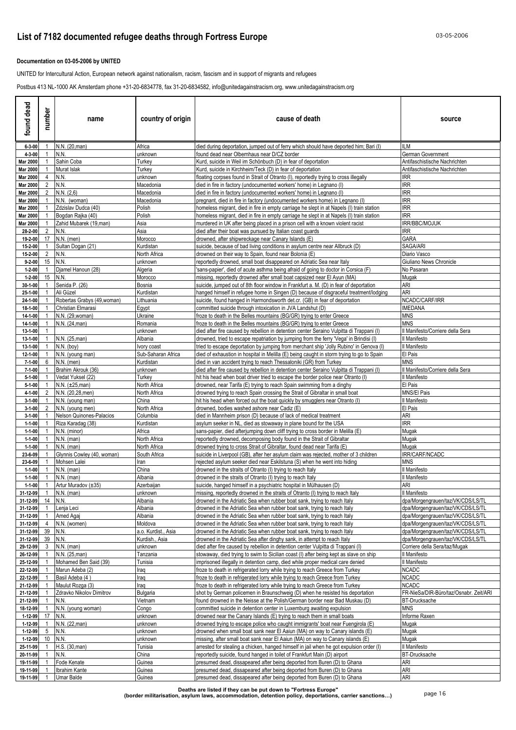# List of 7182 documented refugee deaths through Fortress Europe

**Documentation on 03-05-2006 by UNITED**

UNITED for Intercultural Action, European network against nationalism, racism, fascism and in support of migrants and refugees

Postbus 413 NL-1000 AK Amsterdam phone +31-20-6834778, fax 31-20-6834582, info@unitedagainstracism.org, www.unitedagainstracism.org

| found dead | number | name | country of origin | cause of death | source |
|---|---|---|---|---|---|
| 6-3-00 | 1 | N.N. (20,man) | Africa | died during deportation, jumped out of ferry which should have deported him; Bari (I) | ILM |
| 4-3-00 | 1 | N.N. | unknown | found dead near Olbernhaus near D/CZ border | German Government |
| Mar 2000 | 1 | Sahin Coba | Turkey | Kurd, suicide in Weil im Schönbuch (D) in fear of deportation | Antifaschistische Nachrichten |
| Mar 2000 | 1 | Murat Islak | Turkey | Kurd, suicide in Kirchheim/Teck (D) in fear of deportation | Antifaschistische Nachrichten |
| Mar 2000 | 4 | N.N. | unknown | floating corpses found in Strait of Otranto (I), reportedly trying to cross illegally | IRR |
| Mar 2000 | 2 | N.N. | Macedonia | died in fire in factory (undocumented workers' home) in Legnano (I) | IRR |
| Mar 2000 | 2 | N.N. (2,6) | Macedonia | died in fire in factory (undocumented workers' home) in Legnano (I) | IRR |
| Mar 2000 | 1 | N.N. (woman) | Macedonia | pregnant, died in fire in factory (undocumented workers home) in Legnano (I) | IRR |
| Mar 2000 | 1 | Zdzislav Dudca (40) | Polish | homeless migrant, died in fire in empty carriage he slept in at Napels (I) train station | IRR |
| Mar 2000 | 1 | Bogdan Rajka (40) | Polish | homeless migrant, died in fire in empty carriage he slept in at Napels (I) train station | IRR |
| Mar 2000 | 1 | Zahid Mubarek (19,man) | Asia | murdered in UK after being placed in a prison cell with a known violent racist | IRR/BBC/MOJUK |
| 28-2-00 | 2 | N.N. | Asia | died after their boat was pursued by Italian coast guards | IRR |
| 19-2-00 | 17 | N.N. (men) | Morocco | drowned, after shipwreckage near Canary Islands (E) | GARA |
| 15-2-00 | 1 | Sultan Dogan (21) | Kurdistan | suicide, because of bad living conditions in asylum centre near Allbruck (D) | SAGA/ARI |
| 15-2-00 | 2 | N.N. | North Africa | drowned on their way to Spain, found near Bolonia (E) | Diario Vasco |
| 9-2-00 | 15 | N.N. | unknown | reportedly drowned, small boat disappeared on Adriatic Sea near Italy | Giuliano News Chronicle |
| 1-2-00 | 1 | Djamel Hanoun (28) | Algeria | 'sans-papier', died of acute asthma being afraid of going to doctor in Corsica (F) | No Pasaran |
| 1-2-00 | 15 | N.N. | Morocco | missing, reportedly drowned after small boat capsized near El Ayun (MA) | Mugak |
| 30-1-00 | 1 | Senida P. (26) | Bosnia | suicide, jumped out of 8th floor window in Frankfurt a. M. (D) in fear of deportation | ARI |
| 25-1-00 | 1 | Ali Güzel | Kurdistan | hanged himself in refugee home in Singen (D) because of disgraceful treatment/lodging | ARI |
| 24-1-00 | 1 | Robertas Grabys (49,woman) | Lithuania | suicide, found hanged in Harmondsworth det.cr. (GB) in fear of deportation | NCADC/CARF/IRR |
| 18-1-00 | 1 | Christian Elmarasi | Egypt | committed suicide through intoxication in JVA Landshut (D) | IMEDANA |
| 14-1-00 | 1 | N.N. (29,woman) | Ukraine | froze to death in the Belles mountains (BG/GR) trying to enter Greece | MNS |
| 14-1-00 | 1 | N.N. (24,man) | Romania | froze to death in the Belles mountains (BG/GR) trying to enter Greece | MNS |
| 13-1-00 | 1 | | unknown | died after fire caused by rebellion in detention center Seraino Vulpitta di Trappani (I) | Il Manifesto/Corriere della Sera |
| 13-1-00 | 1 | N.N. (25,man) | Albania | drowned, tried to escape repatriation by jumping from the ferry 'Vega' in Brindisi (I) | Il Manifesto |
| 13-1-00 | 1 | N.N. (boy) | Ivory coast | tried to escape deportation by jumping from merchant ship 'Jolly Rubino' in Genova (I) | Il Manifesto |
| 12-1-00 | 1 | N.N. (young man) | Sub-Saharan Africa | died of exhaustion in hospital in Melilla (E) being caught in storm trying to go to Spain | El Pais |
| 7-1-00 | 6 | N.N. (men) | Kurdistan | died in van accident trying to reach Thessaloniki (GR) from Turkey | MNS |
| 7-1-00 | 1 | Brahim Akrouk (36) | unknown | died after fire caused by rebellion in detention center Seraino Vulpitta di Trappani (I) | Il Manifesto/Corriere della Sera |
| 5-1-00 | 1 | Vedat Yuksel (22) | Turkey | hit his head when boat driver tried to escape the border police near Otranto (I) | Il Manifesto |
| 5-1-00 | 1 | N.N. (±25,man) | North Africa | drowned, near Tarifa (E) trying to reach Spain swimming from a dinghy | El Pais |
| 4-1-00 | 2 | N.N. (20,28,men) | North Africa | drowned trying to reach Spain crossing the Strait of Gibraltar in small boat | MNS/El Pais |
| 3-1-00 | 1 | N.N. (young man) | China | hit his head when forced out the boat quickly by smugglers near Otranto (I) | Il Manifesto |
| 3-1-00 | 2 | N.N. (young men) | North Africa | drowned, bodies washed ashore near Cadiz (E) | El Pais |
| 3-1-00 | 1 | Nelson Quinones-Palacios | Columbia | died in Mannheim prison (D) because of lack of medical treatment | ARI |
| 1-1-00 | 1 | Riza Karadag (38) | Kurdistan | asylum seeker in NL, died as stowaway in plane bound for the USA | IRR |
| 1-1-00 | 1 | N.N. (minor) | Africa | sans-papier, died afterjumping down cliff trying to cross border in Melilla (E) | Mugak |
| 1-1-00 | 1 | N.N. (man) | North Africa | reportedly drowned, decomposing body found in the Strait of Gibraltar | Mugak |
| 1-1-00 | 1 | N.N. (man) | North Africa | drowned trying to cross Strait of Gibraltar, found dead near Tarifa (E) | Mugak |
| 23-6-09 | 1 | Glynnis Cowley (40, woman) | South Africa | suicide in Liverpool (GB), after her asylum claim was rejected, mother of 3 children | IRR/CARF/NCADC |
| 23-6-09 | 1 | Mohsen Lalei | Iran | rejected asylum seeker died near Eskilstuna (S) when he went into hiding | MNS |
| 1-1-00 | 1 | N.N. (man) | China | drowned in the straits of Otranto (I) trying to reach Italy | Il Manifesto |
| 1-1-00 | 1 | N.N. (man) | Albania | drowned in the straits of Otranto (I) trying to reach Italy | Il Manifesto |
| 1-1-00 | 1 | Artur Muradov (±35) | Azerbaijan | suicide, hanged himself in a psychiatric hospital in Mülhausen (D) | ARI |
| 31-12-99 | 1 | N.N. (man) | unknown | missing, reportedly drowned in the straits of Otranto (I) trying to reach Italy | Il Manifesto |
| 31-12-99 | 14 | N.N. | Albania | drowned in the Adriatic Sea when rubber boat sank, trying to reach Italy | dpa/Morgengrauen/taz/VK/CDS/LS/TL |
| 31-12-99 | 1 | Lenja Leci | Albania | drowned in the Adriatic Sea when rubber boat sank, trying to reach Italy | dpa/Morgengrauen/taz/VK/CDS/LS/TL |
| 31-12-99 | 1 | Amed Agaj | Albania | drowned in the Adriatic Sea when rubber boat sank, trying to reach Italy | dpa/Morgengrauen/taz/VK/CDS/LS/TL |
| 31-12-99 | 4 | N.N. (women) | Moldova | drowned in the Adriatic Sea when rubber boat sank, trying to reach Italy | dpa/Morgengrauen/taz/VK/CDS/LS/TL |
| 31-12-99 | 39 | N.N. | a.o. Kurdist., Asia | drowned in the Adriatic Sea when rubber boat sank, trying to reach Italy | dpa/Morgengrauen/taz/VK/CDS/LS/TL |
| 31-12-99 | 39 | N.N. | Kurdish., Asia | drowned in the Adriatic Sea after dinghy sank, in attempt to reach Italy | dpa/Morgengrauen/taz/VK/CDS/LS/TL |
| 29-12-99 | 3 | N.N. (man) | unknown | died after fire caused by rebellion in detention center Vulpitta di Trappani (I) | Corriere della Sera/taz/Mugak |
| 26-12-99 | 1 | N.N. (25,man) | Tanzania | stowaway, died trying to swim to Sicilian coast (I) after being kept as slave on ship | Il Manifesto |
| 25-12-99 | 1 | Mohamed Ben Said (39) | Tunisia | imprisoned illegally in detention camp, died while proper medical care denied | Il Manifesto |
| 22-12-99 | 1 | Marun Adeba (2) | Iraq | froze to death in refrigerated lorry while trying to reach Greece from Turkey | NCADC |
| 22-12-99 | 1 | Basil Adeba (4 ) | Iraq | froze to death in refrigerated lorry while trying to reach Greece from Turkey | NCADC |
| 21-12-99 | 1 | Maulut Rozga (3) | Iraq | froze to death in refrigerated lorry while trying to reach Greece from Turkey | NCADC |
| 21-12-99 | 1 | Zdravko Nikolov Dimitrov | Bulgaria | shot by German policemen in Braunschweig (D) when he resisted his deportation | FR-NieSa/DIR-Büro/taz/Osnabr. Zeit/ARI |
| 21-12-99 | 1 | N.N. | Vietnam | found drowned in the Neisse at the Polish/German border near Bad Muskau (D) | BT-Drucksache |
| 18-12-99 | 1 | N.N. (young woman) | Congo | committed suicide in detention center in Luxemburg awaiting expulsion | MNS |
| 1-12-99 | 17 | N.N. | unknown | drowned near the Canary Islands (E) trying to reach them in small boats | Informe Raxen |
| 1-12-99 | 1 | N.N. (22,man) | unknown | drowned trying to escape police who caught immigrants' boat near Fuengirola (E) | Mugak |
| 1-12-99 | 5 | N.N. | unknown | drowned when small boat sank near El Aaiun (MA) on way to Canary islands (E) | Mugak |
| 1-12-99 | 10 | N.N. | unknown | missing, after small boat sank near El Aaiun (MA) on way to Canary islands (E) | Mugak |
| 25-11-99 | 1 | H.S. (30,man) | Tunisia | arrested for stealing a chicken, hanged himself in jail when he got expulsion order (I) | Il Manifesto |
| 20-11-99 | 1 | N.N. | China | reportedly suicide, found hanged in toilet of Frankfurt Main (D) airport | BT-Drucksache |
| 19-11-99 | 1 | Fode Kenate | Guinea | presumed dead, dissapeared after being deported from Buren (D) to Ghana | ARI |
| 19-11-99 | 1 | Ibrahim Kante | Guinea | presumed dead, dissapeared after being deported from Buren (D) to Ghana | ARI |
| 19-11-99 | 1 | Umar Balde | Guinea | presumed dead, dissapeared after being deported from Buren (D) to Ghana | ARI |

**Deaths are listed if they can be put down to "Fortress Europe"**
**(border militarisation, asylum laws, accommodation, detention policy, deportations, carrier sanctions…)**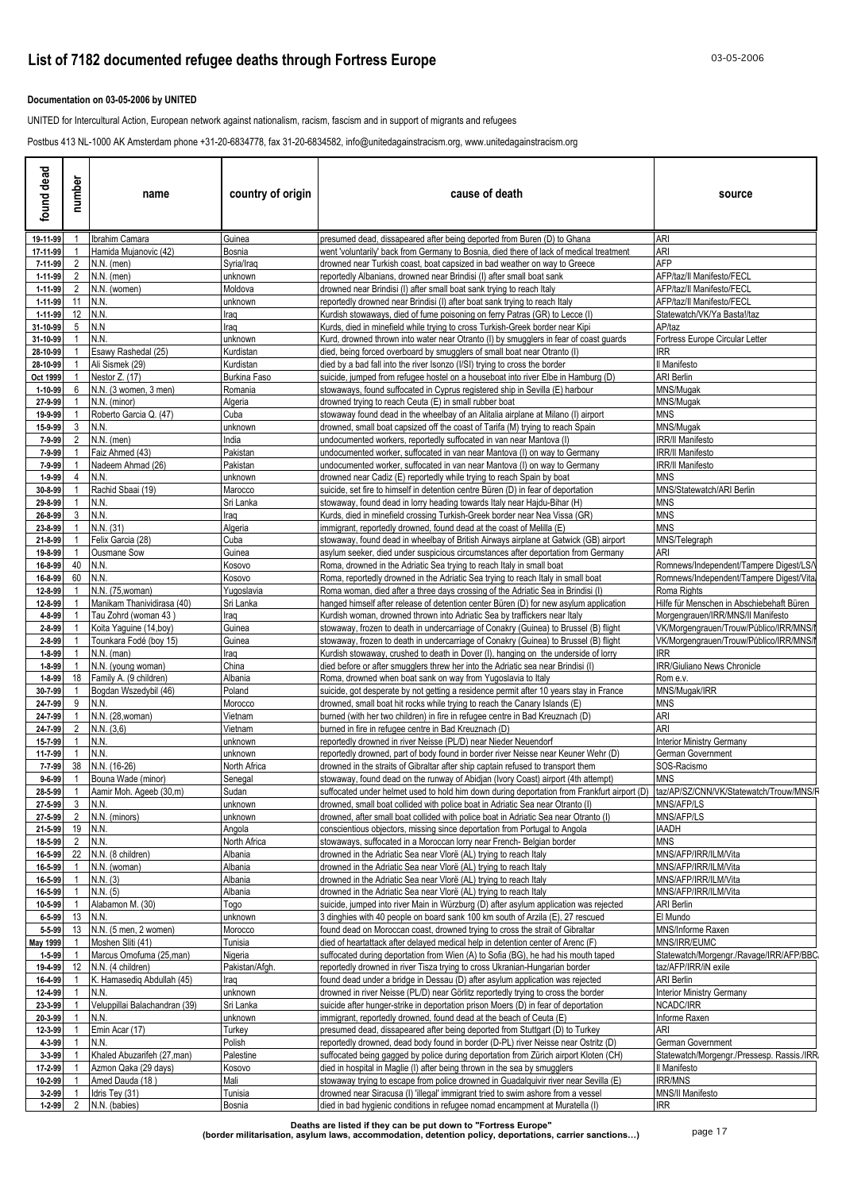# List of 7182 documented refugee deaths through Fortress Europe

**Documentation on 03-05-2006 by UNITED**

UNITED for Intercultural Action, European network against nationalism, racism, fascism and in support of migrants and refugees

Postbus 413 NL-1000 AK Amsterdam phone +31-20-6834778, fax 31-20-6834582, info@unitedagainstracism.org, www.unitedagainstracism.org

| found dead | number | name | country of origin | cause of death | source |
|---|---|---|---|---|---|
| 19-11-99 | 1 | Ibrahim Camara | Guinea | presumed dead, dissapeared after being deported from Buren (D) to Ghana | ARI |
| 17-11-99 | 1 | Hamida Mujanovic (42) | Bosnia | went 'voluntarily' back from Germany to Bosnia, died there of lack of medical treatment | ARI |
| 7-11-99 | 2 | N.N. (men) | Syria/Iraq | drowned near Turkish coast, boat capsized in bad weather on way to Greece | AFP |
| 1-11-99 | 2 | N.N. (men) | unknown | reportedly Albanians, drowned near Brindisi (I) after small boat sank | AFP/taz/Il Manifesto/FECL |
| 1-11-99 | 2 | N.N. (women) | Moldova | drowned near Brindisi (I) after small boat sank trying to reach Italy | AFP/taz/Il Manifesto/FECL |
| 1-11-99 | 11 | N.N. | unknown | reportedly drowned near Brindisi (I) after boat sank trying to reach Italy | AFP/taz/Il Manifesto/FECL |
| 1-11-99 | 12 | N.N. | Iraq | Kurdish stowaways, died of fume poisoning on ferry Patras (GR) to Lecce (I) | Statewatch/VK/Ya Basta!/taz |
| 31-10-99 | 5 | N.N | Iraq | Kurds, died in minefield while trying to cross Turkish-Greek border near Kipi | AP/taz |
| 31-10-99 | 1 | N.N. | unknown | Kurd, drowned thrown into water near Otranto (I) by smugglers in fear of coast guards | Fortress Europe Circular Letter |
| 28-10-99 | 1 | Esawy Rashedal (25) | Kurdistan | died, being forced overboard by smugglers of small boat near Otranto (I) | IRR |
| 28-10-99 | 1 | Ali Sismek (29) | Kurdistan | died by a bad fall into the river Isonzo (I/SI) trying to cross the border | Il Manifesto |
| Oct 1999 | 1 | Nestor Z. (17) | Burkina Faso | suicide, jumped from refugee hostel on a houseboat into river Elbe in Hamburg (D) | ARI Berlin |
| 1-10-99 | 6 | N.N. (3 women, 3 men) | Romania | stowaways, found suffocated in Cyprus registered ship in Sevilla (E) harbour | MNS/Mugak |
| 27-9-99 | 1 | N.N. (minor) | Algeria | drowned trying to reach Ceuta (E) in small rubber boat | MNS/Mugak |
| 19-9-99 | 1 | Roberto Garcia Q. (47) | Cuba | stowaway found dead in the wheelbay of an Alitalia airplane at Milano (I) airport | MNS |
| 15-9-99 | 3 | N.N. | unknown | drowned, small boat capsized off the coast of Tarifa (M) trying to reach Spain | MNS/Mugak |
| 7-9-99 | 2 | N.N. (men) | India | undocumented workers, reportedly suffocated in van near Mantova (I) | IRR/Il Manifesto |
| 7-9-99 | 1 | Faiz Ahmed (43) | Pakistan | undocumented worker, suffocated in van near Mantova (I) on way to Germany | IRR/Il Manifesto |
| 7-9-99 | 1 | Nadeem Ahmad (26) | Pakistan | undocumented worker, suffocated in van near Mantova (I) on way to Germany | IRR/Il Manifesto |
| 1-9-99 | 4 | N.N. | unknown | drowned near Cadiz (E) reportedly while trying to reach Spain by boat | MNS |
| 30-8-99 | 1 | Rachid Sbaai (19) | Marocco | suicide, set fire to himself in detention centre Büren (D) in fear of deportation | MNS/Statewatch/ARI Berlin |
| 29-8-99 | 1 | N.N. | Sri Lanka | stowaway, found dead in lorry heading towards Italy near Hajdu-Bihar (H) | MNS |
| 26-8-99 | 3 | N.N. | Iraq | Kurds, died in minefield crossing Turkish-Greek border near Nea Vissa (GR) | MNS |
| 23-8-99 | 1 | N.N. (31) | Algeria | immigrant, reportedly drowned, found dead at the coast of Melilla (E) | MNS |
| 21-8-99 | 1 | Felix Garcia (28) | Cuba | stowaway, found dead in wheelbay of British Airways airplane at Gatwick (GB) airport | MNS/Telegraph |
| 19-8-99 | 1 | Ousmane Sow | Guinea | asylum seeker, died under suspicious circumstances after deportation from Germany | ARI |
| 16-8-99 | 40 | N.N. | Kosovo | Roma, drowned in the Adriatic Sea trying to reach Italy in small boat | Romnews/Independent/Tampere Digest/LS/V |
| 16-8-99 | 60 | N.N. | Kosovo | Roma, reportedly drowned in the Adriatic Sea trying to reach Italy in small boat | Romnews/Independent/Tampere Digest/Vita/ |
| 12-8-99 | 1 | N.N. (75,woman) | Yugoslavia | Roma woman, died after a three days crossing of the Adriatic Sea in Brindisi (I) | Roma Rights |
| 12-8-99 | 1 | Sanjaya Thanividirasa (40) | Sri Lanka | hanged himself after release of detention center Büren (D) for new asylum application | Hilfe für Menschen in Abschiebehaft Büren |
| 4-8-99 | 1 | Tau Zohrd (woman 43 ) | Iraq | Kurdish woman, drowned thrown into Adriatic Sea by traffickers near Italy | Morgengrauen/IRR/MNS/Il Manifesto |
| 2-8-99 | 1 | Koita Yaguine (14,boy) | Guinea | stowaway, frozen to death in undercarriage of Conakry (Guinea) to Brussel (B) flight | VK/Morgengrauen/Trouw/Público/IRR/MNS/I |
| 2-8-99 | 1 | Tounkara Fodé (boy 15) | Guinea | stowaway, frozen to death in undercarriage of Conakry (Guinea) to Brussel (B) flight | VK/Morgengrauen/Trouw/Público/IRR/MNS/I |
| 1-8-99 | 1 | N.N. (man) | Iraq | Kurdish stowaway, crushed to death in Dover (I), hanging on the underside of lorry | IRR |
| 1-8-99 | 1 | N.N. (young woman) | China | died before or after smugglers threw her into the Adriatic sea near Brindisi (I) | IRR/Giuliano News Chronicle |
| 1-8-99 | 18 | Family A. (9 children) | Albania | Roma, drowned when boat sank on way from Yugoslavia to Italy | Rom e.v. |
| 30-7-99 | 1 | Bogdan Wszedybil (46) | Poland | suicide, got desperate by not getting a residence permit after 10 years stay in France | MNS/Mugak/IRR |
| 24-7-99 | 9 | N.N. | Morocco | drowned, small boat hit rocks while trying to reach the Canary Islands (E) | MNS |
| 24-7-99 | 1 | N.N. (28,woman) | Vietnam | burned (with her two children) in fire in refugee centre in Bad Kreuznach (D) | ARI |
| 24-7-99 | 2 | N.N. (3,6) | Vietnam | burned in fire in refugee centre in Bad Kreuznach (D) | ARI |
| 15-7-99 | 1 | N.N. | unknown | reportedly drowned in river Neisse (PL/D) near Nieder Neuendorf | Interior Ministry Germany |
| 11-7-99 | 1 | N.N. | unknown | reportedly drowned, part of body found in border river Neisse near Keuner Wehr (D) | German Government |
| 7-7-99 | 38 | N.N. (16-26) | North Africa | drowned in the straits of Gibraltar after ship captain refused to transport them | SOS-Racismo |
| 9-6-99 | 1 | Bouna Wade (minor) | Senegal | stowaway, found dead on the runway of Abidjan (Ivory Coast) airport (4th attempt) | MNS |
| 28-5-99 | 1 | Aamir Moh. Ageeb (30,m) | Sudan | suffocated under helmet used to hold him down during deportation from Frankfurt airport (D) | taz/AP/SZ/CNN/VK/Statewatch/Trouw/MNS/F |
| 27-5-99 | 3 | N.N. | unknown | drowned, small boat collided with police boat in Adriatic Sea near Otranto (I) | MNS/AFP/LS |
| 27-5-99 | 2 | N.N. (minors) | unknown | drowned, after small boat collided with police boat in Adriatic Sea near Otranto (I) | MNS/AFP/LS |
| 21-5-99 | 19 | N.N. | Angola | conscientious objectors, missing since deportation from Portugal to Angola | IAADH |
| 18-5-99 | 2 | N.N. | North Africa | stowaways, suffocated in a Moroccan lorry near French- Belgian border | MNS |
| 16-5-99 | 22 | N.N. (8 children) | Albania | drowned in the Adriatic Sea near Vlorë (AL) trying to reach Italy | MNS/AFP/IRR/ILM/Vita |
| 16-5-99 | 1 | N.N. (woman) | Albania | drowned in the Adriatic Sea near Vlorë (AL) trying to reach Italy | MNS/AFP/IRR/ILM/Vita |
| 16-5-99 | 1 | N.N. (3) | Albania | drowned in the Adriatic Sea near Vlorë (AL) trying to reach Italy | MNS/AFP/IRR/ILM/Vita |
| 16-5-99 | 1 | N.N. (5) | Albania | drowned in the Adriatic Sea near Vlorë (AL) trying to reach Italy | MNS/AFP/IRR/ILM/Vita |
| 10-5-99 | 1 | Alabamon M. (30) | Togo | suicide, jumped into river Main in Würzburg (D) after asylum application was rejected | ARI Berlin |
| 6-5-99 | 13 | N.N. | unknown | 3 dinghies with 40 people on board sank 100 km south of Arzila (E), 27 rescued | El Mundo |
| 5-5-99 | 13 | N.N. (5 men, 2 women) | Morocco | found dead on Moroccan coast, drowned trying to cross the strait of Gibraltar | MNS/Informe Raxen |
| May 1999 | 1 | Moshen Sliti (41) | Tunisia | died of heartattack after delayed medical help in detention center of Arenc (F) | MNS/IRR/EUMC |
| 1-5-99 | 1 | Marcus Omofuma (25,man) | Nigeria | suffocated during deportation from Wien (A) to Sofia (BG), he had his mouth taped | Statewatch/Morgengr./Ravage/IRR/AFP/BBC/ |
| 19-4-99 | 12 | N.N. (4 children) | Pakistan/Afgh. | reportedly drowned in river Tisza trying to cross Ukranian-Hungarian border | taz/AFP/IRR/IN exile |
| 16-4-99 | 1 | K. Hamasediq Abdullah (45) | Iraq | found dead under a bridge in Dessau (D) after asylum application was rejected | ARI Berlin |
| 12-4-99 | 1 | N.N. | unknown | drowned in river Neisse (PL/D) near Görlitz reportedly trying to cross the border | Interior Ministry Germany |
| 23-3-99 | 1 | Veluppillai Balachandran (39) | Sri Lanka | suicide after hunger-strike in deportation prison Moers (D) in fear of deportation | NCADC/IRR |
| 20-3-99 | 1 | N.N. | unknown | immigrant, reportedly drowned, found dead at the beach of Ceuta (E) | Informe Raxen |
| 12-3-99 | 1 | Emin Acar (17) | Turkey | presumed dead, dissapeared after being deported from Stuttgart (D) to Turkey | ARI |
| 4-3-99 | 1 | N.N. | Polish | reportedly drowned, dead body found in border (D-PL) river Neisse near Ostritz (D) | German Government |
| 3-3-99 | 1 | Khaled Abuzarifeh (27,man) | Palestine | suffocated being gagged by police during deportation from Zürich airport Kloten (CH) | Statewatch/Morgengr./Pressesp. Rassis./IRR/ |
| 17-2-99 | 1 | Azmon Qaka (29 days) | Kosovo | died in hospital in Maglie (I) after being thrown in the sea by smugglers | Il Manifesto |
| 10-2-99 | 1 | Amed Dauda (18 ) | Mali | stowaway trying to escape from police drowned in Guadalquivir river near Sevilla (E) | IRR/MNS |
| 3-2-99 | 1 | Idris Tey (31) | Tunisia | drowned near Siracusa (I) 'illegal' immigrant tried to swim ashore from a vessel | MNS/Il Manifesto |
| 1-2-99 | 2 | N.N. (babies) | Bosnia | died in bad hygienic conditions in refugee nomad encampment at Muratella (I) | IRR |

**Deaths are listed if they can be put down to "Fortress Europe"**
**(border militarisation, asylum laws, accommodation, detention policy, deportations, carrier sanctions…)**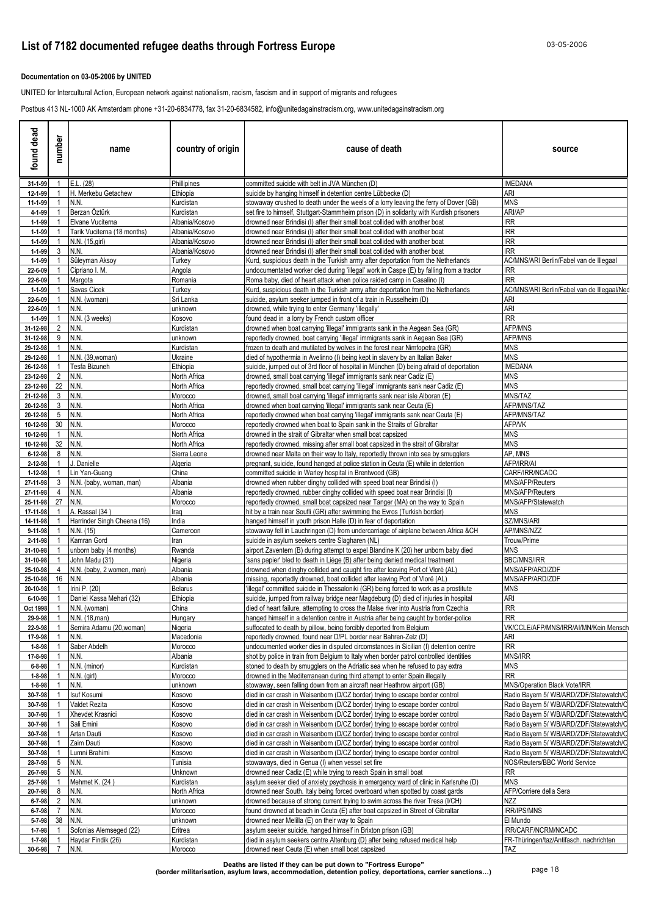# List of 7182 documented refugee deaths through Fortress Europe

03-05-2006

**Documentation on 03-05-2006 by UNITED**

UNITED for Intercultural Action, European network against nationalism, racism, fascism and in support of migrants and refugees

Postbus 413 NL-1000 AK Amsterdam phone +31-20-6834778, fax 31-20-6834582, info@unitedagainstracism.org, www.unitedagainstracism.org

| found dead | number | name | country of origin | cause of death | source |
|---|---|---|---|---|---|
| 31-1-99 | 1 | E.L. (28) | Phillipines | committed suicide with belt in JVA München (D) | IMEDANA |
| 12-1-99 | 1 | H. Merkebu Getachew | Ethiopia | suicide by hanging himself in detention centre Lübbecke (D) | ARI |
| 11-1-99 | 1 | N.N. | Kurdistan | stowaway crushed to death under the weels of a lorry leaving the ferry of Dover (GB) | MNS |
| 4-1-99 | 1 | Berzan Öztürk | Kurdistan | set fire to himself, Stuttgart-Stammheim prison (D) in solidarity with Kurdish prisoners | ARI/AP |
| 1-1-99 | 1 | Elvane Vuciterna | Albania/Kosovo | drowned near Brindisi (I) after their small boat collided with another boat | IRR |
| 1-1-99 | 1 | Tarik Vuciterna (18 months) | Albania/Kosovo | drowned near Brindisi (I) after their small boat collided with another boat | IRR |
| 1-1-99 | 1 | N.N. (15,girl) | Albania/Kosovo | drowned near Brindisi (I) after their small boat collided with another boat | IRR |
| 1-1-99 | 3 | N.N. | Albania/Kosovo | drowned near Brindisi (I) after their small boat collided with another boat | IRR |
| 1-1-99 | 1 | Süleyman Aksoy | Turkey | Kurd, suspicious death in the Turkish army after deportation from the Netherlands | AC/MNS/ARI Berlin/Fabel van de Illegaal |
| 22-6-09 | 1 | Cipriano I. M. | Angola | undocumentated worker died during 'illegal' work in Caspe (E) by falling from a tractor | IRR |
| 22-6-09 | 1 | Margota | Romania | Roma baby, died of heart attack when police raided camp in Casalino (I) | IRR |
| 1-1-99 | 1 | Savas Cicek | Turkey | Kurd, suspicious death in the Turkish army after deportation from the Netherlands | AC/MNS/ARI Berlin/Fabel van de Illegaal/Ned |
| 22-6-09 | 1 | N.N. (woman) | Sri Lanka | suicide, asylum seeker jumped in front of a train in Russelheim (D) | ARI |
| 22-6-09 | 1 | N.N. | unknown | drowned, while trying to enter Germany 'illegally' | ARI |
| 1-1-99 | 1 | N.N. (3 weeks) | Kosovo | found dead in a lorry by French custom officer | IRR |
| 31-12-98 | 2 | N.N. | Kurdistan | drowned when boat carrying 'illegal' immigrants sank in the Aegean Sea (GR) | AFP/MNS |
| 31-12-98 | 9 | N.N. | unknown | reportedly drowned, boat carrying 'illegal' immigrants sank in Aegean Sea (GR) | AFP/MNS |
| 29-12-98 | 1 | N.N. | Kurdistan | frozen to death and mutilated by wolves in the forest near Nimfopetra (GR) | MNS |
| 29-12-98 | 1 | N.N. (39,woman) | Ukraine | died of hypothermia in Avelinno (I) being kept in slavery by an Italian Baker | MNS |
| 26-12-98 | 1 | Tesfa Bizuneh | Ethiopia | suicide, jumped out of 3rd floor of hospital in München (D) being afraid of deportation | IMEDANA |
| 23-12-98 | 2 | N.N. | North Africa | drowned, small boat carrying 'illegal' immigrants sank near Cadiz (E) | MNS |
| 23-12-98 | 22 | N.N. | North Africa | reportedly drowned, small boat carrying 'illegal' immigrants sank near Cadiz (E) | MNS |
| 21-12-98 | 3 | N.N. | Morocco | drowned, small boat carrying 'illegal' immigrants sank near isle Alboran (E) | MNS/TAZ |
| 20-12-98 | 3 | N.N. | North Africa | drowned when boat carrying 'illegal' immigrants sank near Ceuta (E) | AFP/MNS/TAZ |
| 20-12-98 | 5 | N.N. | North Africa | reportedly drowned when boat carrying 'illegal' immigrants sank near Ceuta (E) | AFP/MNS/TAZ |
| 10-12-98 | 30 | N.N. | Morocco | reportedly drowned when boat to Spain sank in the Straits of Gibraltar | AFP/VK |
| 10-12-98 | 1 | N.N. | North Africa | drowned in the strait of Gibraltar when small boat capsized | MNS |
| 10-12-98 | 32 | N.N. | North Africa | reportedly drowned, missing after small boat capsized in the strait of Gibraltar | MNS |
| 6-12-98 | 8 | N.N. | Sierra Leone | drowned near Malta on their way to Italy, reportedly thrown into sea by smugglers | AP, MNS |
| 2-12-98 | 1 | J. Danielle | Algeria | pregnant, suicide, found hanged at police station in Ceuta (E) while in detention | AFP/IRR/AI |
| 1-12-98 | 1 | Lin Yan-Guang | China | committed suicide in Warley hospital in Brentwood (GB) | CARF/IRR/NCADC |
| 27-11-98 | 3 | N.N. (baby, woman, man) | Albania | drowned when rubber dinghy collided with speed boat near Brindisi (I) | MNS/AFP/Reuters |
| 27-11-98 | 4 | N.N. | Albania | reportedly drowned, rubber dinghy collided with speed boat near Brindisi (I) | MNS/AFP/Reuters |
| 25-11-98 | 27 | N.N. | Morocco | reportedly drowned, small boat capsized near Tanger (MA) on the way to Spain | MNS/AFP/Statewatch |
| 17-11-98 | 1 | A. Rassal (34 ) | Iraq | hit by a train near Soufli (GR) after swimming the Evros (Turkish border) | MNS |
| 14-11-98 | 1 | Harrinder Singh Cheena (16) | India | hanged himself in youth prison Halle (D) in fear of deportation | SZ/MNS/ARI |
| 9-11-98 | 1 | N.N. (15) | Cameroon | stowaway fell in Lauchringen (D) from undercarriage of airplane between Africa &CH | AP/MNS/NZZ |
| 2-11-98 | 1 | Kamran Gord | Iran | suicide in asylum seekers centre Slagharen (NL) | Trouw/Prime |
| 31-10-98 | 1 | unborn baby (4 months) | Rwanda | airport Zaventem (B) during attempt to expel Blandine K (20) her unborn baby died | MNS |
| 31-10-98 | 1 | John Madu (31) | Nigeria | 'sans papier' bled to death in Liége (B) after being denied medical treatment | BBC/MNS/IRR |
| 25-10-98 | 4 | N.N. (baby, 2 women, man) | Albania | drowned when dinghy collided and caught fire after leaving Port of Vlorë (AL) | MNS/AFP/ARD/ZDF |
| 25-10-98 | 16 | N.N. | Albania | missing, reportedly drowned, boat collided after leaving Port of Vlorë (AL) | MNS/AFP/ARD/ZDF |
| 20-10-98 | 1 | Irini P. (20) | Belarus | 'illegal' committed suicide in Thessaloniki (GR) being forced to work as a prostitute | MNS |
| 6-10-98 | 1 | Daniel Kassa Mehari (32) | Ethiopia | suicide, jumped from railway bridge near Magdeburg (D) died of injuries in hospital | ARI |
| Oct 1998 | 1 | N.N. (woman) | China | died of heart failure, attempting to cross the Malse river into Austria from Czechia | IRR |
| 29-9-98 | 1 | N.N. (18,man) | Hungary | hanged himself in a detention centre in Austria after being caught by border-police | IRR |
| 22-9-98 | 1 | Semira Adamu (20,woman) | Nigeria | suffocated to death by pillow, being forcibly deported from Belgium | VK/CCLE/AFP/MNS/IRR/AI/MN/Kein Mensch |
| 17-9-98 | 1 | N.N. | Macedonia | reportedly drowned, found near D/PL border near Bahren-Zelz (D) | ARI |
| 1-8-98 | 1 | Saber Abdelh | Morocco | undocumented worker died in disputed circomstances in Sicilian (I) detention centre | IRR |
| 17-8-98 | 1 | N.N. | Albania | shot by police in train from Belgium to Italy when border patrol controlled identities | MNS/IRR |
| 6-8-98 | 1 | N.N. (minor) | Kurdistan | stoned to death by smugglers on the Adriatic sea when he refused to pay extra | MNS |
| 1-8-98 | 1 | N.N. (girl) | Morocco | drowned in the Mediterranean during third attempt to enter Spain illegally | IRR |
| 1-8-98 | 1 | N.N. | unknown | stowaway, seen falling down from an aircraft near Heathrow airport (GB) | MNS/Operation Black Vote/IRR |
| 30-7-98 | 1 | Isuf Kosumi | Kosovo | died in car crash in Weisenborn (D/CZ border) trying to escape border control | Radio Bayern 5/ WB/ARD/ZDF/Statewatch/C |
| 30-7-98 | 1 | Valdet Rezita | Kosovo | died in car crash in Weisenborn (D/CZ border) trying to escape border control | Radio Bayern 5/ WB/ARD/ZDF/Statewatch/C |
| 30-7-98 | 1 | Xhevdet Krasnici | Kosovo | died in car crash in Weisenborn (D/CZ border) trying to escape border control | Radio Bayern 5/ WB/ARD/ZDF/Statewatch/C |
| 30-7-98 | 1 | Sali Emini | Kosovo | died in car crash in Weisenborn (D/CZ border) trying to escape border control | Radio Bayern 5/ WB/ARD/ZDF/Statewatch/C |
| 30-7-98 | 1 | Artan Dauti | Kosovo | died in car crash in Weisenborn (D/CZ border) trying to escape border control | Radio Bayern 5/ WB/ARD/ZDF/Statewatch/C |
| 30-7-98 | 1 | Zaim Dauti | Kosovo | died in car crash in Weisenborn (D/CZ border) trying to escape border control | Radio Bayern 5/ WB/ARD/ZDF/Statewatch/C |
| 30-7-98 | 1 | Lumni Brahimi | Kosovo | died in car crash in Weisenborn (D/CZ border) trying to escape border control | Radio Bayern 5/ WB/ARD/ZDF/Statewatch/C |
| 28-7-98 | 5 | N.N. | Tunisia | stowaways, died in Genua (I) when vessel set fire | NOS/Reuters/BBC World Service |
| 26-7-98 | 5 | N.N. | Unknown | drowned near Cadiz (E) while trying to reach Spain in small boat | IRR |
| 25-7-98 | 1 | Mehmet K. (24 ) | Kurdistan | asylum seeker died of anxiety psychosis in emergency ward of clinic in Karlsruhe (D) | MNS |
| 20-7-98 | 8 | N.N. | North Africa | drowned near South. Italy being forced overboard when spotted by coast gards | AFP/Corriere della Sera |
| 6-7-98 | 2 | N.N. | unknown | drowned because of strong current trying to swim across the river Tresa (I/CH) | NZZ |
| 6-7-98 | 7 | N.N. | Morocco | found drowned at beach in Ceuta (E) after boat capsized in Street of Gibraltar | IRR/IPS/MNS |
| 5-7-98 | 38 | N.N. | unknown | drowned near Melilla (E) on their way to Spain | El Mundo |
| 1-7-98 | 1 | Sofonias Alemseged (22) | Eritrea | asylum seeker suicide, hanged himself in Brixton prison (GB) | IRR/CARF/NCRM/NCADC |
| 1-7-98 | 1 | Haydar Findik (26) | Kurdistan | died in asylum seekers centre Altenburg (D) after being refused medical help | FR-Thüringen/taz/Antifasch. nachrichten |
| 30-6-98 | 7 | N.N. | Morocco | drowned near Ceuta (E) when small boat capsized | TAZ |

**Deaths are listed if they can be put down to "Fortress Europe"**
**(border militarisation, asylum laws, accommodation, detention policy, deportations, carrier sanctions…)**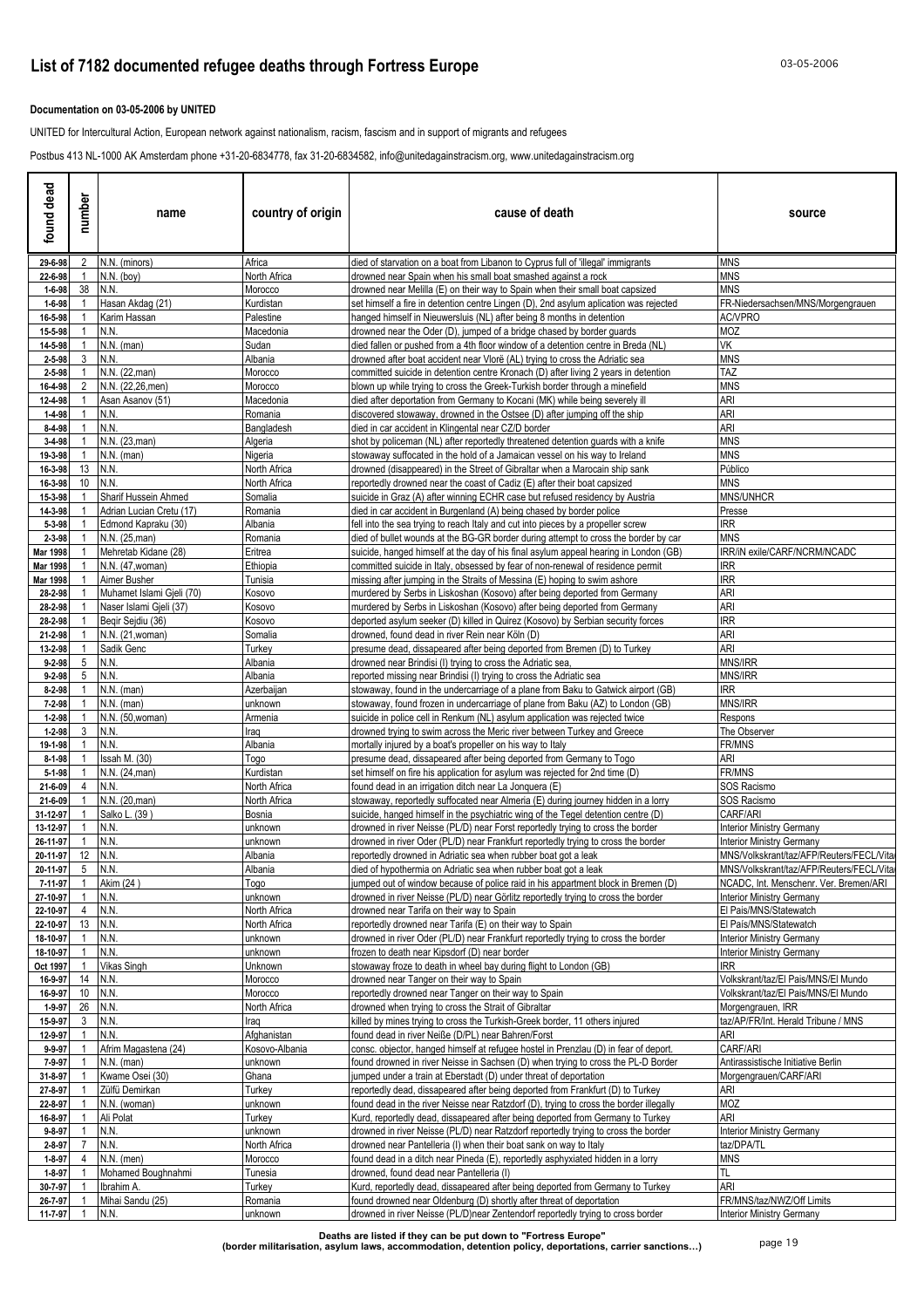# List of 7182 documented refugee deaths through Fortress Europe

**Documentation on 03-05-2006 by UNITED**

UNITED for Intercultural Action, European network against nationalism, racism, fascism and in support of migrants and refugees

Postbus 413 NL-1000 AK Amsterdam phone +31-20-6834778, fax 31-20-6834582, info@unitedagainstracism.org, www.unitedagainstracism.org

| found dead | number | name | country of origin | cause of death | source |
|---|---|---|---|---|---|
| 29-6-98 | 2 | N.N. (minors) | Africa | died of starvation on a boat from Libanon to Cyprus full of 'illegal' immigrants | MNS |
| 22-6-98 | 1 | N.N. (boy) | North Africa | drowned near Spain when his small boat smashed against a rock | MNS |
| 1-6-98 | 38 | N.N. | Morocco | drowned near Melilla (E) on their way to Spain when their small boat capsized | MNS |
| 1-6-98 | 1 | Hasan Akdag (21) | Kurdistan | set himself a fire in detention centre Lingen (D), 2nd asylum aplication was rejected | FR-Niedersachsen/MNS/Morgengrauen |
| 16-5-98 | 1 | Karim Hassan | Palestine | hanged himself in Nieuwersluis (NL) after being 8 months in detention | AC/VPRO |
| 15-5-98 | 1 | N.N. | Macedonia | drowned near the Oder (D), jumped of a bridge chased by border guards | MOZ |
| 14-5-98 | 1 | N.N. (man) | Sudan | died fallen or pushed from a 4th floor window of a detention centre in Breda (NL) | VK |
| 2-5-98 | 3 | N.N. | Albania | drowned after boat accident near Vlorë (AL) trying to cross the Adriatic sea | MNS |
| 2-5-98 | 1 | N.N. (22,man) | Morocco | committed suicide in detention centre Kronach (D) after living 2 years in detention | TAZ |
| 16-4-98 | 2 | N.N. (22,26,men) | Morocco | blown up while trying to cross the Greek-Turkish border through a minefield | MNS |
| 12-4-98 | 1 | Asan Asanov (51) | Macedonia | died after deportation from Germany to Kocani (MK) while being severely ill | ARI |
| 1-4-98 | 1 | N.N. | Romania | discovered stowaway, drowned in the Ostsee (D) after jumping off the ship | ARI |
| 8-4-98 | 1 | N.N. | Bangladesh | died in car accident in Klingental near CZ/D border | ARI |
| 3-4-98 | 1 | N.N. (23,man) | Algeria | shot by policeman (NL) after reportedly threatened detention guards with a knife | MNS |
| 19-3-98 | 1 | N.N. (man) | Nigeria | stowaway suffocated in the hold of a Jamaican vessel on his way to Ireland | MNS |
| 16-3-98 | 13 | N.N. | North Africa | drowned (disappeared) in the Street of Gibraltar when a Marocain ship sank | Público |
| 16-3-98 | 10 | N.N. | North Africa | reportedly drowned near the coast of Cadiz (E) after their boat capsized | MNS |
| 15-3-98 | 1 | Sharif Hussein Ahmed | Somalia | suicide in Graz (A) after winning ECHR case but refused residency by Austria | MNS/UNHCR |
| 14-3-98 | 1 | Adrian Lucian Cretu (17) | Romania | died in car accident in Burgenland (A) being chased by border police | Presse |
| 5-3-98 | 1 | Edmond Kapraku (30) | Albania | fell into the sea trying to reach Italy and cut into pieces by a propeller screw | IRR |
| 2-3-98 | 1 | N.N. (25,man) | Romania | died of bullet wounds at the BG-GR border during attempt to cross the border by car | MNS |
| Mar 1998 | 1 | Mehretab Kidane (28) | Eritrea | suicide, hanged himself at the day of his final asylum appeal hearing in London (GB) | IRR/iN exile/CARF/NCRM/NCADC |
| Mar 1998 | 1 | N.N. (47,woman) | Ethiopia | committed suicide in Italy, obsessed by fear of non-renewal of residence permit | IRR |
| Mar 1998 | 1 | Aimer Busher | Tunisia | missing after jumping in the Straits of Messina (E) hoping to swim ashore | IRR |
| 28-2-98 | 1 | Muhamet Islami Gjeli (70) | Kosovo | murdered by Serbs in Liskoshan (Kosovo) after being deported from Germany | ARI |
| 28-2-98 | 1 | Naser Islami Gjeli (37) | Kosovo | murdered by Serbs in Liskoshan (Kosovo) after being deported from Germany | ARI |
| 28-2-98 | 1 | Beqir Sejdiu (36) | Kosovo | deported asylum seeker (D) killed in Quirez (Kosovo) by Serbian security forces | IRR |
| 21-2-98 | 1 | N.N. (21,woman) | Somalia | drowned, found dead in river Rein near Köln (D) | ARI |
| 13-2-98 | 1 | Sadik Genc | Turkey | presume dead, dissapeared after being deported from Bremen (D) to Turkey | ARI |
| 9-2-98 | 5 | N.N. | Albania | drowned near Brindisi (I) trying to cross the Adriatic sea, | MNS/IRR |
| 9-2-98 | 5 | N.N. | Albania | reported missing near Brindisi (I) trying to cross the Adriatic sea | MNS/IRR |
| 8-2-98 | 1 | N.N. (man) | Azerbaijan | stowaway, found in the undercarriage of a plane from Baku to Gatwick airport (GB) | IRR |
| 7-2-98 | 1 | N.N. (man) | unknown | stowaway, found frozen in undercarriage of plane from Baku (AZ) to London (GB) | MNS/IRR |
| 1-2-98 | 1 | N.N. (50,woman) | Armenia | suicide in police cell in Renkum (NL) asylum application was rejected twice | Respons |
| 1-2-98 | 3 | N.N. | Iraq | drowned trying to swim across the Meric river between Turkey and Greece | The Observer |
| 19-1-98 | 1 | N.N. | Albania | mortally injured by a boat's propeller on his way to Italy | FR/MNS |
| 8-1-98 | 1 | Issah M. (30) | Togo | presume dead, dissapeared after being deported from Germany to Togo | ARI |
| 5-1-98 | 1 | N.N. (24,man) | Kurdistan | set himself on fire his application for asylum was rejected for 2nd time (D) | FR/MNS |
| 21-6-09 | 4 | N.N. | North Africa | found dead in an irrigation ditch near La Jonquera (E) | SOS Racismo |
| 21-6-09 | 1 | N.N. (20,man) | North Africa | stowaway, reportedly suffocated near Almeria (E) during journey hidden in a lorry | SOS Racismo |
| 31-12-97 | 1 | Salko L. (39 ) | Bosnia | suicide, hanged himself in the psychiatric wing of the Tegel detention centre (D) | CARF/ARI |
| 13-12-97 | 1 | N.N. | unknown | drowned in river Neisse (PL/D) near Forst reportedly trying to cross the border | Interior Ministry Germany |
| 26-11-97 | 1 | N.N. | unknown | drowned in river Oder (PL/D) near Frankfurt reportedly trying to cross the border | Interior Ministry Germany |
| 20-11-97 | 12 | N.N. | Albania | reportedly drowned in Adriatic sea when rubber boat got a leak | MNS/Volkskrant/taz/AFP/Reuters/FECL/Vita |
| 20-11-97 | 5 | N.N. | Albania | died of hypothermia on Adriatic sea when rubber boat got a leak | MNS/Volkskrant/taz/AFP/Reuters/FECL/Vita |
| 7-11-97 | 1 | Akim (24 ) | Togo | jumped out of window because of police raid in his appartment block in Bremen (D) | NCADC, Int. Menschenr. Ver. Bremen/ARI |
| 27-10-97 | 1 | N.N. | unknown | drowned in river Neisse (PL/D) near Görlitz reportedly trying to cross the border | Interior Ministry Germany |
| 22-10-97 | 4 | N.N. | North Africa | drowned near Tarifa on their way to Spain | El País/MNS/Statewatch |
| 22-10-97 | 13 | N.N. | North Africa | reportedly drowned near Tarifa (E) on their way to Spain | El País/MNS/Statewatch |
| 18-10-97 | 1 | N.N. | unknown | drowned in river Oder (PL/D) near Frankfurt reportedly trying to cross the border | Interior Ministry Germany |
| 18-10-97 | 1 | N.N. | unknown | frozen to death near Kipsdorf (D) near border | Interior Ministry Germany |
| Oct 1997 | 1 | Vikas Singh | Unknown | stowaway froze to death in wheel bay during flight to London (GB) | IRR |
| 16-9-97 | 14 | N.N. | Morocco | drowned near Tanger on their way to Spain | Volkskrant/taz/El Pais/MNS/El Mundo |
| 16-9-97 | 10 | N.N. | Morocco | reportedly drowned near Tanger on their way to Spain | Volkskrant/taz/El Pais/MNS/El Mundo |
| 1-9-97 | 26 | N.N. | North Africa | drowned when trying to cross the Strait of Gibraltar | Morgengrauen, IRR |
| 15-9-97 | 3 | N.N. | Iraq | killed by mines trying to cross the Turkish-Greek border, 11 others injured | taz/AP/FR/Int. Herald Tribune / MNS |
| 12-9-97 | 1 | N.N. | Afghanistan | found dead in river Neiße (D/PL) near Bahren/Forst | ARI |
| 9-9-97 | 1 | Afrim Magastena (24) | Kosovo-Albania | consc. objector, hanged himself at refugee hostel in Prenzlau (D) in fear of deport. | CARF/ARI |
| 7-9-97 | 1 | N.N. (man) | unknown | found drowned in river Neisse in Sachsen (D) when trying to cross the PL-D Border | Antirassistische Initiative Berlin |
| 31-8-97 | 1 | Kwame Osei (30) | Ghana | jumped under a train at Eberstadt (D) under threat of deportation | Morgengrauen/CARF/ARI |
| 27-8-97 | 1 | Zülfü Demirkan | Turkey | reportedly dead, dissapeared after being deported from Frankfurt (D) to Turkey | ARI |
| 22-8-97 | 1 | N.N. (woman) | unknown | found dead in the river Neisse near Ratzdorf (D), trying to cross the border illegally | MOZ |
| 16-8-97 | 1 | Ali Polat | Turkey | Kurd, reportedly dead, dissapeared after being deported from Germany to Turkey | ARI |
| 9-8-97 | 1 | N.N. | unknown | drowned in river Neisse (PL/D) near Ratzdorf reportedly trying to cross the border | Interior Ministry Germany |
| 2-8-97 | 7 | N.N. | North Africa | drowned near Pantelleria (I) when their boat sank on way to Italy | taz/DPA/TL |
| 1-8-97 | 4 | N.N. (men) | Morocco | found dead in a ditch near Pineda (E), reportedly asphyxiated hidden in a lorry | MNS |
| 1-8-97 | 1 | Mohamed Boughnahmi | Tunesia | drowned, found dead near Pantelleria (I) | TL |
| 30-7-97 | 1 | Ibrahim A. | Turkey | Kurd, reportedly dead, dissapeared after being deported from Germany to Turkey | ARI |
| 26-7-97 | 1 | Mihai Sandu (25) | Romania | found drowned near Oldenburg (D) shortly after threat of deportation | FR/MNS/taz/NWZ/Off Limits |
| 11-7-97 | 1 | N.N. | unknown | drowned in river Neisse (PL/D)near Zentendorf reportedly trying to cross border | Interior Ministry Germany |

**Deaths are listed if they can be put down to "Fortress Europe"**
**(border militarisation, asylum laws, accommodation, detention policy, deportations, carrier sanctions…)**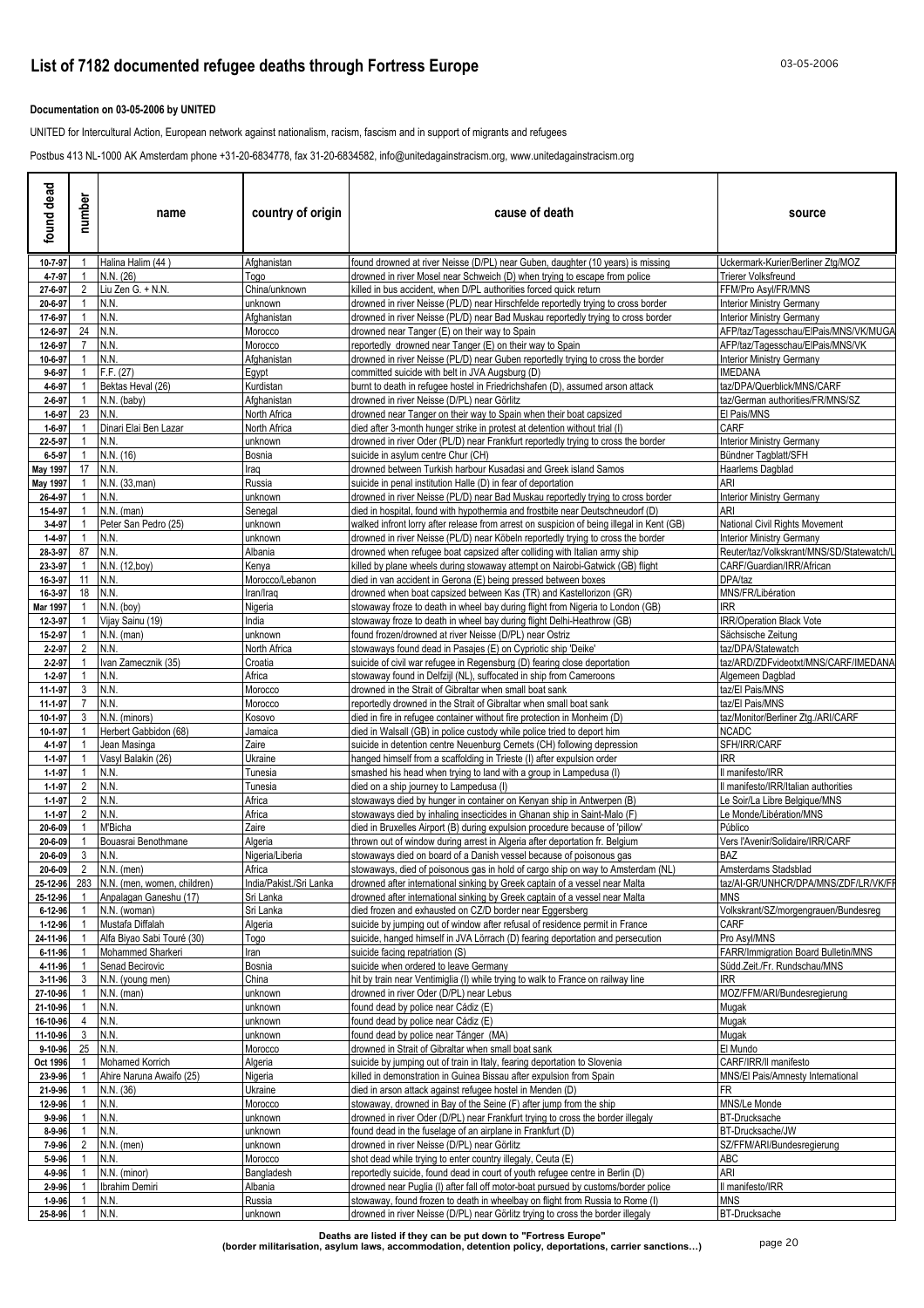# List of 7182 documented refugee deaths through Fortress Europe

**Documentation on 03-05-2006 by UNITED**

UNITED for Intercultural Action, European network against nationalism, racism, fascism and in support of migrants and refugees

Postbus 413 NL-1000 AK Amsterdam phone +31-20-6834778, fax 31-20-6834582, info@unitedagainstracism.org, www.unitedagainstracism.org

| found dead | number | name | country of origin | cause of death | source |
|---|---|---|---|---|---|
| 10-7-97 | 1 | Halina Halim (44 ) | Afghanistan | found drowned at river Neisse (D/PL) near Guben, daughter (10 years) is missing | Uckermark-Kurier/Berliner Ztg/MOZ |
| 4-7-97 | 1 | N.N. (26) | Togo | drowned in river Mosel near Schweich (D) when trying to escape from police | Trierer Volksfreund |
| 27-6-97 | 2 | Liu Zen G. + N.N. | China/unknown | killed in bus accident, when D/PL authorities forced quick return | FFM/Pro Asyl/FR/MNS |
| 20-6-97 | 1 | N.N. | unknown | drowned in river Neisse (PL/D) near Hirschfelde reportedly trying to cross border | Interior Ministry Germany |
| 17-6-97 | 1 | N.N. | Afghanistan | drowned in river Neisse (PL/D) near Bad Muskau reportedly trying to cross border | Interior Ministry Germany |
| 12-6-97 | 24 | N.N. | Morocco | drowned near Tanger (E) on their way to Spain | AFP/taz/Tagesschau/ElPais/MNS/VK/MUGA |
| 12-6-97 | 7 | N.N. | Morocco | reportedly drowned near Tanger (E) on their way to Spain | AFP/taz/Tagesschau/ElPais/MNS/VK |
| 10-6-97 | 1 | N.N. | Afghanistan | drowned in river Neisse (PL/D) near Guben reportedly trying to cross the border | Interior Ministry Germany |
| 9-6-97 | 1 | F.F. (27) | Egypt | committed suicide with belt in JVA Augsburg (D) | IMEDANA |
| 4-6-97 | 1 | Bektas Heval (26) | Kurdistan | burnt to death in refugee hostel in Friedrichshafen (D), assumed arson attack | taz/DPA/Querblick/MNS/CARF |
| 2-6-97 | 1 | N.N. (baby) | Afghanistan | drowned in river Neisse (D/PL) near Görlitz | taz/German authorities/FR/MNS/SZ |
| 1-6-97 | 23 | N.N. | North Africa | drowned near Tanger on their way to Spain when their boat capsized | El Pais/MNS |
| 1-6-97 | 1 | Dinari Elai Ben Lazar | North Africa | died after 3-month hunger strike in protest at detention without trial (I) | CARF |
| 22-5-97 | 1 | N.N. | unknown | drowned in river Oder (PL/D) near Frankfurt reportedly trying to cross the border | Interior Ministry Germany |
| 6-5-97 | 1 | N.N. (16) | Bosnia | suicide in asylum centre Chur (CH) | Bündner Tagblatt/SFH |
| May 1997 | 17 | N.N. | Iraq | drowned between Turkish harbour Kusadasi and Greek island Samos | Haarlems Dagblad |
| May 1997 | 1 | N.N. (33,man) | Russia | suicide in penal institution Halle (D) in fear of deportation | ARI |
| 26-4-97 | 1 | N.N. | unknown | drowned in river Neisse (PL/D) near Bad Muskau reportedly trying to cross border | Interior Ministry Germany |
| 15-4-97 | 1 | N.N. (man) | Senegal | died in hospital, found with hypothermia and frostbite near Deutschneudorf (D) | ARI |
| 3-4-97 | 1 | Peter San Pedro (25) | unknown | walked infront lorry after release from arrest on suspicion of being illegal in Kent (GB) | National Civil Rights Movement |
| 1-4-97 | 1 | N.N. | unknown | drowned in river Neisse (PL/D) near Köbeln reportedly trying to cross the border | Interior Ministry Germany |
| 28-3-97 | 87 | N.N. | Albania | drowned when refugee boat capsized after colliding with Italian army ship | Reuter/taz/Volkskrant/MNS/SD/Statewatch/L |
| 23-3-97 | 1 | N.N. (12,boy) | Kenya | killed by plane wheels during stowaway attempt on Nairobi-Gatwick (GB) flight | CARF/Guardian/IRR/African |
| 16-3-97 | 11 | N.N. | Morocco/Lebanon | died in van accident in Gerona (E) being pressed between boxes | DPA/taz |
| 16-3-97 | 18 | N.N. | Iran/Iraq | drowned when boat capsized between Kas (TR) and Kastellorizon (GR) | MNS/FR/Libération |
| Mar 1997 | 1 | N.N. (boy) | Nigeria | stowaway froze to death in wheel bay during flight from Nigeria to London (GB) | IRR |
| 12-3-97 | 1 | Vijay Sainu (19) | India | stowaway froze to death in wheel bay during flight Delhi-Heathrow (GB) | IRR/Operation Black Vote |
| 15-2-97 | 1 | N.N. (man) | unknown | found frozen/drowned at river Neisse (D/PL) near Ostriz | Sächsische Zeitung |
| 2-2-97 | 2 | N.N. | North Africa | stowaways found dead in Pasajes (E) on Cypriotic ship 'Deike' | taz/DPA/Statewatch |
| 2-2-97 | 1 | Ivan Zamecznik (35) | Croatia | suicide of civil war refugee in Regensburg (D) fearing close deportation | taz/ARD/ZDFvideotxt/MNS/CARF/IMEDANA |
| 1-2-97 | 1 | N.N. | Africa | stowaway found in Delfzijl (NL), suffocated in ship from Cameroons | Algemeen Dagblad |
| 11-1-97 | 3 | N.N. | Morocco | drowned in the Strait of Gibraltar when small boat sank | taz/El Pais/MNS |
| 11-1-97 | 7 | N.N. | Morocco | reportedly drowned in the Strait of Gibraltar when small boat sank | taz/El Pais/MNS |
| 10-1-97 | 3 | N.N. (minors) | Kosovo | died in fire in refugee container without fire protection in Monheim (D) | taz/Monitor/Berliner Ztg./ARI/CARF |
| 10-1-97 | 1 | Herbert Gabbidon (68) | Jamaica | died in Walsall (GB) in police custody while police tried to deport him | NCADC |
| 4-1-97 | 1 | Jean Masinga | Zaire | suicide in detention centre Neuenburg Cernets (CH) following depression | SFH/IRR/CARF |
| 1-1-97 | 1 | Vasyl Balakin (26) | Ukraine | hanged himself from a scaffolding in Trieste (I) after expulsion order | IRR |
| 1-1-97 | 1 | N.N. | Tunesia | smashed his head when trying to land with a group in Lampedusa (I) | Il manifesto/IRR |
| 1-1-97 | 2 | N.N. | Tunesia | died on a ship journey to Lampedusa (I) | Il manifesto/IRR/Italian authorities |
| 1-1-97 | 2 | N.N. | Africa | stowaways died by hunger in container on Kenyan ship in Antwerpen (B) | Le Soir/La Libre Belgique/MNS |
| 1-1-97 | 2 | N.N. | Africa | stowaways died by inhaling insecticides in Ghanan ship in Saint-Malo (F) | Le Monde/Libération/MNS |
| 20-6-09 | 1 | M'Bicha | Zaire | died in Bruxelles Airport (B) during expulsion procedure because of 'pillow' | Público |
| 20-6-09 | 1 | Bouasrai Benothmane | Algeria | thrown out of window during arrest in Algeria after deportation fr. Belgium | Vers l'Avenir/Solidaire/IRR/CARF |
| 20-6-09 | 3 | N.N. | Nigeria/Liberia | stowaways died on board of a Danish vessel because of poisonous gas | BAZ |
| 20-6-09 | 2 | N.N. (men) | Africa | stowaways, died of poisonous gas in hold of cargo ship on way to Amsterdam (NL) | Amsterdams Stadsblad |
| 25-12-96 | 283 | N.N. (men, women, children) | India/Pakist./Sri Lanka | drowned after international sinking by Greek captain of a vessel near Malta | taz/AI-GR/UNHCR/DPA/MNS/ZDF/LR/VK/FR |
| 25-12-96 | 1 | Anpalagan Ganeshu (17) | Sri Lanka | drowned after international sinking by Greek captain of a vessel near Malta | MNS |
| 6-12-96 | 1 | N.N. (woman) | Sri Lanka | died frozen and exhausted on CZ/D border near Eggersberg | Volkskrant/SZ/morgengrauen/Bundesreg |
| 1-12-96 | 1 | Mustafa Diffalah | Algeria | suicide by jumping out of window after refusal of residence permit in France | CARF |
| 24-11-96 | 1 | Alfa Biyao Sabi Touré (30) | Togo | suicide, hanged himself in JVA Lörrach (D) fearing deportation and persecution | Pro Asyl/MNS |
| 6-11-96 | 1 | Mohammed Sharkeri | Iran | suicide facing repatriation (S) | FARR/Immigration Board Bulletin/MNS |
| 4-11-96 | 1 | Senad Becirovic | Bosnia | suicide when ordered to leave Germany | Südd.Zeit./Fr. Rundschau/MNS |
| 3-11-96 | 3 | N.N. (young men) | China | hit by train near Ventimiglia (I) while trying to walk to France on railway line | IRR |
| 27-10-96 | 1 | N.N. (man) | unknown | drowned in river Oder (D/PL) near Lebus | MOZ/FFM/ARI/Bundesregierung |
| 21-10-96 | 1 | N.N. | unknown | found dead by police near Cádiz (E) | Mugak |
| 16-10-96 | 4 | N.N. | unknown | found dead by police near Cádiz (E) | Mugak |
| 11-10-96 | 3 | N.N. | unknown | found dead by police near Tánger (MA) | Mugak |
| 9-10-96 | 25 | N.N. | Morocco | drowned in Strait of Gibraltar when small boat sank | El Mundo |
| Oct 1996 | 1 | Mohamed Korrich | Algeria | suicide by jumping out of train in Italy, fearing deportation to Slovenia | CARF/IRR/Il manifesto |
| 23-9-96 | 1 | Ahire Naruna Awaifo (25) | Nigeria | killed in demonstration in Guinea Bissau after expulsion from Spain | MNS/El Pais/Amnesty International |
| 21-9-96 | 1 | N.N. (36) | Ukraine | died in arson attack against refugee hostel in Menden (D) | FR |
| 12-9-96 | 1 | N.N. | Morocco | stowaway, drowned in Bay of the Seine (F) after jump from the ship | MNS/Le Monde |
| 9-9-96 | 1 | N.N. | unknown | drowned in river Oder (D/PL) near Frankfurt trying to cross the border illegaly | BT-Drucksache |
| 8-9-96 | 1 | N.N. | unknown | found dead in the fuselage of an airplane in Frankfurt (D) | BT-Drucksache/JW |
| 7-9-96 | 2 | N.N. (men) | unknown | drowned in river Neisse (D/PL) near Görlitz | SZ/FFM/ARI/Bundesregierung |
| 5-9-96 | 1 | N.N. | Morocco | shot dead while trying to enter country illegaly, Ceuta (E) | ABC |
| 4-9-96 | 1 | N.N. (minor) | Bangladesh | reportedly suicide, found dead in court of youth refugee centre in Berlin (D) | ARI |
| 2-9-96 | 1 | Ibrahim Demiri | Albania | drowned near Puglia (I) after fall off motor-boat pursued by customs/border police | Il manifesto/IRR |
| 1-9-96 | 1 | N.N. | Russia | stowaway, found frozen to death in wheelbay on flight from Russia to Rome (I) | MNS |
| 25-8-96 | 1 | N.N. | unknown | drowned in river Neisse (D/PL) near Görlitz trying to cross the border illegaly | BT-Drucksache |

**Deaths are listed if they can be put down to "Fortress Europe"**
**(border militarisation, asylum laws, accommodation, detention policy, deportations, carrier sanctions…)**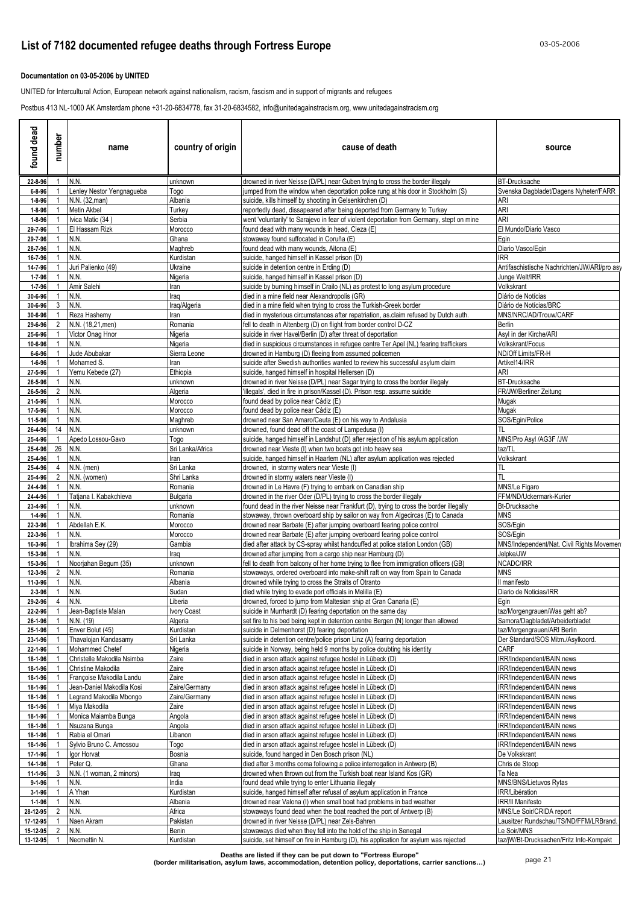# List of 7182 documented refugee deaths through Fortress Europe

**Documentation on 03-05-2006 by UNITED**

UNITED for Intercultural Action, European network against nationalism, racism, fascism and in support of migrants and refugees

Postbus 413 NL-1000 AK Amsterdam phone +31-20-6834778, fax 31-20-6834582, info@unitedagainstracism.org, www.unitedagainstracism.org

| found dead | number | name | country of origin | cause of death | source |
|---|---|---|---|---|---|
| 22-8-96 | 1 | N.N. | unknown | drowned in river Neisse (D/PL) near Guben trying to cross the border illegaly | BT-Drucksache |
| 6-8-96 | 1 | Lenley Nestor Yengnagueba | Togo | jumped from the window when deportation police rung at his door in Stockholm (S) | Svenska Dagbladet/Dagens Nyheter/FARR |
| 1-8-96 | 1 | N.N. (32,man) | Albania | suicide, kills himself by shooting in Gelsenkirchen (D) | ARI |
| 1-8-96 | 1 | Metin Akbel | Turkey | reportedly dead, dissapeared after being deported from Germany to Turkey | ARI |
| 1-8-96 | 1 | Ivica Matic (34 ) | Serbia | went 'voluntarily' to Sarajevo in fear of violent deportation from Germany, stept on mine | ARI |
| 29-7-96 | 1 | El Hassam Rizk | Morocco | found dead with many wounds in head, Cieza (E) | El Mundo/Diario Vasco |
| 29-7-96 | 1 | N.N. | Ghana | stowaway found suffocated in Coruña (E) | Egin |
| 28-7-96 | 1 | N.N. | Maghreb | found dead with many wounds, Aitona (E) | Diario Vasco/Egin |
| 16-7-96 | 1 | N.N. | Kurdistan | suicide, hanged himself in Kassel prison (D) | IRR |
| 14-7-96 | 1 | Juri Palienko (49) | Ukraine | suicide in detention centre in Erding (D) | Antifaschistische Nachrichten/JW/ARI/pro asy |
| 1-7-96 | 1 | N.N. | Nigeria | suicide, hanged himself in Kassel prison (D) | Junge Welt/IRR |
| 1-7-96 | 1 | Amir Salehi | Iran | suicide by burning himself in Crailo (NL) as protest to long asylum procedure | Volkskrant |
| 30-6-96 | 1 | N.N. | Iraq | died in a mine field near Alexandropolis (GR) | Diário de Notícias |
| 30-6-96 | 3 | N.N. | Iraq/Algeria | died in a mine field when trying to cross the Turkish-Greek border | Diário de Notícias/BRC |
| 30-6-96 | 1 | Reza Hashemy | Iran | died in mysterious circumstances after repatriation, as.claim refused by Dutch auth. | MNS/NRC/AD/Trouw/CARF |
| 29-6-96 | 2 | N.N. (18,21,men) | Romania | fell to death in Altenberg (D) on flight from border control D-CZ | Berlin |
| 25-6-96 | 1 | Victor Onag Hnor | Nigeria | suicide in river Havel/Berlin (D) after threat of deportation | Asyl in der Kirche/ARI |
| 10-6-96 | 1 | N.N. | Nigeria | died in suspicious circumstances in refugee centre Ter Apel (NL) fearing traffickers | Volkskrant/Focus |
| 6-6-96 | 1 | Jude Abubakar | Sierra Leone | drowned in Hamburg (D) fleeing from assumed policemen | ND/Off Limits/FR-H |
| 1-6-96 | 1 | Mohamed S. | Iran | suicide after Swedish authorities wanted to review his successful asylum claim | Artikel14/IRR |
| 27-5-96 | 1 | Yemu Kebede (27) | Ethiopia | suicide, hanged himself in hospital Hellersen (D) | ARI |
| 26-5-96 | 1 | N.N. | unknown | drowned in river Neisse (D/PL) near Sagar trying to cross the border illegaly | BT-Drucksache |
| 26-5-96 | 2 | N.N. | Algeria | 'illegals', died in fire in prison/Kassel (D). Prison resp. assume suicide | FR/JW/Berliner Zeitung |
| 21-5-96 | 1 | N.N. | Morocco | found dead by police near Cádiz (E) | Mugak |
| 17-5-96 | 1 | N.N. | Morocco | found dead by police near Cádiz (E) | Mugak |
| 11-5-96 | 1 | N.N. | Maghreb | drowned near San Amaro/Ceuta (E) on his way to Andalusia | SOS/Egin/Police |
| 26-4-96 | 14 | N.N. | unknown | drowned, found dead off the coast of Lampedusa (I) | TL |
| 25-4-96 | 1 | Apedo Lossou-Gavo | Togo | suicide, hanged himself in Landshut (D) after rejection of his asylum application | MNS/Pro Asyl /AG3F /JW |
| 25-4-96 | 26 | N.N. | Sri Lanka/Africa | drowned near Vieste (I) when two boats got into heavy sea | taz/TL |
| 25-4-96 | 1 | N.N. | Iran | suicide, hanged himself in Haarlem (NL) after asylum application was rejected | Volkskrant |
| 25-4-96 | 4 | N.N. (men) | Sri Lanka | drowned, in stormy waters near Vieste (I) | TL |
| 25-4-96 | 2 | N.N. (women) | Shri Lanka | drowned in stormy waters near Vieste (I) | TL |
| 24-4-96 | 1 | N.N. | Romania | drowned in Le Havre (F) trying to embark on Canadian ship | MNS/Le Figaro |
| 24-4-96 | 1 | Tatjana I. Kabakchieva | Bulgaria | drowned in the river Oder (D/PL) trying to cross the border illegaly | FFM/ND/Uckermark-Kurier |
| 23-4-96 | 1 | N.N. | unknown | found dead in the river Neisse near Frankfurt (D), trying to cross the border illegally | Bt-Drucksache |
| 1-4-96 | 1 | N.N. | Romania | stowaway, thrown overboard ship by sailor on way from Algecircas (E) to Canada | MNS |
| 22-3-96 | 1 | Abdellah E.K. | Morocco | drowned near Barbate (E) after jumping overboard fearing police control | SOS/Egin |
| 22-3-96 | 1 | N.N. | Morocco | drowned near Barbate (E) after jumping overboard fearing police control | SOS/Egin |
| 16-3-96 | 1 | Ibrahima Sey (29) | Gambia | died after attack by CS-spray whilst handcuffed at police station London (GB) | MNS/Independent/Nat. Civil Rights Movemen |
| 15-3-96 | 1 | N.N. | Iraq | drowned after jumping from a cargo ship near Hamburg (D) | Jelpke/JW |
| 15-3-96 | 1 | Noorjahan Begum (35) | unknown | fell to death from balcony of her home trying to flee from immigration officers (GB) | NCADC/IRR |
| 12-3-96 | 2 | N.N. | Romania | stowaways, ordered overboard into make-shift raft on way from Spain to Canada | MNS |
| 11-3-96 | 1 | N.N. | Albania | drowned while trying to cross the Straits of Otranto | Il manifesto |
| 2-3-96 | 1 | N.N. | Sudan | died while trying to evade port officials in Melilla (E) | Diario de Noticias/IRR |
| 29-2-96 | 4 | N.N. | Liberia | drowned, forced to jump from Maltesian ship at Gran Canaria (E) | Egin |
| 22-2-96 | 1 | Jean-Baptiste Malan | Ivory Coast | suicide in Murrhardt (D) fearing deportation on the same day | taz/Morgengrauen/Was geht ab? |
| 26-1-96 | 1 | N.N. (19) | Algeria | set fire to his bed being kept in detention centre Bergen (N) longer than allowed | Samora/Dagbladet/Arbeiderbladet |
| 25-1-96 | 1 | Enver Bolut (45) | Kurdistan | suicide in Delmenhorst (D) fearing deportation | taz/Morgengrauen/ARI Berlin |
| 23-1-96 | 1 | Thavalojan Kandasamy | Sri Lanka | suicide in detention centre/police prison Linz (A) fearing deportation | Der Standard/SOS Mitm./Asylkoord. |
| 22-1-96 | 1 | Mohammed Chetef | Nigeria | suicide in Norway, being held 9 months by police doubting his identity | CARF |
| 18-1-96 | 1 | Christelle Makodila Nsimba | Zaire | died in arson attack against refugee hostel in Lübeck (D) | IRR/Independent/BAIN news |
| 18-1-96 | 1 | Christine Makodila | Zaire | died in arson attack against refugee hostel in Lübeck (D) | IRR/Independent/BAIN news |
| 18-1-96 | 1 | Françoise Makodila Landu | Zaire | died in arson attack against refugee hostel in Lübeck (D) | IRR/Independent/BAIN news |
| 18-1-96 | 1 | Jean-Daniel Makodila Kosi | Zaire/Germany | died in arson attack against refugee hostel in Lübeck (D) | IRR/Independent/BAIN news |
| 18-1-96 | 1 | Legrand Makodila Mbongo | Zaire/Germany | died in arson attack against refugee hostel in Lübeck (D) | IRR/Independent/BAIN news |
| 18-1-96 | 1 | Miya Makodila | Zaire | died in arson attack against refugee hostel in Lübeck (D) | IRR/Independent/BAIN news |
| 18-1-96 | 1 | Monica Maiamba Bunga | Angola | died in arson attack against refugee hostel in Lübeck (D) | IRR/Independent/BAIN news |
| 18-1-96 | 1 | Nsuzana Bunga | Angola | died in arson attack against refugee hostel in Lübeck (D) | IRR/Independent/BAIN news |
| 18-1-96 | 1 | Rabia el Omari | Libanon | died in arson attack against refugee hostel in Lübeck (D) | IRR/Independent/BAIN news |
| 18-1-96 | 1 | Sylvio Bruno C. Amossou | Togo | died in arson attack against refugee hostel in Lübeck (D) | IRR/Independent/BAIN news |
| 17-1-96 | 1 | Igor Horvat | Bosnia | suicide, found hanged in Den Bosch prison (NL) | De Volkskrant |
| 14-1-96 | 1 | Peter Q. | Ghana | died after 3 months coma following a police interrogation in Antwerp (B) | Chris de Stoop |
| 11-1-96 | 3 | N.N. (1 woman, 2 minors) | Iraq | drowned when thrown out from the Turkish boat near Island Kos (GR) | Ta Nea |
| 9-1-96 | 1 | N.N. | India | found dead while trying to enter Lithuania illegaly | MNS/BNS/Lietuvos Rytas |
| 3-1-96 | 1 | A Yhan | Kurdistan | suicide, hanged himself after refusal of asylum application in France | IRR/Libération |
| 1-1-96 | 1 | N.N. | Albania | drowned near Valona (I) when small boat had problems in bad weather | IRR/Il Manifesto |
| 28-12-95 | 2 | N.N. | Africa | stowaways found dead when the boat reached the port of Antwerp (B) | MNS/Le Soir/CRIDA report |
| 17-12-95 | 1 | Naen Akram | Pakistan | drowned in river Neisse (D/PL) near Zels-Bahren | Lausitzer Rundschau/TS/ND/FFM/LRBrand. |
| 15-12-95 | 2 | N.N. | Benin | stowaways died when they fell into the hold of the ship in Senegal | Le Soir/MNS |
| 13-12-95 | 1 | Necmettin N. | Kurdistan | suicide, set himself on fire in Hamburg (D), his application for asylum was rejected | taz/jW/Bt-Drucksachen/Fritz Info-Kompakt |

**Deaths are listed if they can be put down to "Fortress Europe"**
**(border militarisation, asylum laws, accommodation, detention policy, deportations, carrier sanctions…)**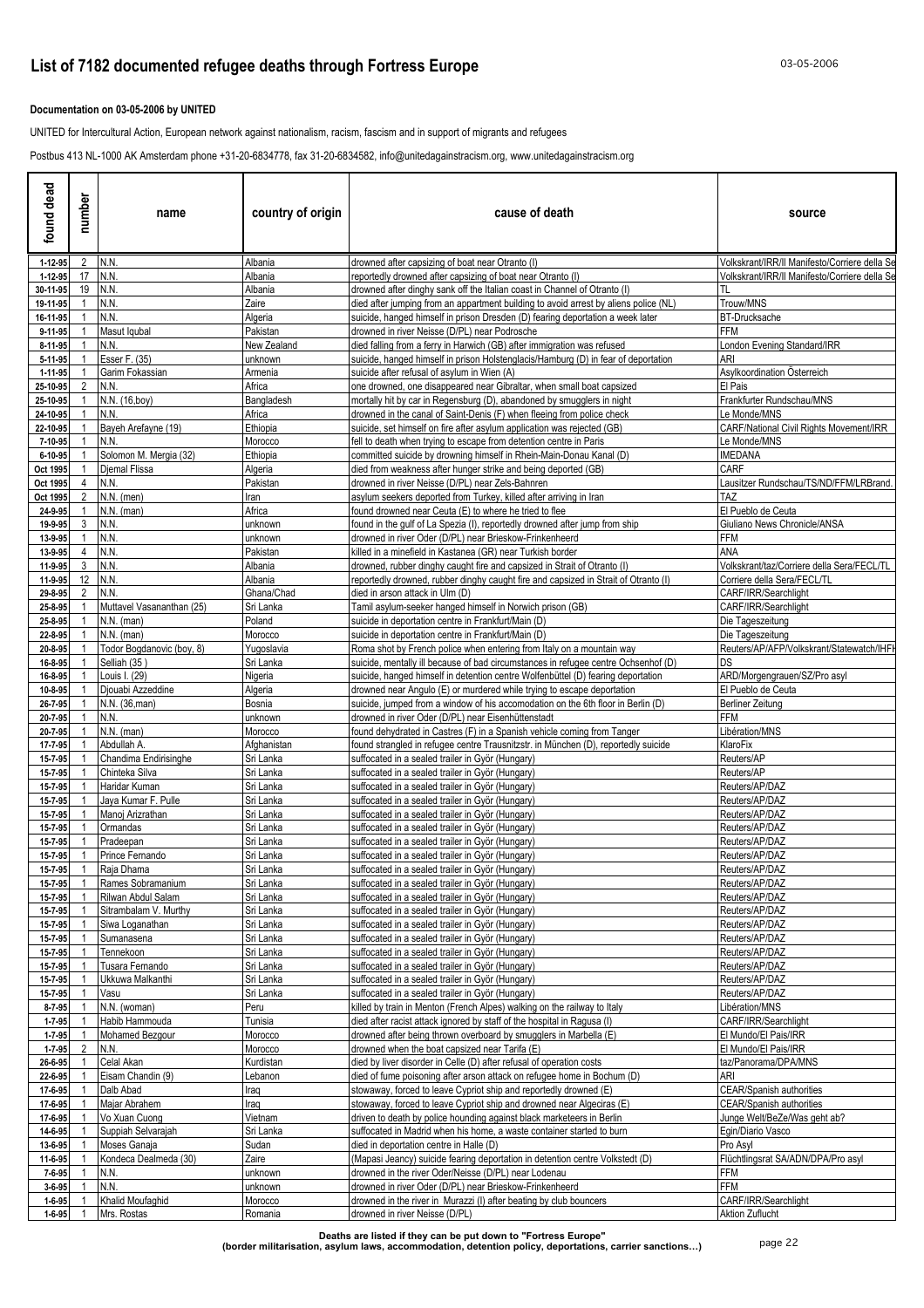# List of 7182 documented refugee deaths through Fortress Europe

**Documentation on 03-05-2006 by UNITED**

UNITED for Intercultural Action, European network against nationalism, racism, fascism and in support of migrants and refugees

Postbus 413 NL-1000 AK Amsterdam phone +31-20-6834778, fax 31-20-6834582, info@unitedagainstracism.org, www.unitedagainstracism.org

| found dead | number | name | country of origin | cause of death | source |
|---|---|---|---|---|---|
| 1-12-95 | 2 | N.N. | Albania | drowned after capsizing of boat near Otranto (I) | Volkskrant/IRR/Il Manifesto/Corriere della Se |
| 1-12-95 | 17 | N.N. | Albania | reportedly drowned after capsizing of boat near Otranto (I) | Volkskrant/IRR/Il Manifesto/Corriere della Se |
| 30-11-95 | 19 | N.N. | Albania | drowned after dinghy sank off the Italian coast in Channel of Otranto (I) | TL |
| 19-11-95 | 1 | N.N. | Zaire | died after jumping from an appartment building to avoid arrest by aliens police (NL) | Trouw/MNS |
| 16-11-95 | 1 | N.N. | Algeria | suicide, hanged himself in prison Dresden (D) fearing deportation a week later | BT-Drucksache |
| 9-11-95 | 1 | Masut Iqubal | Pakistan | drowned in river Neisse (D/PL) near Podrosche | FFM |
| 8-11-95 | 1 | N.N. | New Zealand | died falling from a ferry in Harwich (GB) after immigration was refused | London Evening Standard/IRR |
| 5-11-95 | 1 | Esser F. (35) | unknown | suicide, hanged himself in prison Holstenglacis/Hamburg (D) in fear of deportation | ARI |
| 1-11-95 | 1 | Garim Fokassian | Armenia | suicide after refusal of asylum in Wien (A) | Asylkoordination Österreich |
| 25-10-95 | 2 | N.N. | Africa | one drowned, one disappeared near Gibraltar, when small boat capsized | El Pais |
| 25-10-95 | 1 | N.N. (16,boy) | Bangladesh | mortally hit by car in Regensburg (D), abandoned by smugglers in night | Frankfurter Rundschau/MNS |
| 24-10-95 | 1 | N.N. | Africa | drowned in the canal of Saint-Denis (F) when fleeing from police check | Le Monde/MNS |
| 22-10-95 | 1 | Bayeh Arefayne (19) | Ethiopia | suicide, set himself on fire after asylum application was rejected (GB) | CARF/National Civil Rights Movement/IRR |
| 7-10-95 | 1 | N.N. | Morocco | fell to death when trying to escape from detention centre in Paris | Le Monde/MNS |
| 6-10-95 | 1 | Solomon M. Mergia (32) | Ethiopia | committed suicide by drowning himself in Rhein-Main-Donau Kanal (D) | IMEDANA |
| Oct 1995 | 1 | Djemal Flissa | Algeria | died from weakness after hunger strike and being deported (GB) | CARF |
| Oct 1995 | 4 | N.N. | Pakistan | drowned in river Neisse (D/PL) near Zels-Bahnren | Lausitzer Rundschau/TS/ND/FFM/LRBrand. |
| Oct 1995 | 2 | N.N. (men) | Iran | asylum seekers deported from Turkey, killed after arriving in Iran | TAZ |
| 24-9-95 | 1 | N.N. (man) | Africa | found drowned near Ceuta (E) to where he tried to flee | El Pueblo de Ceuta |
| 19-9-95 | 3 | N.N. | unknown | found in the gulf of La Spezia (I), reportedly drowned after jump from ship | Giuliano News Chronicle/ANSA |
| 13-9-95 | 1 | N.N. | unknown | drowned in river Oder (D/PL) near Brieskow-Frinkenheerd | FFM |
| 13-9-95 | 4 | N.N. | Pakistan | killed in a minefield in Kastanea (GR) near Turkish border | ANA |
| 11-9-95 | 3 | N.N. | Albania | drowned, rubber dinghy caught fire and capsized in Strait of Otranto (I) | Volkskrant/taz/Corriere della Sera/FECL/TL |
| 11-9-95 | 12 | N.N. | Albania | reportedly drowned, rubber dinghy caught fire and capsized in Strait of Otranto (I) | Corriere della Sera/FECL/TL |
| 29-8-95 | 2 | N.N. | Ghana/Chad | died in arson attack in Ulm (D) | CARF/IRR/Searchlight |
| 25-8-95 | 1 | Muttavel Vasananthan (25) | Sri Lanka | Tamil asylum-seeker hanged himself in Norwich prison (GB) | CARF/IRR/Searchlight |
| 25-8-95 | 1 | N.N. (man) | Poland | suicide in deportation centre in Frankfurt/Main (D) | Die Tageszeitung |
| 22-8-95 | 1 | N.N. (man) | Morocco | suicide in deportation centre in Frankfurt/Main (D) | Die Tageszeitung |
| 20-8-95 | 1 | Todor Bogdanovic (boy, 8) | Yugoslavia | Roma shot by French police when entering from Italy on a mountain way | Reuters/AP/AFP/Volkskrant/Statewatch/IHFH |
| 16-8-95 | 1 | Selliah (35 ) | Sri Lanka | suicide, mentally ill because of bad circumstances in refugee centre Ochsenhof (D) | DS |
| 16-8-95 | 1 | Louis I. (29) | Nigeria | suicide, hanged himself in detention centre Wolfenbüttel (D) fearing deportation | ARD/Morgengrauen/SZ/Pro asyl |
| 10-8-95 | 1 | Djouabi Azzeddine | Algeria | drowned near Angulo (E) or murdered while trying to escape deportation | El Pueblo de Ceuta |
| 26-7-95 | 1 | N.N. (36,man) | Bosnia | suicide, jumped from a window of his accomodation on the 6th floor in Berlin (D) | Berliner Zeitung |
| 20-7-95 | 1 | N.N. | unknown | drowned in river Oder (D/PL) near Eisenhüttenstadt | FFM |
| 20-7-95 | 1 | N.N. (man) | Morocco | found dehydrated in Castres (F) in a Spanish vehicle coming from Tanger | Libération/MNS |
| 17-7-95 | 1 | Abdullah A. | Afghanistan | found strangled in refugee centre Trausnitzstr. in München (D), reportedly suicide | KlaroFix |
| 15-7-95 | 1 | Chandima Endirisinghe | Sri Lanka | suffocated in a sealed trailer in Györ (Hungary) | Reuters/AP |
| 15-7-95 | 1 | Chinteka Silva | Sri Lanka | suffocated in a sealed trailer in Györ (Hungary) | Reuters/AP |
| 15-7-95 | 1 | Haridar Kuman | Sri Lanka | suffocated in a sealed trailer in Györ (Hungary) | Reuters/AP/DAZ |
| 15-7-95 | 1 | Jaya Kumar F. Pulle | Sri Lanka | suffocated in a sealed trailer in Györ (Hungary) | Reuters/AP/DAZ |
| 15-7-95 | 1 | Manoj Arizrathan | Sri Lanka | suffocated in a sealed trailer in Györ (Hungary) | Reuters/AP/DAZ |
| 15-7-95 | 1 | Ormandas | Sri Lanka | suffocated in a sealed trailer in Györ (Hungary) | Reuters/AP/DAZ |
| 15-7-95 | 1 | Pradeepan | Sri Lanka | suffocated in a sealed trailer in Györ (Hungary) | Reuters/AP/DAZ |
| 15-7-95 | 1 | Prince Fernando | Sri Lanka | suffocated in a sealed trailer in Györ (Hungary) | Reuters/AP/DAZ |
| 15-7-95 | 1 | Raja Dhama | Sri Lanka | suffocated in a sealed trailer in Györ (Hungary) | Reuters/AP/DAZ |
| 15-7-95 | 1 | Rames Sobramanium | Sri Lanka | suffocated in a sealed trailer in Györ (Hungary) | Reuters/AP/DAZ |
| 15-7-95 | 1 | Rilwan Abdul Salam | Sri Lanka | suffocated in a sealed trailer in Györ (Hungary) | Reuters/AP/DAZ |
| 15-7-95 | 1 | Sitrambalam V. Murthy | Sri Lanka | suffocated in a sealed trailer in Györ (Hungary) | Reuters/AP/DAZ |
| 15-7-95 | 1 | Siwa Loganathan | Sri Lanka | suffocated in a sealed trailer in Györ (Hungary) | Reuters/AP/DAZ |
| 15-7-95 | 1 | Sumanasena | Sri Lanka | suffocated in a sealed trailer in Györ (Hungary) | Reuters/AP/DAZ |
| 15-7-95 | 1 | Tennekoon | Sri Lanka | suffocated in a sealed trailer in Györ (Hungary) | Reuters/AP/DAZ |
| 15-7-95 | 1 | Tusara Fernando | Sri Lanka | suffocated in a sealed trailer in Györ (Hungary) | Reuters/AP/DAZ |
| 15-7-95 | 1 | Ukkuwa Malkanthi | Sri Lanka | suffocated in a sealed trailer in Györ (Hungary) | Reuters/AP/DAZ |
| 15-7-95 | 1 | Vasu | Sri Lanka | suffocated in a sealed trailer in Györ (Hungary) | Reuters/AP/DAZ |
| 8-7-95 | 1 | N.N. (woman) | Peru | killed by train in Menton (French Alpes) walking on the railway to Italy | Libération/MNS |
| 1-7-95 | 1 | Habib Hammouda | Tunisia | died after racist attack ignored by staff of the hospital in Ragusa (I) | CARF/IRR/Searchlight |
| 1-7-95 | 1 | Mohamed Bezgour | Morocco | drowned after being thrown overboard by smugglers in Marbella (E) | El Mundo/El Pais/IRR |
| 1-7-95 | 2 | N.N. | Morocco | drowned when the boat capsized near Tarifa (E) | El Mundo/El Pais/IRR |
| 26-6-95 | 1 | Celal Akan | Kurdistan | died by liver disorder in Celle (D) after refusal of operation costs | taz/Panorama/DPA/MNS |
| 22-6-95 | 1 | Eisam Chandin (9) | Lebanon | died of fume poisoning after arson attack on refugee home in Bochum (D) | ARI |
| 17-6-95 | 1 | Dalb Abad | Iraq | stowaway, forced to leave Cypriot ship and reportedly drowned (E) | CEAR/Spanish authorities |
| 17-6-95 | 1 | Majar Abrahem | Iraq | stowaway, forced to leave Cypriot ship and drowned near Algeciras (E) | CEAR/Spanish authorities |
| 17-6-95 | 1 | Vo Xuan Cuong | Vietnam | driven to death by police hounding against black marketeers in Berlin | Junge Welt/BeZe/Was geht ab? |
| 14-6-95 | 1 | Suppiah Selvarajah | Sri Lanka | suffocated in Madrid when his home, a waste container started to burn | Egin/Diario Vasco |
| 13-6-95 | 1 | Moses Ganaja | Sudan | died in deportation centre in Halle (D) | Pro Asyl |
| 11-6-95 | 1 | Kondeca Dealmeda (30) | Zaire | (Mapasi Jeancy) suicide fearing deportation in detention centre Volkstedt (D) | Flüchtlingsrat SA/ADN/DPA/Pro asyl |
| 7-6-95 | 1 | N.N. | unknown | drowned in the river Oder/Neisse (D/PL) near Lodenau | FFM |
| 3-6-95 | 1 | N.N. | unknown | drowned in river Oder (D/PL) near Brieskow-Frinkenheerd | FFM |
| 1-6-95 | 1 | Khalid Moufaghid | Morocco | drowned in the river in Murazzi (I) after beating by club bouncers | CARF/IRR/Searchlight |
| 1-6-95 | 1 | Mrs. Rostas | Romania | drowned in river Neisse (D/PL) | Aktion Zuflucht |

**Deaths are listed if they can be put down to "Fortress Europe"**
**(border militarisation, asylum laws, accommodation, detention policy, deportations, carrier sanctions…)**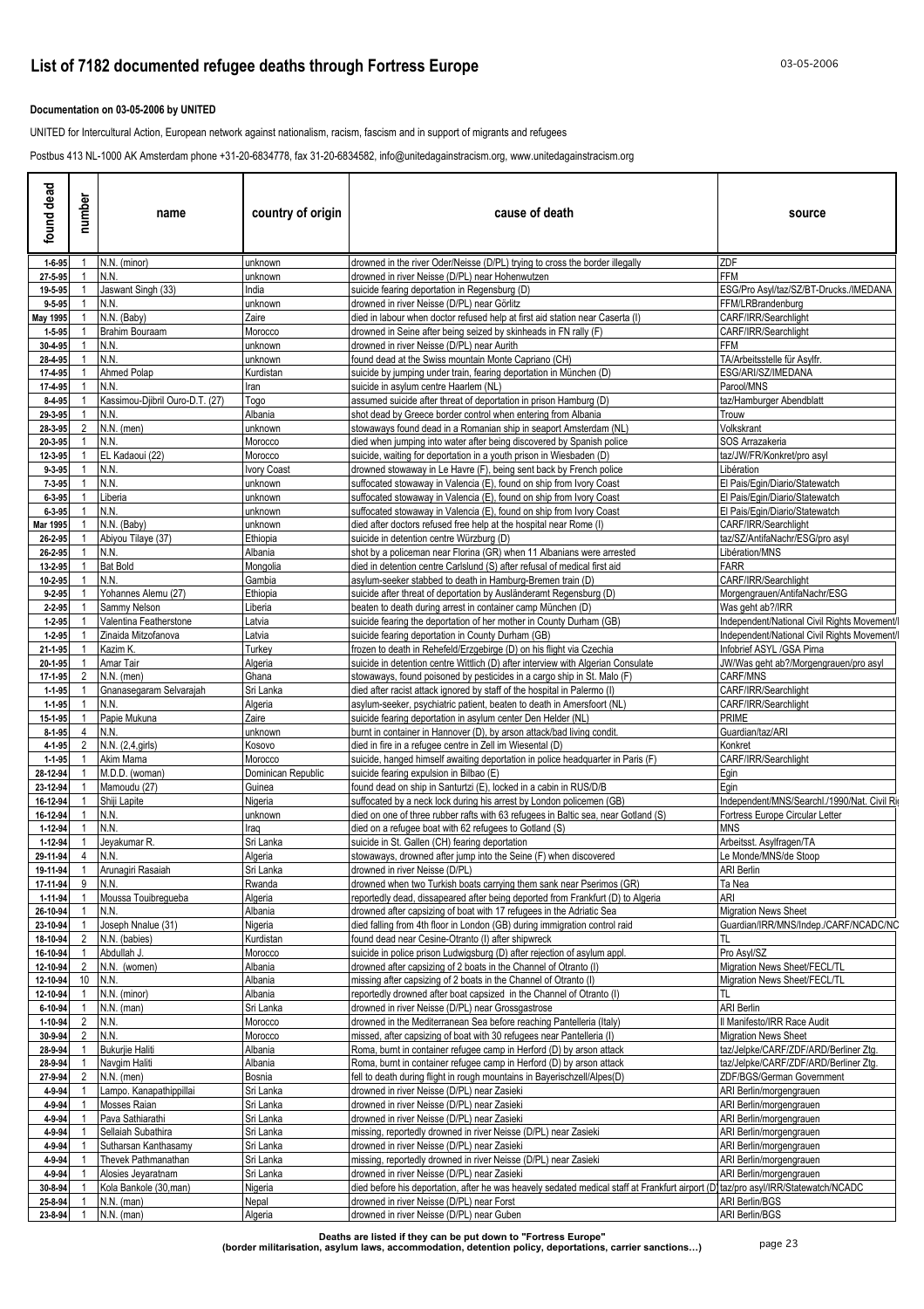# List of 7182 documented refugee deaths through Fortress Europe

**Documentation on 03-05-2006 by UNITED**

UNITED for Intercultural Action, European network against nationalism, racism, fascism and in support of migrants and refugees

Postbus 413 NL-1000 AK Amsterdam phone +31-20-6834778, fax 31-20-6834582, info@unitedagainstracism.org, www.unitedagainstracism.org

| found dead | number | name | country of origin | cause of death | source |
|---|---|---|---|---|---|
| 1-6-95 | 1 | N.N. (minor) | unknown | drowned in the river Oder/Neisse (D/PL) trying to cross the border illegally | ZDF |
| 27-5-95 | 1 | N.N. | unknown | drowned in river Neisse (D/PL) near Hohenwutzen | FFM |
| 19-5-95 | 1 | Jaswant Singh (33) | India | suicide fearing deportation in Regensburg (D) | ESG/Pro Asyl/taz/SZ/BT-Drucks./IMEDANA |
| 9-5-95 | 1 | N.N. | unknown | drowned in river Neisse (D/PL) near Görlitz | FFM/LRBrandenburg |
| May 1995 | 1 | N.N. (Baby) | Zaire | died in labour when doctor refused help at first aid station near Caserta (I) | CARF/IRR/Searchlight |
| 1-5-95 | 1 | Brahim Bouraam | Morocco | drowned in Seine after being seized by skinheads in FN rally (F) | CARF/IRR/Searchlight |
| 30-4-95 | 1 | N.N. | unknown | drowned in river Neisse (D/PL) near Aurith | FFM |
| 28-4-95 | 1 | N.N. | unknown | found dead at the Swiss mountain Monte Capriano (CH) | TA/Arbeitsstelle für Asylfr. |
| 17-4-95 | 1 | Ahmed Polap | Kurdistan | suicide by jumping under train, fearing deportation in München (D) | ESG/ARI/SZ/IMEDANA |
| 17-4-95 | 1 | N.N. | Iran | suicide in asylum centre Haarlem (NL) | Parool/MNS |
| 8-4-95 | 1 | Kassimou-Djibril Ouro-D.T. (27) | Togo | assumed suicide after threat of deportation in prison Hamburg (D) | taz/Hamburger Abendblatt |
| 29-3-95 | 1 | N.N. | Albania | shot dead by Greece border control when entering from Albania | Trouw |
| 28-3-95 | 2 | N.N. (men) | unknown | stowaways found dead in a Romanian ship in seaport Amsterdam (NL) | Volkskrant |
| 20-3-95 | 1 | N.N. | Morocco | died when jumping into water after being discovered by Spanish police | SOS Arrazakeria |
| 12-3-95 | 1 | EL Kadaoui (22) | Morocco | suicide, waiting for deportation in a youth prison in Wiesbaden (D) | taz/JW/FR/Konkret/pro asyl |
| 9-3-95 | 1 | N.N. | Ivory Coast | drowned stowaway in Le Havre (F), being sent back by French police | Libération |
| 7-3-95 | 1 | N.N. | unknown | suffocated stowaway in Valencia (E), found on ship from Ivory Coast | El Pais/Egin/Diario/Statewatch |
| 6-3-95 | 1 | Liberia | unknown | suffocated stowaway in Valencia (E), found on ship from Ivory Coast | El Pais/Egin/Diario/Statewatch |
| 6-3-95 | 1 | N.N. | unknown | suffocated stowaway in Valencia (E), found on ship from Ivory Coast | El Pais/Egin/Diario/Statewatch |
| Mar 1995 | 1 | N.N. (Baby) | unknown | died after doctors refused free help at the hospital near Rome (I) | CARF/IRR/Searchlight |
| 26-2-95 | 1 | Abiyou Tilaye (37) | Ethiopia | suicide in detention centre Würzburg (D) | taz/SZ/AntifaNachr/ESG/pro asyl |
| 26-2-95 | 1 | N.N. | Albania | shot by a policeman near Florina (GR) when 11 Albanians were arrested | Libération/MNS |
| 13-2-95 | 1 | Bat Bold | Mongolia | died in detention centre Carlslund (S) after refusal of medical first aid | FARR |
| 10-2-95 | 1 | N.N. | Gambia | asylum-seeker stabbed to death in Hamburg-Bremen train (D) | CARF/IRR/Searchlight |
| 9-2-95 | 1 | Yohannes Alemu (27) | Ethiopia | suicide after threat of deportation by Ausländeramt Regensburg (D) | Morgengrauen/AntifaNachr/ESG |
| 2-2-95 | 1 | Sammy Nelson | Liberia | beaten to death during arrest in container camp München (D) | Was geht ab?/IRR |
| 1-2-95 | 1 | Valentina Featherstone | Latvia | suicide fearing the deportation of her mother in County Durham (GB) | Independent/National Civil Rights Movement/I |
| 1-2-95 | 1 | Zinaida Mitzofanova | Latvia | suicide fearing deportation in County Durham (GB) | Independent/National Civil Rights Movement/I |
| 21-1-95 | 1 | Kazim K. | Turkey | frozen to death in Rehefeld/Erzgebirge (D) on his flight via Czechia | Infobrief ASYL /GSA Pirna |
| 20-1-95 | 1 | Amar Tair | Algeria | suicide in detention centre Wittlich (D) after interview with Algerian Consulate | JW/Was geht ab?/Morgengrauen/pro asyl |
| 17-1-95 | 2 | N.N. (men) | Ghana | stowaways, found poisoned by pesticides in a cargo ship in St. Malo (F) | CARF/MNS |
| 1-1-95 | 1 | Gnanasegaram Selvarajah | Sri Lanka | died after racist attack ignored by staff of the hospital in Palermo (I) | CARF/IRR/Searchlight |
| 1-1-95 | 1 | N.N. | Algeria | asylum-seeker, psychiatric patient, beaten to death in Amersfoort (NL) | CARF/IRR/Searchlight |
| 15-1-95 | 1 | Papie Mukuna | Zaire | suicide fearing deportation in asylum center Den Helder (NL) | PRIME |
| 8-1-95 | 4 | N.N. | unknown | burnt in container in Hannover (D), by arson attack/bad living condit. | Guardian/taz/ARI |
| 4-1-95 | 2 | N.N. (2,4,girls) | Kosovo | died in fire in a refugee centre in Zell im Wiesental (D) | Konkret |
| 1-1-95 | 1 | Akim Mama | Morocco | suicide, hanged himself awaiting deportation in police headquarter in Paris (F) | CARF/IRR/Searchlight |
| 28-12-94 | 1 | M.D.D. (woman) | Dominican Republic | suicide fearing expulsion in Bilbao (E) | Egin |
| 23-12-94 | 1 | Mamoudu (27) | Guinea | found dead on ship in Santurtzi (E), locked in a cabin in RUS/D/B | Egin |
| 16-12-94 | 1 | Shiji Lapite | Nigeria | suffocated by a neck lock during his arrest by London policemen (GB) | Independent/MNS/Searchl./1990/Nat. Civil Ri |
| 16-12-94 | 1 | N.N. | unknown | died on one of three rubber rafts with 63 refugees in Baltic sea, near Gotland (S) | Fortress Europe Circular Letter |
| 1-12-94 | 1 | N.N. | Iraq | died on a refugee boat with 62 refugees to Gotland (S) | MNS |
| 1-12-94 | 1 | Jeyakumar R. | Sri Lanka | suicide in St. Gallen (CH) fearing deportation | Arbeitsst. Asylfragen/TA |
| 29-11-94 | 4 | N.N. | Algeria | stowaways, drowned after jump into the Seine (F) when discovered | Le Monde/MNS/de Stoop |
| 19-11-94 | 1 | Arunagiri Rasaiah | Sri Lanka | drowned in river Neisse (D/PL) | ARI Berlin |
| 17-11-94 | 9 | N.N. | Rwanda | drowned when two Turkish boats carrying them sank near Pserimos (GR) | Ta Nea |
| 1-11-94 | 1 | Moussa Touibregueba | Algeria | reportedly dead, dissapeared after being deported from Frankfurt (D) to Algeria | ARI |
| 26-10-94 | 1 | N.N. | Albania | drowned after capsizing of boat with 17 refugees in the Adriatic Sea | Migration News Sheet |
| 23-10-94 | 1 | Joseph Nnalue (31) | Nigeria | died falling from 4th floor in London (GB) during immigration control raid | Guardian/IRR/MNS/Indep./CARF/NCADC/NC |
| 18-10-94 | 2 | N.N. (babies) | Kurdistan | found dead near Cesine-Otranto (I) after shipwreck | TL |
| 16-10-94 | 1 | Abdullah J. | Morocco | suicide in police prison Ludwigsburg (D) after rejection of asylum appl. | Pro Asyl/SZ |
| 12-10-94 | 2 | N.N. (women) | Albania | drowned after capsizing of 2 boats in the Channel of Otranto (I) | Migration News Sheet/FECL/TL |
| 12-10-94 | 10 | N.N. | Albania | missing after capsizing of 2 boats in the Channel of Otranto (I) | Migration News Sheet/FECL/TL |
| 12-10-94 | 1 | N.N. (minor) | Albania | reportedly drowned after boat capsized in the Channel of Otranto (I) | TL |
| 6-10-94 | 1 | N.N. (man) | Sri Lanka | drowned in river Neisse (D/PL) near Grossgastrose | ARI Berlin |
| 1-10-94 | 2 | N.N. | Morocco | drowned in the Mediterranean Sea before reaching Pantelleria (Italy) | Il Manifesto/IRR Race Audit |
| 30-9-94 | 2 | N.N. | Morocco | missed, after capsizing of boat with 30 refugees near Pantelleria (I) | Migration News Sheet |
| 28-9-94 | 1 | Bukurjie Haliti | Albania | Roma, burnt in container refugee camp in Herford (D) by arson attack | taz/Jelpke/CARF/ZDF/ARD/Berliner Ztg. |
| 28-9-94 | 1 | Navgim Haliti | Albania | Roma, burnt in container refugee camp in Herford (D) by arson attack | taz/Jelpke/CARF/ZDF/ARD/Berliner Ztg. |
| 27-9-94 | 2 | N.N. (men) | Bosnia | fell to death during flight in rough mountains in Bayerischzell/Alpes(D) | ZDF/BGS/German Government |
| 4-9-94 | 1 | Lampo. Kanapathippillai | Sri Lanka | drowned in river Neisse (D/PL) near Zasieki | ARI Berlin/morgengrauen |
| 4-9-94 | 1 | Mosses Raian | Sri Lanka | drowned in river Neisse (D/PL) near Zasieki | ARI Berlin/morgengrauen |
| 4-9-94 | 1 | Pava Sathiarathi | Sri Lanka | drowned in river Neisse (D/PL) near Zasieki | ARI Berlin/morgengrauen |
| 4-9-94 | 1 | Sellaiah Subathira | Sri Lanka | missing, reportedly drowned in river Neisse (D/PL) near Zasieki | ARI Berlin/morgengrauen |
| 4-9-94 | 1 | Sutharsan Kanthasamy | Sri Lanka | drowned in river Neisse (D/PL) near Zasieki | ARI Berlin/morgengrauen |
| 4-9-94 | 1 | Thevek Pathmanathan | Sri Lanka | missing, reportedly drowned in river Neisse (D/PL) near Zasieki | ARI Berlin/morgengrauen |
| 4-9-94 | 1 | Alosies Jeyaratnam | Sri Lanka | drowned in river Neisse (D/PL) near Zasieki | ARI Berlin/morgengrauen |
| 30-8-94 | 1 | Kola Bankole (30,man) | Nigeria | died before his deportation, after he was heavely sedated medical staff at Frankfurt airport (D) | taz/pro asyl/IRR/Statewatch/NCADC |
| 25-8-94 | 1 | N.N. (man) | Nepal | drowned in river Neisse (D/PL) near Forst | ARI Berlin/BGS |
| 23-8-94 | 1 | N.N. (man) | Algeria | drowned in river Neisse (D/PL) near Guben | ARI Berlin/BGS |

**Deaths are listed if they can be put down to "Fortress Europe"**
**(border militarisation, asylum laws, accommodation, detention policy, deportations, carrier sanctions…)**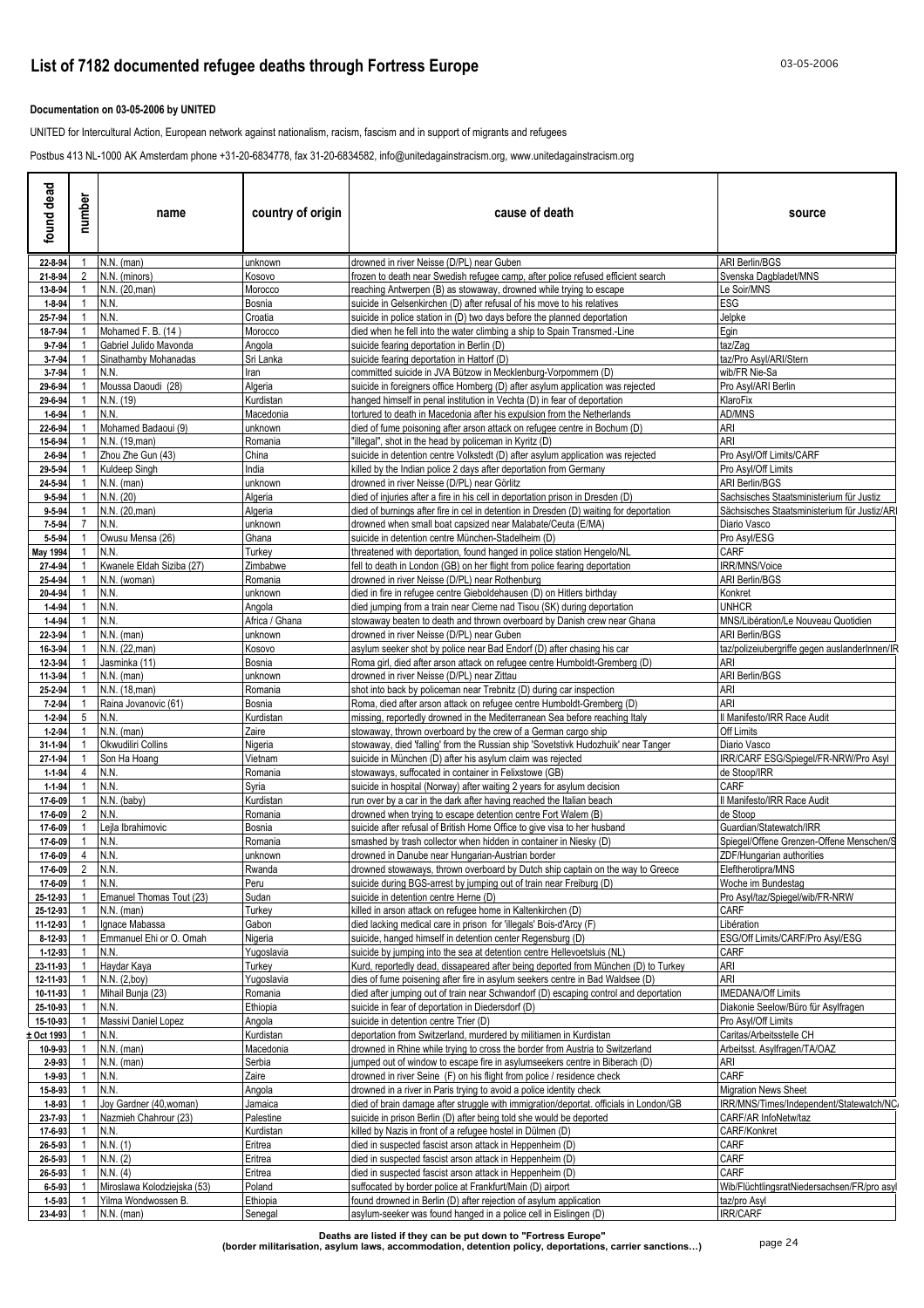# List of 7182 documented refugee deaths through Fortress Europe

**Documentation on 03-05-2006 by UNITED**

UNITED for Intercultural Action, European network against nationalism, racism, fascism and in support of migrants and refugees

Postbus 413 NL-1000 AK Amsterdam phone +31-20-6834778, fax 31-20-6834582, info@unitedagainstracism.org, www.unitedagainstracism.org

| found dead | number | name | country of origin | cause of death | source |
|---|---|---|---|---|---|
| 22-8-94 | 1 | N.N. (man) | unknown | drowned in river Neisse (D/PL) near Guben | ARI Berlin/BGS |
| 21-8-94 | 2 | N.N. (minors) | Kosovo | frozen to death near Swedish refugee camp, after police refused efficient search | Svenska Dagbladet/MNS |
| 13-8-94 | 1 | N.N. (20,man) | Morocco | reaching Antwerpen (B) as stowaway, drowned while trying to escape | Le Soir/MNS |
| 1-8-94 | 1 | N.N. | Bosnia | suicide in Gelsenkirchen (D) after refusal of his move to his relatives | ESG |
| 25-7-94 | 1 | N.N. | Croatia | suicide in police station in (D) two days before the planned deportation | Jelpke |
| 18-7-94 | 1 | Mohamed F. B. (14 ) | Morocco | died when he fell into the water climbing a ship to Spain Transmed.-Line | Egin |
| 9-7-94 | 1 | Gabriel Julido Mavonda | Angola | suicide fearing deportation in Berlin (D) | taz/Zag |
| 3-7-94 | 1 | Sinathamby Mohanadas | Sri Lanka | suicide fearing deportation in Hattorf (D) | taz/Pro Asyl/ARI/Stern |
| 3-7-94 | 1 | N.N. | Iran | committed suicide in JVA Bützow in Mecklenburg-Vorpommern (D) | wib/FR Nie-Sa |
| 29-6-94 | 1 | Moussa Daoudi (28) | Algeria | suicide in foreigners office Homberg (D) after asylum application was rejected | Pro Asyl/ARI Berlin |
| 29-6-94 | 1 | N.N. (19) | Kurdistan | hanged himself in penal institution in Vechta (D) in fear of deportation | KlaroFix |
| 1-6-94 | 1 | N.N. | Macedonia | tortured to death in Macedonia after his expulsion from the Netherlands | AD/MNS |
| 22-6-94 | 1 | Mohamed Badaoui (9) | unknown | died of fume poisoning after arson attack on refugee centre in Bochum (D) | ARI |
| 15-6-94 | 1 | N.N. (19,man) | Romania | "illegal", shot in the head by policeman in Kyritz (D) | ARI |
| 2-6-94 | 1 | Zhou Zhe Gun (43) | China | suicide in detention centre Volkstedt (D) after asylum application was rejected | Pro Asyl/Off Limits/CARF |
| 29-5-94 | 1 | Kuldeep Singh | India | killed by the Indian police 2 days after deportation from Germany | Pro Asyl/Off Limits |
| 24-5-94 | 1 | N.N. (man) | unknown | drowned in river Neisse (D/PL) near Görlitz | ARI Berlin/BGS |
| 9-5-94 | 1 | N.N. (20) | Algeria | died of injuries after a fire in his cell in deportation prison in Dresden (D) | Sachsisches Staatsministerium für Justiz |
| 9-5-94 | 1 | N.N. (20,man) | Algeria | died of burnings after fire in cel in detention in Dresden (D) waiting for deportation | Sächsisches Staatsministerium für Justiz/ARI |
| 7-5-94 | 7 | N.N. | unknown | drowned when small boat capsized near Malabate/Ceuta (E/MA) | Diario Vasco |
| 5-5-94 | 1 | Owusu Mensa (26) | Ghana | suicide in detention centre München-Stadelheim (D) | Pro Asyl/ESG |
| May 1994 | 1 | N.N. | Turkey | threatened with deportation, found hanged in police station Hengelo/NL | CARF |
| 27-4-94 | 1 | Kwanele Eldah Siziba (27) | Zimbabwe | fell to death in London (GB) on her flight from police fearing deportation | IRR/MNS/Voice |
| 25-4-94 | 1 | N.N. (woman) | Romania | drowned in river Neisse (D/PL) near Rothenburg | ARI Berlin/BGS |
| 20-4-94 | 1 | N.N. | unknown | died in fire in refugee centre Gieboldehausen (D) on Hitlers birthday | Konkret |
| 1-4-94 | 1 | N.N. | Angola | died jumping from a train near Cierne nad Tisou (SK) during deportation | UNHCR |
| 1-4-94 | 1 | N.N. | Africa / Ghana | stowaway beaten to death and thrown overboard by Danish crew near Ghana | MNS/Libération/Le Nouveau Quotidien |
| 22-3-94 | 1 | N.N. (man) | unknown | drowned in river Neisse (D/PL) near Guben | ARI Berlin/BGS |
| 16-3-94 | 1 | N.N. (22,man) | Kosovo | asylum seeker shot by police near Bad Endorf (D) after chasing his car | taz/polizeiubergriffe gegen auslanderInnen/IR |
| 12-3-94 | 1 | Jasminka (11) | Bosnia | Roma girl, died after arson attack on refugee centre Humboldt-Gremberg (D) | ARI |
| 11-3-94 | 1 | N.N. (man) | unknown | drowned in river Neisse (D/PL) near Zittau | ARI Berlin/BGS |
| 25-2-94 | 1 | N.N. (18,man) | Romania | shot into back by policeman near Trebnitz (D) during car inspection | ARI |
| 7-2-94 | 1 | Raina Jovanovic (61) | Bosnia | Roma, died after arson attack on refugee centre Humboldt-Gremberg (D) | ARI |
| 1-2-94 | 5 | N.N. | Kurdistan | missing, reportedly drowned in the Mediterranean Sea before reaching Italy | Il Manifesto/IRR Race Audit |
| 1-2-94 | 1 | N.N. (man) | Zaire | stowaway, thrown overboard by the crew of a German cargo ship | Off Limits |
| 31-1-94 | 1 | Okwudiliri Collins | Nigeria | stowaway, died 'falling' from the Russian ship 'Sovetstivk Hudozhuik' near Tanger | Diario Vasco |
| 27-1-94 | 1 | Son Ha Hoang | Vietnam | suicide in München (D) after his asylum claim was rejected | IRR/CARF ESG/Spiegel/FR-NRW/Pro Asyl |
| 1-1-94 | 4 | N.N. | Romania | stowaways, suffocated in container in Felixstowe (GB) | de Stoop/IRR |
| 1-1-94 | 1 | N.N. | Syria | suicide in hospital (Norway) after waiting 2 years for asylum decision | CARF |
| 17-6-09 | 1 | N.N. (baby) | Kurdistan | run over by a car in the dark after having reached the Italian beach | Il Manifesto/IRR Race Audit |
| 17-6-09 | 2 | N.N. | Romania | drowned when trying to escape detention centre Fort Walem (B) | de Stoop |
| 17-6-09 | 1 | Lejla Ibrahimovic | Bosnia | suicide after refusal of British Home Office to give visa to her husband | Guardian/Statewatch/IRR |
| 17-6-09 | 1 | N.N. | Romania | smashed by trash collector when hidden in container in Niesky (D) | Spiegel/Offene Grenzen-Offene Menschen/S |
| 17-6-09 | 4 | N.N. | unknown | drowned in Danube near Hungarian-Austrian border | ZDF/Hungarian authorities |
| 17-6-09 | 2 | N.N. | Rwanda | drowned stowaways, thrown overboard by Dutch ship captain on the way to Greece | Eleftherotipra/MNS |
| 17-6-09 | 1 | N.N. | Peru | suicide during BGS-arrest by jumping out of train near Freiburg (D) | Woche im Bundestag |
| 25-12-93 | 1 | Emanuel Thomas Tout (23) | Sudan | suicide in detention centre Herne (D) | Pro Asyl/taz/Spiegel/wib/FR-NRW |
| 25-12-93 | 1 | N.N. (man) | Turkey | killed in arson attack on refugee home in Kaltenkirchen (D) | CARF |
| 11-12-93 | 1 | Ignace Mabassa | Gabon | died lacking medical care in prison for 'illegals' Bois-d'Arcy (F) | Libération |
| 8-12-93 | 1 | Emmanuel Ehi or O. Omah | Nigeria | suicide, hanged himself in detention center Regensburg (D) | ESG/Off Limits/CARF/Pro Asyl/ESG |
| 1-12-93 | 1 | N.N. | Yugoslavia | suicide by jumping into the sea at detention centre Hellevoetsluis (NL) | CARF |
| 23-11-93 | 1 | Haydar Kaya | Turkey | Kurd, reportedly dead, dissapeared after being deported from München (D) to Turkey | ARI |
| 12-11-93 | 1 | N.N. (2,boy) | Yugoslavia | dies of fume poisening after fire in asylum seekers centre in Bad Waldsee (D) | ARI |
| 10-11-93 | 1 | Mihail Bunja (23) | Romania | died after jumping out of train near Schwandorf (D) escaping control and deportation | IMEDANA/Off Limits |
| 25-10-93 | 1 | N.N. | Ethiopia | suicide in fear of deportation in Diedersdorf (D) | Diakonie Seelow/Büro für Asylfragen |
| 15-10-93 | 1 | Massivi Daniel Lopez | Angola | suicide in detention centre Trier (D) | Pro Asyl/Off Limits |
| ± Oct 1993 | 1 | N.N. | Kurdistan | deportation from Switzerland, murdered by militiamen in Kurdistan | Caritas/Arbeitsstelle CH |
| 10-9-93 | 1 | N.N. (man) | Macedonia | drowned in Rhine while trying to cross the border from Austria to Switzerland | Arbeitsst. Asylfragen/TA/OAZ |
| 2-9-93 | 1 | N.N. (man) | Serbia | jumped out of window to escape fire in asylumseekers centre in Biberach (D) | ARI |
| 1-9-93 | 1 | N.N. | Zaire | drowned in river Seine (F) on his flight from police / residence check | CARF |
| 15-8-93 | 1 | N.N. | Angola | drowned in a river in Paris trying to avoid a police identity check | Migration News Sheet |
| 1-8-93 | 1 | Joy Gardner (40,woman) | Jamaica | died of brain damage after struggle with immigration/deportat. officials in London/GB | IRR/MNS/Times/Independent/Statewatch/NC |
| 23-7-93 | 1 | Nazmieh Chahrour (23) | Palestine | suicide in prison Berlin (D) after being told she would be deported | CARF/AR InfoNetw/taz |
| 17-6-93 | 1 | N.N. | Kurdistan | killed by Nazis in front of a refugee hostel in Dülmen (D) | CARF/Konkret |
| 26-5-93 | 1 | N.N. (1) | Eritrea | died in suspected fascist arson attack in Heppenheim (D) | CARF |
| 26-5-93 | 1 | N.N. (2) | Eritrea | died in suspected fascist arson attack in Heppenheim (D) | CARF |
| 26-5-93 | 1 | N.N. (4) | Eritrea | died in suspected fascist arson attack in Heppenheim (D) | CARF |
| 6-5-93 | 1 | Miroslawa Kolodziejska (53) | Poland | suffocated by border police at Frankfurt/Main (D) airport | Wib/FlüchtlingsratNiedersachsen/FR/pro asyl |
| 1-5-93 | 1 | Yilma Wondwossen B. | Ethiopia | found drowned in Berlin (D) after rejection of asylum application | taz/pro Asyl |
| 23-4-93 | 1 | N.N. (man) | Senegal | asylum-seeker was found hanged in a police cell in Eislingen (D) | IRR/CARF |

**Deaths are listed if they can be put down to "Fortress Europe"**
**(border militarisation, asylum laws, accommodation, detention policy, deportations, carrier sanctions…)**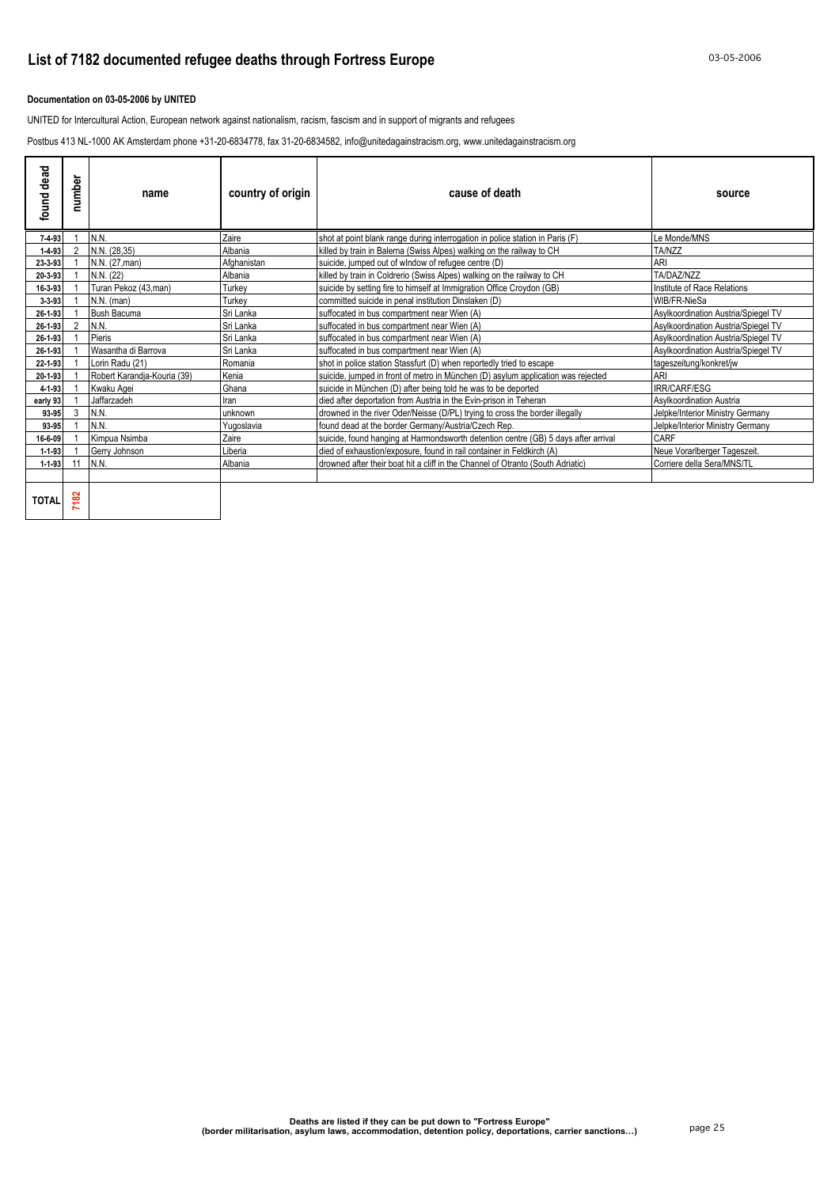# List of 7182 documented refugee deaths through Fortress Europe

03-05-2006

**Documentation on 03-05-2006 by UNITED**

UNITED for Intercultural Action, European network against nationalism, racism, fascism and in support of migrants and refugees

Postbus 413 NL-1000 AK Amsterdam phone +31-20-6834778, fax 31-20-6834582, info@unitedagainstracism.org, www.unitedagainstracism.org

| found dead | number | name | country of origin | cause of death | source |
|---|---|---|---|---|---|
| 7-4-93 | 1 | N.N. | Zaire | shot at point blank range during interrogation in police station in Paris (F) | Le Monde/MNS |
| 1-4-93 | 2 | N.N. (28,35) | Albania | killed by train in Balerna (Swiss Alpes) walking on the railway to CH | TA/NZZ |
| 23-3-93 | 1 | N.N. (27,man) | Afghanistan | suicide, jumped out of wIndow of refugee centre (D) | ARI |
| 20-3-93 | 1 | N.N. (22) | Albania | killed by train in Coldrerio (Swiss Alpes) walking on the railway to CH | TA/DAZ/NZZ |
| 16-3-93 | 1 | Turan Pekoz (43,man) | Turkey | suicide by setting fire to himself at Immigration Office Croydon (GB) | Institute of Race Relations |
| 3-3-93 | 1 | N.N. (man) | Turkey | committed suicide in penal institution Dinslaken (D) | WIB/FR-NieSa |
| 26-1-93 | 1 | Bush Bacuma | Sri Lanka | suffocated in bus compartment near Wien (A) | Asylkoordination Austria/Spiegel TV |
| 26-1-93 | 2 | N.N. | Sri Lanka | suffocated in bus compartment near Wien (A) | Asylkoordination Austria/Spiegel TV |
| 26-1-93 | 1 | Pieris | Sri Lanka | suffocated in bus compartment near Wien (A) | Asylkoordination Austria/Spiegel TV |
| 26-1-93 | 1 | Wasantha di Barrova | Sri Lanka | suffocated in bus compartment near Wien (A) | Asylkoordination Austria/Spiegel TV |
| 22-1-93 | 1 | Lorin Radu (21) | Romania | shot in police station Stassfurt (D) when reportedly tried to escape | tageszeitung/konkret/jw |
| 20-1-93 | 1 | Robert Karandja-Kouria (39) | Kenia | suicide, jumped in front of metro in München (D) asylum application was rejected | ARI |
| 4-1-93 | 1 | Kwaku Agei | Ghana | suicide in München (D) after being told he was to be deported | IRR/CARF/ESG |
| early 93 | 1 | Jaffarzadeh | Iran | died after deportation from Austria in the Evin-prison in Teheran | Asylkoordination Austria |
| 93-95 | 3 | N.N. | unknown | drowned in the river Oder/Neisse (D/PL) trying to cross the border illegally | Jelpke/Interior Ministry Germany |
| 93-95 | 1 | N.N. | Yugoslavia | found dead at the border Germany/Austria/Czech Rep. | Jelpke/Interior Ministry Germany |
| 16-6-09 | 1 | Kimpua Nsimba | Zaire | suicide, found hanging at Harmondsworth detention centre (GB) 5 days after arrival | CARF |
| 1-1-93 | 1 | Gerry Johnson | Liberia | died of exhaustion/exposure, found in rail container in Feldkirch (A) | Neue Vorarlberger Tageszeit. |
| 1-1-93 | 11 | N.N. | Albania | drowned after their boat hit a cliff in the Channel of Otranto (South Adriatic) | Corriere della Sera/MNS/TL |
| | | | | | |
| TOTAL | 7182 | | | | |

**Deaths are listed if they can be put down to "Fortress Europe"**
**(border militarisation, asylum laws, accommodation, detention policy, deportations, carrier sanctions…)**